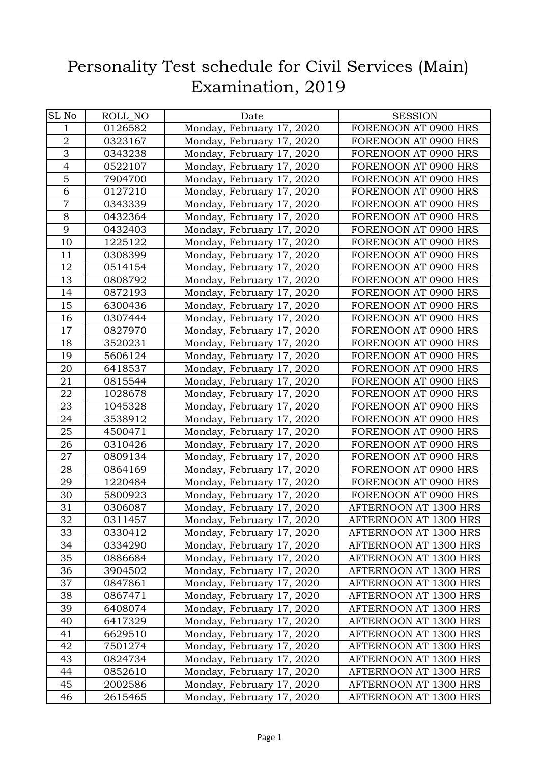# Personality Test schedule for Civil Services (Main) Examination, 2019

| SL No | ROLL_NO | Date | SESSION |
|---|---|---|---|
| 1 | 0126582 | Monday, February 17, 2020 | FORENOON AT 0900 HRS |
| 2 | 0323167 | Monday, February 17, 2020 | FORENOON AT 0900 HRS |
| 3 | 0343238 | Monday, February 17, 2020 | FORENOON AT 0900 HRS |
| 4 | 0522107 | Monday, February 17, 2020 | FORENOON AT 0900 HRS |
| 5 | 7904700 | Monday, February 17, 2020 | FORENOON AT 0900 HRS |
| 6 | 0127210 | Monday, February 17, 2020 | FORENOON AT 0900 HRS |
| 7 | 0343339 | Monday, February 17, 2020 | FORENOON AT 0900 HRS |
| 8 | 0432364 | Monday, February 17, 2020 | FORENOON AT 0900 HRS |
| 9 | 0432403 | Monday, February 17, 2020 | FORENOON AT 0900 HRS |
| 10 | 1225122 | Monday, February 17, 2020 | FORENOON AT 0900 HRS |
| 11 | 0308399 | Monday, February 17, 2020 | FORENOON AT 0900 HRS |
| 12 | 0514154 | Monday, February 17, 2020 | FORENOON AT 0900 HRS |
| 13 | 0808792 | Monday, February 17, 2020 | FORENOON AT 0900 HRS |
| 14 | 0872193 | Monday, February 17, 2020 | FORENOON AT 0900 HRS |
| 15 | 6300436 | Monday, February 17, 2020 | FORENOON AT 0900 HRS |
| 16 | 0307444 | Monday, February 17, 2020 | FORENOON AT 0900 HRS |
| 17 | 0827970 | Monday, February 17, 2020 | FORENOON AT 0900 HRS |
| 18 | 3520231 | Monday, February 17, 2020 | FORENOON AT 0900 HRS |
| 19 | 5606124 | Monday, February 17, 2020 | FORENOON AT 0900 HRS |
| 20 | 6418537 | Monday, February 17, 2020 | FORENOON AT 0900 HRS |
| 21 | 0815544 | Monday, February 17, 2020 | FORENOON AT 0900 HRS |
| 22 | 1028678 | Monday, February 17, 2020 | FORENOON AT 0900 HRS |
| 23 | 1045328 | Monday, February 17, 2020 | FORENOON AT 0900 HRS |
| 24 | 3538912 | Monday, February 17, 2020 | FORENOON AT 0900 HRS |
| 25 | 4500471 | Monday, February 17, 2020 | FORENOON AT 0900 HRS |
| 26 | 0310426 | Monday, February 17, 2020 | FORENOON AT 0900 HRS |
| 27 | 0809134 | Monday, February 17, 2020 | FORENOON AT 0900 HRS |
| 28 | 0864169 | Monday, February 17, 2020 | FORENOON AT 0900 HRS |
| 29 | 1220484 | Monday, February 17, 2020 | FORENOON AT 0900 HRS |
| 30 | 5800923 | Monday, February 17, 2020 | FORENOON AT 0900 HRS |
| 31 | 0306087 | Monday, February 17, 2020 | AFTERNOON AT 1300 HRS |
| 32 | 0311457 | Monday, February 17, 2020 | AFTERNOON AT 1300 HRS |
| 33 | 0330412 | Monday, February 17, 2020 | AFTERNOON AT 1300 HRS |
| 34 | 0334290 | Monday, February 17, 2020 | AFTERNOON AT 1300 HRS |
| 35 | 0886684 | Monday, February 17, 2020 | AFTERNOON AT 1300 HRS |
| 36 | 3904502 | Monday, February 17, 2020 | AFTERNOON AT 1300 HRS |
| 37 | 0847861 | Monday, February 17, 2020 | AFTERNOON AT 1300 HRS |
| 38 | 0867471 | Monday, February 17, 2020 | AFTERNOON AT 1300 HRS |
| 39 | 6408074 | Monday, February 17, 2020 | AFTERNOON AT 1300 HRS |
| 40 | 6417329 | Monday, February 17, 2020 | AFTERNOON AT 1300 HRS |
| 41 | 6629510 | Monday, February 17, 2020 | AFTERNOON AT 1300 HRS |
| 42 | 7501274 | Monday, February 17, 2020 | AFTERNOON AT 1300 HRS |
| 43 | 0824734 | Monday, February 17, 2020 | AFTERNOON AT 1300 HRS |
| 44 | 0852610 | Monday, February 17, 2020 | AFTERNOON AT 1300 HRS |
| 45 | 2002586 | Monday, February 17, 2020 | AFTERNOON AT 1300 HRS |
| 46 | 2615465 | Monday, February 17, 2020 | AFTERNOON AT 1300 HRS |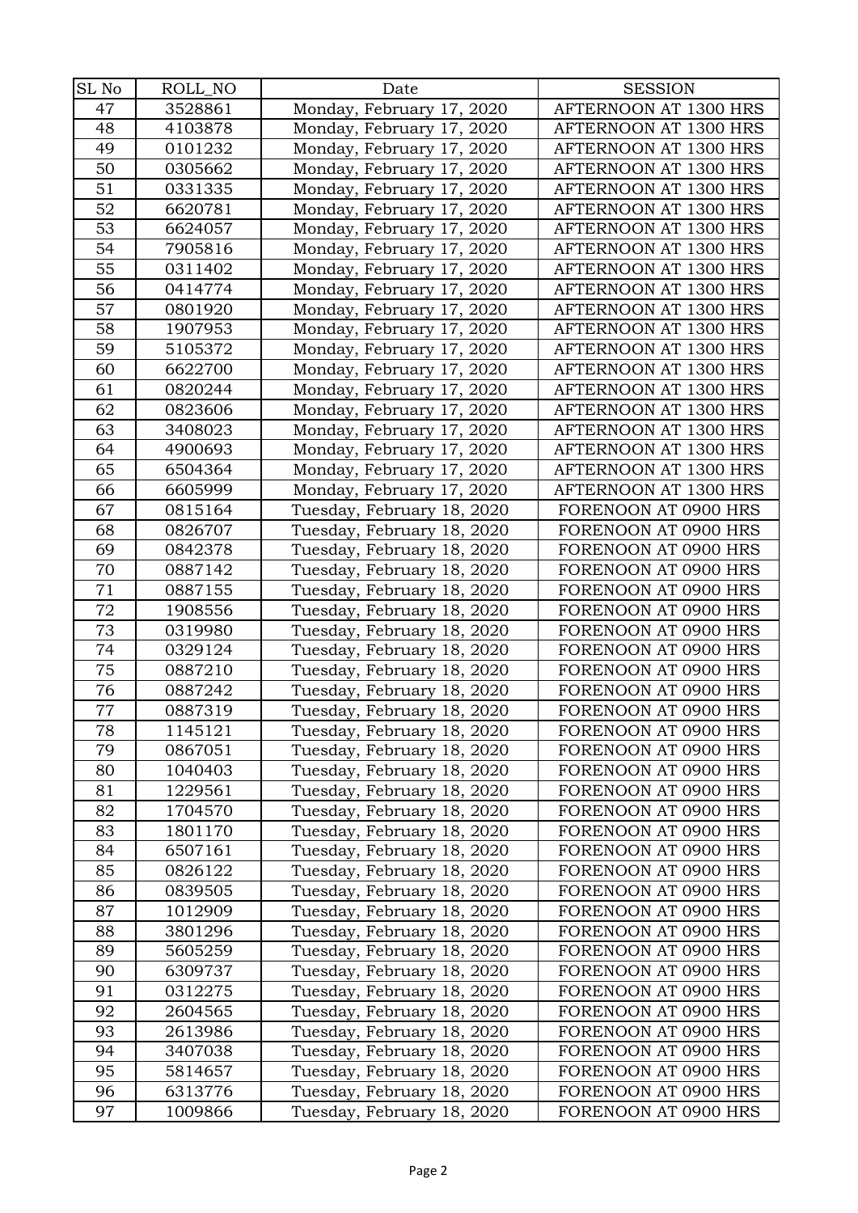| SL No | ROLL_NO | Date | SESSION |
|---|---|---|---|
| 47 | 3528861 | Monday, February 17, 2020 | AFTERNOON AT 1300 HRS |
| 48 | 4103878 | Monday, February 17, 2020 | AFTERNOON AT 1300 HRS |
| 49 | 0101232 | Monday, February 17, 2020 | AFTERNOON AT 1300 HRS |
| 50 | 0305662 | Monday, February 17, 2020 | AFTERNOON AT 1300 HRS |
| 51 | 0331335 | Monday, February 17, 2020 | AFTERNOON AT 1300 HRS |
| 52 | 6620781 | Monday, February 17, 2020 | AFTERNOON AT 1300 HRS |
| 53 | 6624057 | Monday, February 17, 2020 | AFTERNOON AT 1300 HRS |
| 54 | 7905816 | Monday, February 17, 2020 | AFTERNOON AT 1300 HRS |
| 55 | 0311402 | Monday, February 17, 2020 | AFTERNOON AT 1300 HRS |
| 56 | 0414774 | Monday, February 17, 2020 | AFTERNOON AT 1300 HRS |
| 57 | 0801920 | Monday, February 17, 2020 | AFTERNOON AT 1300 HRS |
| 58 | 1907953 | Monday, February 17, 2020 | AFTERNOON AT 1300 HRS |
| 59 | 5105372 | Monday, February 17, 2020 | AFTERNOON AT 1300 HRS |
| 60 | 6622700 | Monday, February 17, 2020 | AFTERNOON AT 1300 HRS |
| 61 | 0820244 | Monday, February 17, 2020 | AFTERNOON AT 1300 HRS |
| 62 | 0823606 | Monday, February 17, 2020 | AFTERNOON AT 1300 HRS |
| 63 | 3408023 | Monday, February 17, 2020 | AFTERNOON AT 1300 HRS |
| 64 | 4900693 | Monday, February 17, 2020 | AFTERNOON AT 1300 HRS |
| 65 | 6504364 | Monday, February 17, 2020 | AFTERNOON AT 1300 HRS |
| 66 | 6605999 | Monday, February 17, 2020 | AFTERNOON AT 1300 HRS |
| 67 | 0815164 | Tuesday, February 18, 2020 | FORENOON AT 0900 HRS |
| 68 | 0826707 | Tuesday, February 18, 2020 | FORENOON AT 0900 HRS |
| 69 | 0842378 | Tuesday, February 18, 2020 | FORENOON AT 0900 HRS |
| 70 | 0887142 | Tuesday, February 18, 2020 | FORENOON AT 0900 HRS |
| 71 | 0887155 | Tuesday, February 18, 2020 | FORENOON AT 0900 HRS |
| 72 | 1908556 | Tuesday, February 18, 2020 | FORENOON AT 0900 HRS |
| 73 | 0319980 | Tuesday, February 18, 2020 | FORENOON AT 0900 HRS |
| 74 | 0329124 | Tuesday, February 18, 2020 | FORENOON AT 0900 HRS |
| 75 | 0887210 | Tuesday, February 18, 2020 | FORENOON AT 0900 HRS |
| 76 | 0887242 | Tuesday, February 18, 2020 | FORENOON AT 0900 HRS |
| 77 | 0887319 | Tuesday, February 18, 2020 | FORENOON AT 0900 HRS |
| 78 | 1145121 | Tuesday, February 18, 2020 | FORENOON AT 0900 HRS |
| 79 | 0867051 | Tuesday, February 18, 2020 | FORENOON AT 0900 HRS |
| 80 | 1040403 | Tuesday, February 18, 2020 | FORENOON AT 0900 HRS |
| 81 | 1229561 | Tuesday, February 18, 2020 | FORENOON AT 0900 HRS |
| 82 | 1704570 | Tuesday, February 18, 2020 | FORENOON AT 0900 HRS |
| 83 | 1801170 | Tuesday, February 18, 2020 | FORENOON AT 0900 HRS |
| 84 | 6507161 | Tuesday, February 18, 2020 | FORENOON AT 0900 HRS |
| 85 | 0826122 | Tuesday, February 18, 2020 | FORENOON AT 0900 HRS |
| 86 | 0839505 | Tuesday, February 18, 2020 | FORENOON AT 0900 HRS |
| 87 | 1012909 | Tuesday, February 18, 2020 | FORENOON AT 0900 HRS |
| 88 | 3801296 | Tuesday, February 18, 2020 | FORENOON AT 0900 HRS |
| 89 | 5605259 | Tuesday, February 18, 2020 | FORENOON AT 0900 HRS |
| 90 | 6309737 | Tuesday, February 18, 2020 | FORENOON AT 0900 HRS |
| 91 | 0312275 | Tuesday, February 18, 2020 | FORENOON AT 0900 HRS |
| 92 | 2604565 | Tuesday, February 18, 2020 | FORENOON AT 0900 HRS |
| 93 | 2613986 | Tuesday, February 18, 2020 | FORENOON AT 0900 HRS |
| 94 | 3407038 | Tuesday, February 18, 2020 | FORENOON AT 0900 HRS |
| 95 | 5814657 | Tuesday, February 18, 2020 | FORENOON AT 0900 HRS |
| 96 | 6313776 | Tuesday, February 18, 2020 | FORENOON AT 0900 HRS |
| 97 | 1009866 | Tuesday, February 18, 2020 | FORENOON AT 0900 HRS |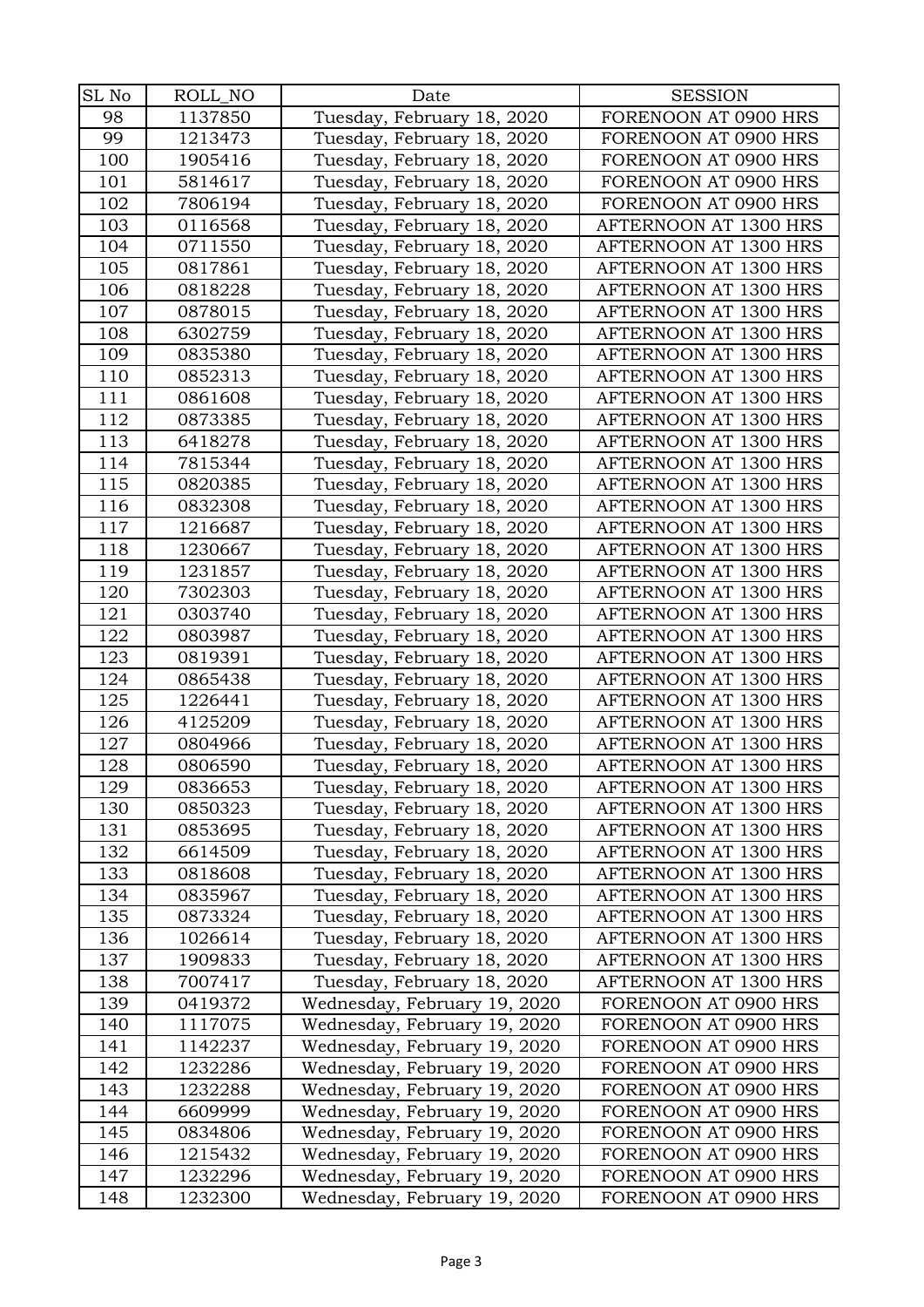| SL No | ROLL_NO | Date | SESSION |
| --- | --- | --- | --- |
| 98 | 1137850 | Tuesday, February 18, 2020 | FORENOON AT 0900 HRS |
| 99 | 1213473 | Tuesday, February 18, 2020 | FORENOON AT 0900 HRS |
| 100 | 1905416 | Tuesday, February 18, 2020 | FORENOON AT 0900 HRS |
| 101 | 5814617 | Tuesday, February 18, 2020 | FORENOON AT 0900 HRS |
| 102 | 7806194 | Tuesday, February 18, 2020 | FORENOON AT 0900 HRS |
| 103 | 0116568 | Tuesday, February 18, 2020 | AFTERNOON AT 1300 HRS |
| 104 | 0711550 | Tuesday, February 18, 2020 | AFTERNOON AT 1300 HRS |
| 105 | 0817861 | Tuesday, February 18, 2020 | AFTERNOON AT 1300 HRS |
| 106 | 0818228 | Tuesday, February 18, 2020 | AFTERNOON AT 1300 HRS |
| 107 | 0878015 | Tuesday, February 18, 2020 | AFTERNOON AT 1300 HRS |
| 108 | 6302759 | Tuesday, February 18, 2020 | AFTERNOON AT 1300 HRS |
| 109 | 0835380 | Tuesday, February 18, 2020 | AFTERNOON AT 1300 HRS |
| 110 | 0852313 | Tuesday, February 18, 2020 | AFTERNOON AT 1300 HRS |
| 111 | 0861608 | Tuesday, February 18, 2020 | AFTERNOON AT 1300 HRS |
| 112 | 0873385 | Tuesday, February 18, 2020 | AFTERNOON AT 1300 HRS |
| 113 | 6418278 | Tuesday, February 18, 2020 | AFTERNOON AT 1300 HRS |
| 114 | 7815344 | Tuesday, February 18, 2020 | AFTERNOON AT 1300 HRS |
| 115 | 0820385 | Tuesday, February 18, 2020 | AFTERNOON AT 1300 HRS |
| 116 | 0832308 | Tuesday, February 18, 2020 | AFTERNOON AT 1300 HRS |
| 117 | 1216687 | Tuesday, February 18, 2020 | AFTERNOON AT 1300 HRS |
| 118 | 1230667 | Tuesday, February 18, 2020 | AFTERNOON AT 1300 HRS |
| 119 | 1231857 | Tuesday, February 18, 2020 | AFTERNOON AT 1300 HRS |
| 120 | 7302303 | Tuesday, February 18, 2020 | AFTERNOON AT 1300 HRS |
| 121 | 0303740 | Tuesday, February 18, 2020 | AFTERNOON AT 1300 HRS |
| 122 | 0803987 | Tuesday, February 18, 2020 | AFTERNOON AT 1300 HRS |
| 123 | 0819391 | Tuesday, February 18, 2020 | AFTERNOON AT 1300 HRS |
| 124 | 0865438 | Tuesday, February 18, 2020 | AFTERNOON AT 1300 HRS |
| 125 | 1226441 | Tuesday, February 18, 2020 | AFTERNOON AT 1300 HRS |
| 126 | 4125209 | Tuesday, February 18, 2020 | AFTERNOON AT 1300 HRS |
| 127 | 0804966 | Tuesday, February 18, 2020 | AFTERNOON AT 1300 HRS |
| 128 | 0806590 | Tuesday, February 18, 2020 | AFTERNOON AT 1300 HRS |
| 129 | 0836653 | Tuesday, February 18, 2020 | AFTERNOON AT 1300 HRS |
| 130 | 0850323 | Tuesday, February 18, 2020 | AFTERNOON AT 1300 HRS |
| 131 | 0853695 | Tuesday, February 18, 2020 | AFTERNOON AT 1300 HRS |
| 132 | 6614509 | Tuesday, February 18, 2020 | AFTERNOON AT 1300 HRS |
| 133 | 0818608 | Tuesday, February 18, 2020 | AFTERNOON AT 1300 HRS |
| 134 | 0835967 | Tuesday, February 18, 2020 | AFTERNOON AT 1300 HRS |
| 135 | 0873324 | Tuesday, February 18, 2020 | AFTERNOON AT 1300 HRS |
| 136 | 1026614 | Tuesday, February 18, 2020 | AFTERNOON AT 1300 HRS |
| 137 | 1909833 | Tuesday, February 18, 2020 | AFTERNOON AT 1300 HRS |
| 138 | 7007417 | Tuesday, February 18, 2020 | AFTERNOON AT 1300 HRS |
| 139 | 0419372 | Wednesday, February 19, 2020 | FORENOON AT 0900 HRS |
| 140 | 1117075 | Wednesday, February 19, 2020 | FORENOON AT 0900 HRS |
| 141 | 1142237 | Wednesday, February 19, 2020 | FORENOON AT 0900 HRS |
| 142 | 1232286 | Wednesday, February 19, 2020 | FORENOON AT 0900 HRS |
| 143 | 1232288 | Wednesday, February 19, 2020 | FORENOON AT 0900 HRS |
| 144 | 6609999 | Wednesday, February 19, 2020 | FORENOON AT 0900 HRS |
| 145 | 0834806 | Wednesday, February 19, 2020 | FORENOON AT 0900 HRS |
| 146 | 1215432 | Wednesday, February 19, 2020 | FORENOON AT 0900 HRS |
| 147 | 1232296 | Wednesday, February 19, 2020 | FORENOON AT 0900 HRS |
| 148 | 1232300 | Wednesday, February 19, 2020 | FORENOON AT 0900 HRS |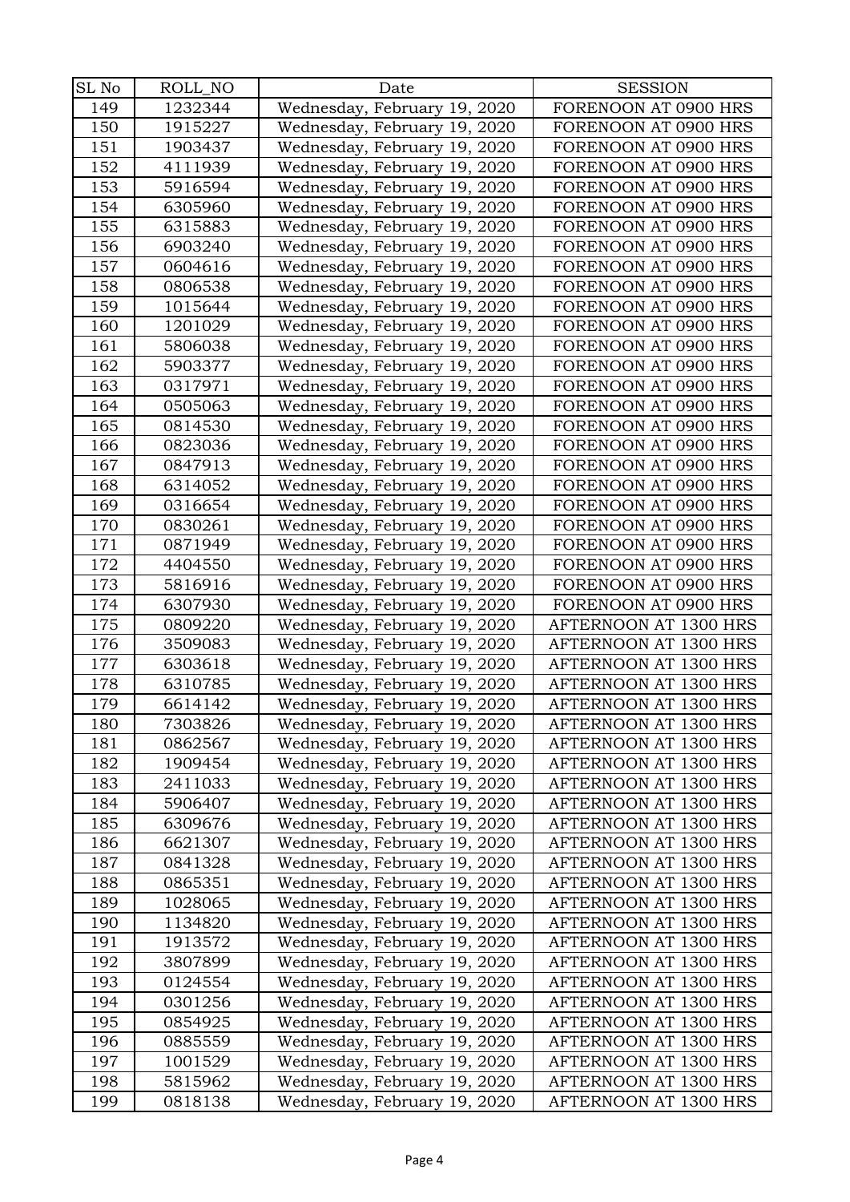| SL No | ROLL_NO | Date | SESSION |
|---|---|---|---|
| 149 | 1232344 | Wednesday, February 19, 2020 | FORENOON AT 0900 HRS |
| 150 | 1915227 | Wednesday, February 19, 2020 | FORENOON AT 0900 HRS |
| 151 | 1903437 | Wednesday, February 19, 2020 | FORENOON AT 0900 HRS |
| 152 | 4111939 | Wednesday, February 19, 2020 | FORENOON AT 0900 HRS |
| 153 | 5916594 | Wednesday, February 19, 2020 | FORENOON AT 0900 HRS |
| 154 | 6305960 | Wednesday, February 19, 2020 | FORENOON AT 0900 HRS |
| 155 | 6315883 | Wednesday, February 19, 2020 | FORENOON AT 0900 HRS |
| 156 | 6903240 | Wednesday, February 19, 2020 | FORENOON AT 0900 HRS |
| 157 | 0604616 | Wednesday, February 19, 2020 | FORENOON AT 0900 HRS |
| 158 | 0806538 | Wednesday, February 19, 2020 | FORENOON AT 0900 HRS |
| 159 | 1015644 | Wednesday, February 19, 2020 | FORENOON AT 0900 HRS |
| 160 | 1201029 | Wednesday, February 19, 2020 | FORENOON AT 0900 HRS |
| 161 | 5806038 | Wednesday, February 19, 2020 | FORENOON AT 0900 HRS |
| 162 | 5903377 | Wednesday, February 19, 2020 | FORENOON AT 0900 HRS |
| 163 | 0317971 | Wednesday, February 19, 2020 | FORENOON AT 0900 HRS |
| 164 | 0505063 | Wednesday, February 19, 2020 | FORENOON AT 0900 HRS |
| 165 | 0814530 | Wednesday, February 19, 2020 | FORENOON AT 0900 HRS |
| 166 | 0823036 | Wednesday, February 19, 2020 | FORENOON AT 0900 HRS |
| 167 | 0847913 | Wednesday, February 19, 2020 | FORENOON AT 0900 HRS |
| 168 | 6314052 | Wednesday, February 19, 2020 | FORENOON AT 0900 HRS |
| 169 | 0316654 | Wednesday, February 19, 2020 | FORENOON AT 0900 HRS |
| 170 | 0830261 | Wednesday, February 19, 2020 | FORENOON AT 0900 HRS |
| 171 | 0871949 | Wednesday, February 19, 2020 | FORENOON AT 0900 HRS |
| 172 | 4404550 | Wednesday, February 19, 2020 | FORENOON AT 0900 HRS |
| 173 | 5816916 | Wednesday, February 19, 2020 | FORENOON AT 0900 HRS |
| 174 | 6307930 | Wednesday, February 19, 2020 | FORENOON AT 0900 HRS |
| 175 | 0809220 | Wednesday, February 19, 2020 | AFTERNOON AT 1300 HRS |
| 176 | 3509083 | Wednesday, February 19, 2020 | AFTERNOON AT 1300 HRS |
| 177 | 6303618 | Wednesday, February 19, 2020 | AFTERNOON AT 1300 HRS |
| 178 | 6310785 | Wednesday, February 19, 2020 | AFTERNOON AT 1300 HRS |
| 179 | 6614142 | Wednesday, February 19, 2020 | AFTERNOON AT 1300 HRS |
| 180 | 7303826 | Wednesday, February 19, 2020 | AFTERNOON AT 1300 HRS |
| 181 | 0862567 | Wednesday, February 19, 2020 | AFTERNOON AT 1300 HRS |
| 182 | 1909454 | Wednesday, February 19, 2020 | AFTERNOON AT 1300 HRS |
| 183 | 2411033 | Wednesday, February 19, 2020 | AFTERNOON AT 1300 HRS |
| 184 | 5906407 | Wednesday, February 19, 2020 | AFTERNOON AT 1300 HRS |
| 185 | 6309676 | Wednesday, February 19, 2020 | AFTERNOON AT 1300 HRS |
| 186 | 6621307 | Wednesday, February 19, 2020 | AFTERNOON AT 1300 HRS |
| 187 | 0841328 | Wednesday, February 19, 2020 | AFTERNOON AT 1300 HRS |
| 188 | 0865351 | Wednesday, February 19, 2020 | AFTERNOON AT 1300 HRS |
| 189 | 1028065 | Wednesday, February 19, 2020 | AFTERNOON AT 1300 HRS |
| 190 | 1134820 | Wednesday, February 19, 2020 | AFTERNOON AT 1300 HRS |
| 191 | 1913572 | Wednesday, February 19, 2020 | AFTERNOON AT 1300 HRS |
| 192 | 3807899 | Wednesday, February 19, 2020 | AFTERNOON AT 1300 HRS |
| 193 | 0124554 | Wednesday, February 19, 2020 | AFTERNOON AT 1300 HRS |
| 194 | 0301256 | Wednesday, February 19, 2020 | AFTERNOON AT 1300 HRS |
| 195 | 0854925 | Wednesday, February 19, 2020 | AFTERNOON AT 1300 HRS |
| 196 | 0885559 | Wednesday, February 19, 2020 | AFTERNOON AT 1300 HRS |
| 197 | 1001529 | Wednesday, February 19, 2020 | AFTERNOON AT 1300 HRS |
| 198 | 5815962 | Wednesday, February 19, 2020 | AFTERNOON AT 1300 HRS |
| 199 | 0818138 | Wednesday, February 19, 2020 | AFTERNOON AT 1300 HRS |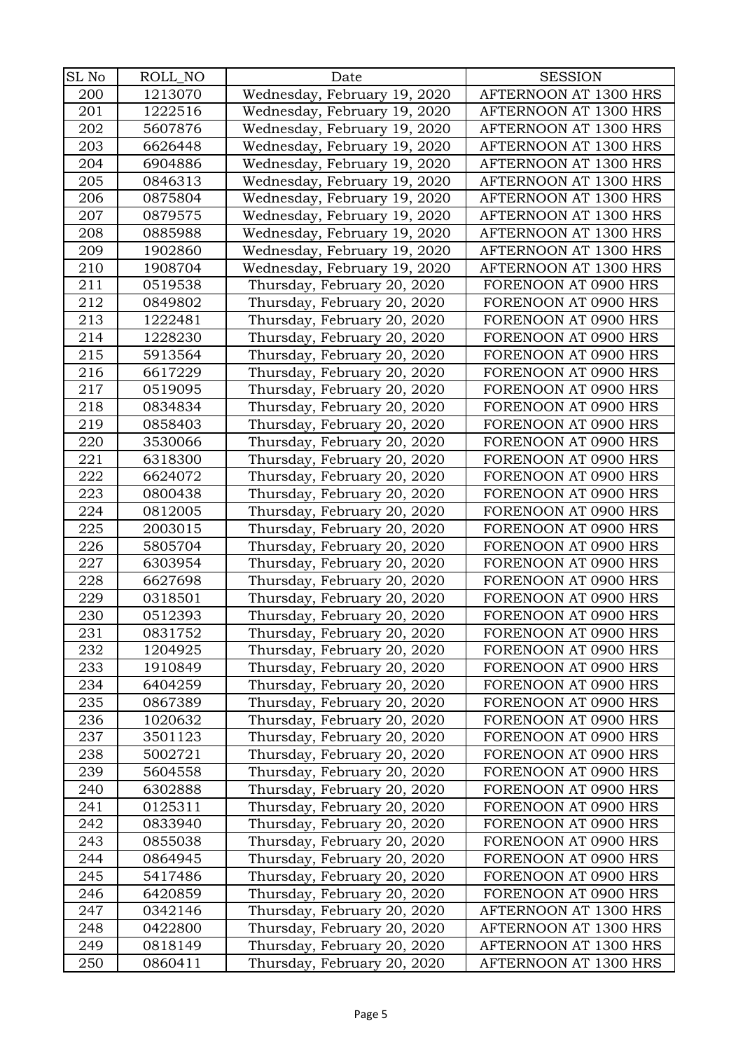| SL No | ROLL_NO | Date | SESSION |
| --- | --- | --- | --- |
| 200 | 1213070 | Wednesday, February 19, 2020 | AFTERNOON AT 1300 HRS |
| 201 | 1222516 | Wednesday, February 19, 2020 | AFTERNOON AT 1300 HRS |
| 202 | 5607876 | Wednesday, February 19, 2020 | AFTERNOON AT 1300 HRS |
| 203 | 6626448 | Wednesday, February 19, 2020 | AFTERNOON AT 1300 HRS |
| 204 | 6904886 | Wednesday, February 19, 2020 | AFTERNOON AT 1300 HRS |
| 205 | 0846313 | Wednesday, February 19, 2020 | AFTERNOON AT 1300 HRS |
| 206 | 0875804 | Wednesday, February 19, 2020 | AFTERNOON AT 1300 HRS |
| 207 | 0879575 | Wednesday, February 19, 2020 | AFTERNOON AT 1300 HRS |
| 208 | 0885988 | Wednesday, February 19, 2020 | AFTERNOON AT 1300 HRS |
| 209 | 1902860 | Wednesday, February 19, 2020 | AFTERNOON AT 1300 HRS |
| 210 | 1908704 | Wednesday, February 19, 2020 | AFTERNOON AT 1300 HRS |
| 211 | 0519538 | Thursday, February 20, 2020 | FORENOON AT 0900 HRS |
| 212 | 0849802 | Thursday, February 20, 2020 | FORENOON AT 0900 HRS |
| 213 | 1222481 | Thursday, February 20, 2020 | FORENOON AT 0900 HRS |
| 214 | 1228230 | Thursday, February 20, 2020 | FORENOON AT 0900 HRS |
| 215 | 5913564 | Thursday, February 20, 2020 | FORENOON AT 0900 HRS |
| 216 | 6617229 | Thursday, February 20, 2020 | FORENOON AT 0900 HRS |
| 217 | 0519095 | Thursday, February 20, 2020 | FORENOON AT 0900 HRS |
| 218 | 0834834 | Thursday, February 20, 2020 | FORENOON AT 0900 HRS |
| 219 | 0858403 | Thursday, February 20, 2020 | FORENOON AT 0900 HRS |
| 220 | 3530066 | Thursday, February 20, 2020 | FORENOON AT 0900 HRS |
| 221 | 6318300 | Thursday, February 20, 2020 | FORENOON AT 0900 HRS |
| 222 | 6624072 | Thursday, February 20, 2020 | FORENOON AT 0900 HRS |
| 223 | 0800438 | Thursday, February 20, 2020 | FORENOON AT 0900 HRS |
| 224 | 0812005 | Thursday, February 20, 2020 | FORENOON AT 0900 HRS |
| 225 | 2003015 | Thursday, February 20, 2020 | FORENOON AT 0900 HRS |
| 226 | 5805704 | Thursday, February 20, 2020 | FORENOON AT 0900 HRS |
| 227 | 6303954 | Thursday, February 20, 2020 | FORENOON AT 0900 HRS |
| 228 | 6627698 | Thursday, February 20, 2020 | FORENOON AT 0900 HRS |
| 229 | 0318501 | Thursday, February 20, 2020 | FORENOON AT 0900 HRS |
| 230 | 0512393 | Thursday, February 20, 2020 | FORENOON AT 0900 HRS |
| 231 | 0831752 | Thursday, February 20, 2020 | FORENOON AT 0900 HRS |
| 232 | 1204925 | Thursday, February 20, 2020 | FORENOON AT 0900 HRS |
| 233 | 1910849 | Thursday, February 20, 2020 | FORENOON AT 0900 HRS |
| 234 | 6404259 | Thursday, February 20, 2020 | FORENOON AT 0900 HRS |
| 235 | 0867389 | Thursday, February 20, 2020 | FORENOON AT 0900 HRS |
| 236 | 1020632 | Thursday, February 20, 2020 | FORENOON AT 0900 HRS |
| 237 | 3501123 | Thursday, February 20, 2020 | FORENOON AT 0900 HRS |
| 238 | 5002721 | Thursday, February 20, 2020 | FORENOON AT 0900 HRS |
| 239 | 5604558 | Thursday, February 20, 2020 | FORENOON AT 0900 HRS |
| 240 | 6302888 | Thursday, February 20, 2020 | FORENOON AT 0900 HRS |
| 241 | 0125311 | Thursday, February 20, 2020 | FORENOON AT 0900 HRS |
| 242 | 0833940 | Thursday, February 20, 2020 | FORENOON AT 0900 HRS |
| 243 | 0855038 | Thursday, February 20, 2020 | FORENOON AT 0900 HRS |
| 244 | 0864945 | Thursday, February 20, 2020 | FORENOON AT 0900 HRS |
| 245 | 5417486 | Thursday, February 20, 2020 | FORENOON AT 0900 HRS |
| 246 | 6420859 | Thursday, February 20, 2020 | FORENOON AT 0900 HRS |
| 247 | 0342146 | Thursday, February 20, 2020 | AFTERNOON AT 1300 HRS |
| 248 | 0422800 | Thursday, February 20, 2020 | AFTERNOON AT 1300 HRS |
| 249 | 0818149 | Thursday, February 20, 2020 | AFTERNOON AT 1300 HRS |
| 250 | 0860411 | Thursday, February 20, 2020 | AFTERNOON AT 1300 HRS |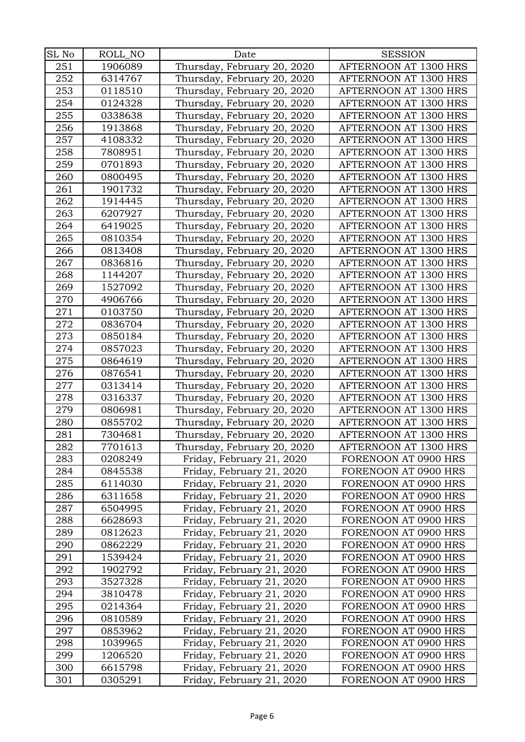| SL No | ROLL_NO | Date | SESSION |
|---|---|---|---|
| 251 | 1906089 | Thursday, February 20, 2020 | AFTERNOON AT 1300 HRS |
| 252 | 6314767 | Thursday, February 20, 2020 | AFTERNOON AT 1300 HRS |
| 253 | 0118510 | Thursday, February 20, 2020 | AFTERNOON AT 1300 HRS |
| 254 | 0124328 | Thursday, February 20, 2020 | AFTERNOON AT 1300 HRS |
| 255 | 0338638 | Thursday, February 20, 2020 | AFTERNOON AT 1300 HRS |
| 256 | 1913868 | Thursday, February 20, 2020 | AFTERNOON AT 1300 HRS |
| 257 | 4108332 | Thursday, February 20, 2020 | AFTERNOON AT 1300 HRS |
| 258 | 7808951 | Thursday, February 20, 2020 | AFTERNOON AT 1300 HRS |
| 259 | 0701893 | Thursday, February 20, 2020 | AFTERNOON AT 1300 HRS |
| 260 | 0800495 | Thursday, February 20, 2020 | AFTERNOON AT 1300 HRS |
| 261 | 1901732 | Thursday, February 20, 2020 | AFTERNOON AT 1300 HRS |
| 262 | 1914445 | Thursday, February 20, 2020 | AFTERNOON AT 1300 HRS |
| 263 | 6207927 | Thursday, February 20, 2020 | AFTERNOON AT 1300 HRS |
| 264 | 6419025 | Thursday, February 20, 2020 | AFTERNOON AT 1300 HRS |
| 265 | 0810354 | Thursday, February 20, 2020 | AFTERNOON AT 1300 HRS |
| 266 | 0813408 | Thursday, February 20, 2020 | AFTERNOON AT 1300 HRS |
| 267 | 0836816 | Thursday, February 20, 2020 | AFTERNOON AT 1300 HRS |
| 268 | 1144207 | Thursday, February 20, 2020 | AFTERNOON AT 1300 HRS |
| 269 | 1527092 | Thursday, February 20, 2020 | AFTERNOON AT 1300 HRS |
| 270 | 4906766 | Thursday, February 20, 2020 | AFTERNOON AT 1300 HRS |
| 271 | 0103750 | Thursday, February 20, 2020 | AFTERNOON AT 1300 HRS |
| 272 | 0836704 | Thursday, February 20, 2020 | AFTERNOON AT 1300 HRS |
| 273 | 0850184 | Thursday, February 20, 2020 | AFTERNOON AT 1300 HRS |
| 274 | 0857023 | Thursday, February 20, 2020 | AFTERNOON AT 1300 HRS |
| 275 | 0864619 | Thursday, February 20, 2020 | AFTERNOON AT 1300 HRS |
| 276 | 0876541 | Thursday, February 20, 2020 | AFTERNOON AT 1300 HRS |
| 277 | 0313414 | Thursday, February 20, 2020 | AFTERNOON AT 1300 HRS |
| 278 | 0316337 | Thursday, February 20, 2020 | AFTERNOON AT 1300 HRS |
| 279 | 0806981 | Thursday, February 20, 2020 | AFTERNOON AT 1300 HRS |
| 280 | 0855702 | Thursday, February 20, 2020 | AFTERNOON AT 1300 HRS |
| 281 | 7304681 | Thursday, February 20, 2020 | AFTERNOON AT 1300 HRS |
| 282 | 7701613 | Thursday, February 20, 2020 | AFTERNOON AT 1300 HRS |
| 283 | 0208249 | Friday, February 21, 2020 | FORENOON AT 0900 HRS |
| 284 | 0845538 | Friday, February 21, 2020 | FORENOON AT 0900 HRS |
| 285 | 6114030 | Friday, February 21, 2020 | FORENOON AT 0900 HRS |
| 286 | 6311658 | Friday, February 21, 2020 | FORENOON AT 0900 HRS |
| 287 | 6504995 | Friday, February 21, 2020 | FORENOON AT 0900 HRS |
| 288 | 6628693 | Friday, February 21, 2020 | FORENOON AT 0900 HRS |
| 289 | 0812623 | Friday, February 21, 2020 | FORENOON AT 0900 HRS |
| 290 | 0862229 | Friday, February 21, 2020 | FORENOON AT 0900 HRS |
| 291 | 1539424 | Friday, February 21, 2020 | FORENOON AT 0900 HRS |
| 292 | 1902792 | Friday, February 21, 2020 | FORENOON AT 0900 HRS |
| 293 | 3527328 | Friday, February 21, 2020 | FORENOON AT 0900 HRS |
| 294 | 3810478 | Friday, February 21, 2020 | FORENOON AT 0900 HRS |
| 295 | 0214364 | Friday, February 21, 2020 | FORENOON AT 0900 HRS |
| 296 | 0810589 | Friday, February 21, 2020 | FORENOON AT 0900 HRS |
| 297 | 0853962 | Friday, February 21, 2020 | FORENOON AT 0900 HRS |
| 298 | 1039965 | Friday, February 21, 2020 | FORENOON AT 0900 HRS |
| 299 | 1206520 | Friday, February 21, 2020 | FORENOON AT 0900 HRS |
| 300 | 6615798 | Friday, February 21, 2020 | FORENOON AT 0900 HRS |
| 301 | 0305291 | Friday, February 21, 2020 | FORENOON AT 0900 HRS |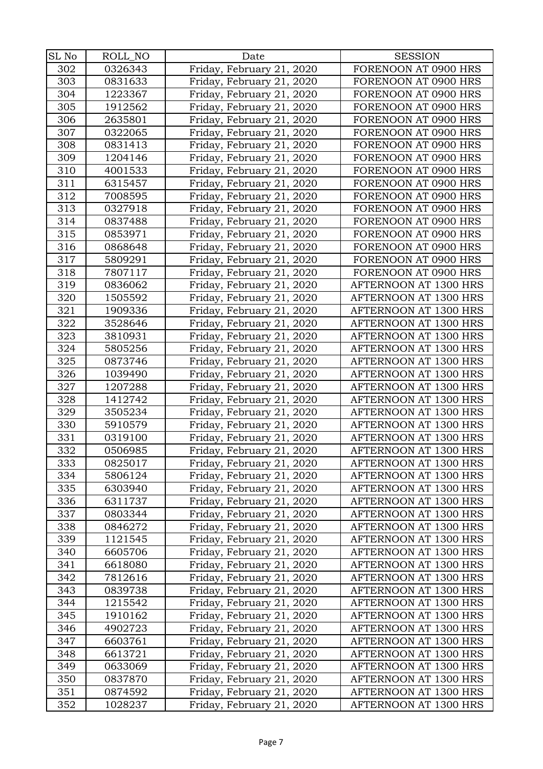| SL No | ROLL_NO | Date | SESSION |
|---|---|---|---|
| 302 | 0326343 | Friday, February 21, 2020 | FORENOON AT 0900 HRS |
| 303 | 0831633 | Friday, February 21, 2020 | FORENOON AT 0900 HRS |
| 304 | 1223367 | Friday, February 21, 2020 | FORENOON AT 0900 HRS |
| 305 | 1912562 | Friday, February 21, 2020 | FORENOON AT 0900 HRS |
| 306 | 2635801 | Friday, February 21, 2020 | FORENOON AT 0900 HRS |
| 307 | 0322065 | Friday, February 21, 2020 | FORENOON AT 0900 HRS |
| 308 | 0831413 | Friday, February 21, 2020 | FORENOON AT 0900 HRS |
| 309 | 1204146 | Friday, February 21, 2020 | FORENOON AT 0900 HRS |
| 310 | 4001533 | Friday, February 21, 2020 | FORENOON AT 0900 HRS |
| 311 | 6315457 | Friday, February 21, 2020 | FORENOON AT 0900 HRS |
| 312 | 7008595 | Friday, February 21, 2020 | FORENOON AT 0900 HRS |
| 313 | 0327918 | Friday, February 21, 2020 | FORENOON AT 0900 HRS |
| 314 | 0837488 | Friday, February 21, 2020 | FORENOON AT 0900 HRS |
| 315 | 0853971 | Friday, February 21, 2020 | FORENOON AT 0900 HRS |
| 316 | 0868648 | Friday, February 21, 2020 | FORENOON AT 0900 HRS |
| 317 | 5809291 | Friday, February 21, 2020 | FORENOON AT 0900 HRS |
| 318 | 7807117 | Friday, February 21, 2020 | FORENOON AT 0900 HRS |
| 319 | 0836062 | Friday, February 21, 2020 | AFTERNOON AT 1300 HRS |
| 320 | 1505592 | Friday, February 21, 2020 | AFTERNOON AT 1300 HRS |
| 321 | 1909336 | Friday, February 21, 2020 | AFTERNOON AT 1300 HRS |
| 322 | 3528646 | Friday, February 21, 2020 | AFTERNOON AT 1300 HRS |
| 323 | 3810931 | Friday, February 21, 2020 | AFTERNOON AT 1300 HRS |
| 324 | 5805256 | Friday, February 21, 2020 | AFTERNOON AT 1300 HRS |
| 325 | 0873746 | Friday, February 21, 2020 | AFTERNOON AT 1300 HRS |
| 326 | 1039490 | Friday, February 21, 2020 | AFTERNOON AT 1300 HRS |
| 327 | 1207288 | Friday, February 21, 2020 | AFTERNOON AT 1300 HRS |
| 328 | 1412742 | Friday, February 21, 2020 | AFTERNOON AT 1300 HRS |
| 329 | 3505234 | Friday, February 21, 2020 | AFTERNOON AT 1300 HRS |
| 330 | 5910579 | Friday, February 21, 2020 | AFTERNOON AT 1300 HRS |
| 331 | 0319100 | Friday, February 21, 2020 | AFTERNOON AT 1300 HRS |
| 332 | 0506985 | Friday, February 21, 2020 | AFTERNOON AT 1300 HRS |
| 333 | 0825017 | Friday, February 21, 2020 | AFTERNOON AT 1300 HRS |
| 334 | 5806124 | Friday, February 21, 2020 | AFTERNOON AT 1300 HRS |
| 335 | 6303940 | Friday, February 21, 2020 | AFTERNOON AT 1300 HRS |
| 336 | 6311737 | Friday, February 21, 2020 | AFTERNOON AT 1300 HRS |
| 337 | 0803344 | Friday, February 21, 2020 | AFTERNOON AT 1300 HRS |
| 338 | 0846272 | Friday, February 21, 2020 | AFTERNOON AT 1300 HRS |
| 339 | 1121545 | Friday, February 21, 2020 | AFTERNOON AT 1300 HRS |
| 340 | 6605706 | Friday, February 21, 2020 | AFTERNOON AT 1300 HRS |
| 341 | 6618080 | Friday, February 21, 2020 | AFTERNOON AT 1300 HRS |
| 342 | 7812616 | Friday, February 21, 2020 | AFTERNOON AT 1300 HRS |
| 343 | 0839738 | Friday, February 21, 2020 | AFTERNOON AT 1300 HRS |
| 344 | 1215542 | Friday, February 21, 2020 | AFTERNOON AT 1300 HRS |
| 345 | 1910162 | Friday, February 21, 2020 | AFTERNOON AT 1300 HRS |
| 346 | 4902723 | Friday, February 21, 2020 | AFTERNOON AT 1300 HRS |
| 347 | 6603761 | Friday, February 21, 2020 | AFTERNOON AT 1300 HRS |
| 348 | 6613721 | Friday, February 21, 2020 | AFTERNOON AT 1300 HRS |
| 349 | 0633069 | Friday, February 21, 2020 | AFTERNOON AT 1300 HRS |
| 350 | 0837870 | Friday, February 21, 2020 | AFTERNOON AT 1300 HRS |
| 351 | 0874592 | Friday, February 21, 2020 | AFTERNOON AT 1300 HRS |
| 352 | 1028237 | Friday, February 21, 2020 | AFTERNOON AT 1300 HRS |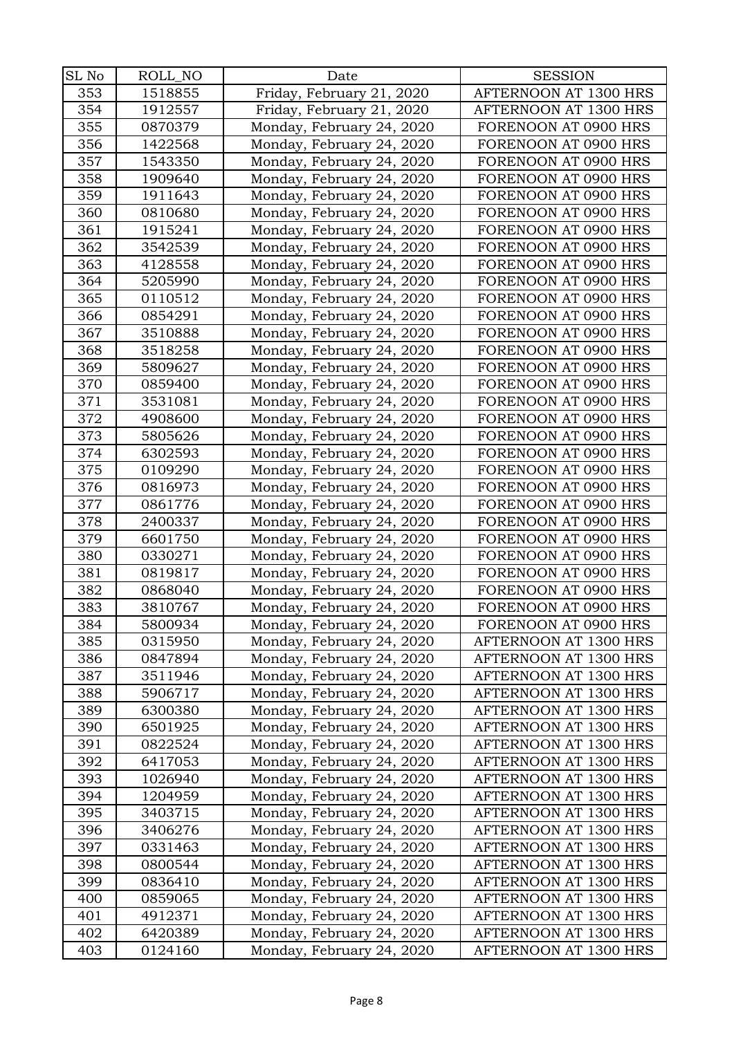| SL No | ROLL_NO | Date | SESSION |
|---|---|---|---|
| 353 | 1518855 | Friday, February 21, 2020 | AFTERNOON AT 1300 HRS |
| 354 | 1912557 | Friday, February 21, 2020 | AFTERNOON AT 1300 HRS |
| 355 | 0870379 | Monday, February 24, 2020 | FORENOON AT 0900 HRS |
| 356 | 1422568 | Monday, February 24, 2020 | FORENOON AT 0900 HRS |
| 357 | 1543350 | Monday, February 24, 2020 | FORENOON AT 0900 HRS |
| 358 | 1909640 | Monday, February 24, 2020 | FORENOON AT 0900 HRS |
| 359 | 1911643 | Monday, February 24, 2020 | FORENOON AT 0900 HRS |
| 360 | 0810680 | Monday, February 24, 2020 | FORENOON AT 0900 HRS |
| 361 | 1915241 | Monday, February 24, 2020 | FORENOON AT 0900 HRS |
| 362 | 3542539 | Monday, February 24, 2020 | FORENOON AT 0900 HRS |
| 363 | 4128558 | Monday, February 24, 2020 | FORENOON AT 0900 HRS |
| 364 | 5205990 | Monday, February 24, 2020 | FORENOON AT 0900 HRS |
| 365 | 0110512 | Monday, February 24, 2020 | FORENOON AT 0900 HRS |
| 366 | 0854291 | Monday, February 24, 2020 | FORENOON AT 0900 HRS |
| 367 | 3510888 | Monday, February 24, 2020 | FORENOON AT 0900 HRS |
| 368 | 3518258 | Monday, February 24, 2020 | FORENOON AT 0900 HRS |
| 369 | 5809627 | Monday, February 24, 2020 | FORENOON AT 0900 HRS |
| 370 | 0859400 | Monday, February 24, 2020 | FORENOON AT 0900 HRS |
| 371 | 3531081 | Monday, February 24, 2020 | FORENOON AT 0900 HRS |
| 372 | 4908600 | Monday, February 24, 2020 | FORENOON AT 0900 HRS |
| 373 | 5805626 | Monday, February 24, 2020 | FORENOON AT 0900 HRS |
| 374 | 6302593 | Monday, February 24, 2020 | FORENOON AT 0900 HRS |
| 375 | 0109290 | Monday, February 24, 2020 | FORENOON AT 0900 HRS |
| 376 | 0816973 | Monday, February 24, 2020 | FORENOON AT 0900 HRS |
| 377 | 0861776 | Monday, February 24, 2020 | FORENOON AT 0900 HRS |
| 378 | 2400337 | Monday, February 24, 2020 | FORENOON AT 0900 HRS |
| 379 | 6601750 | Monday, February 24, 2020 | FORENOON AT 0900 HRS |
| 380 | 0330271 | Monday, February 24, 2020 | FORENOON AT 0900 HRS |
| 381 | 0819817 | Monday, February 24, 2020 | FORENOON AT 0900 HRS |
| 382 | 0868040 | Monday, February 24, 2020 | FORENOON AT 0900 HRS |
| 383 | 3810767 | Monday, February 24, 2020 | FORENOON AT 0900 HRS |
| 384 | 5800934 | Monday, February 24, 2020 | FORENOON AT 0900 HRS |
| 385 | 0315950 | Monday, February 24, 2020 | AFTERNOON AT 1300 HRS |
| 386 | 0847894 | Monday, February 24, 2020 | AFTERNOON AT 1300 HRS |
| 387 | 3511946 | Monday, February 24, 2020 | AFTERNOON AT 1300 HRS |
| 388 | 5906717 | Monday, February 24, 2020 | AFTERNOON AT 1300 HRS |
| 389 | 6300380 | Monday, February 24, 2020 | AFTERNOON AT 1300 HRS |
| 390 | 6501925 | Monday, February 24, 2020 | AFTERNOON AT 1300 HRS |
| 391 | 0822524 | Monday, February 24, 2020 | AFTERNOON AT 1300 HRS |
| 392 | 6417053 | Monday, February 24, 2020 | AFTERNOON AT 1300 HRS |
| 393 | 1026940 | Monday, February 24, 2020 | AFTERNOON AT 1300 HRS |
| 394 | 1204959 | Monday, February 24, 2020 | AFTERNOON AT 1300 HRS |
| 395 | 3403715 | Monday, February 24, 2020 | AFTERNOON AT 1300 HRS |
| 396 | 3406276 | Monday, February 24, 2020 | AFTERNOON AT 1300 HRS |
| 397 | 0331463 | Monday, February 24, 2020 | AFTERNOON AT 1300 HRS |
| 398 | 0800544 | Monday, February 24, 2020 | AFTERNOON AT 1300 HRS |
| 399 | 0836410 | Monday, February 24, 2020 | AFTERNOON AT 1300 HRS |
| 400 | 0859065 | Monday, February 24, 2020 | AFTERNOON AT 1300 HRS |
| 401 | 4912371 | Monday, February 24, 2020 | AFTERNOON AT 1300 HRS |
| 402 | 6420389 | Monday, February 24, 2020 | AFTERNOON AT 1300 HRS |
| 403 | 0124160 | Monday, February 24, 2020 | AFTERNOON AT 1300 HRS |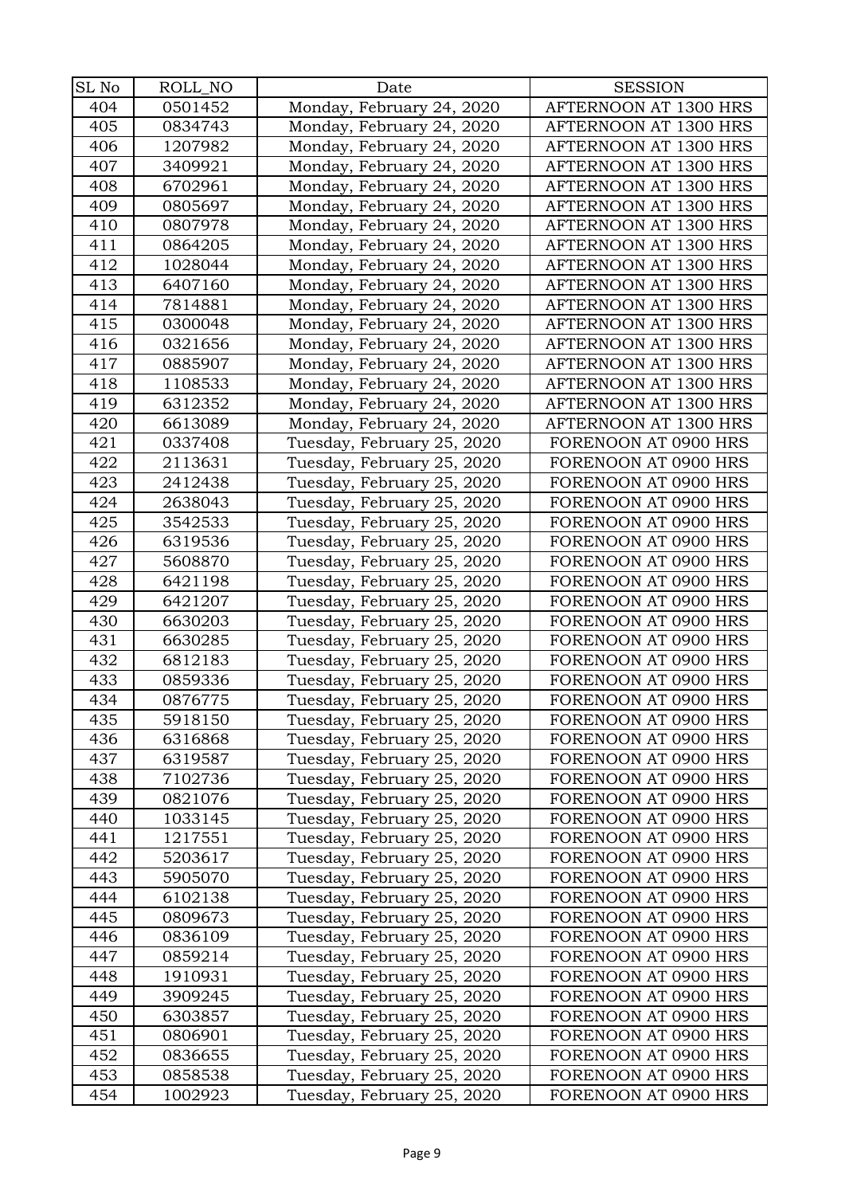| SL No | ROLL_NO | Date | SESSION |
|---|---|---|---|
| 404 | 0501452 | Monday, February 24, 2020 | AFTERNOON AT 1300 HRS |
| 405 | 0834743 | Monday, February 24, 2020 | AFTERNOON AT 1300 HRS |
| 406 | 1207982 | Monday, February 24, 2020 | AFTERNOON AT 1300 HRS |
| 407 | 3409921 | Monday, February 24, 2020 | AFTERNOON AT 1300 HRS |
| 408 | 6702961 | Monday, February 24, 2020 | AFTERNOON AT 1300 HRS |
| 409 | 0805697 | Monday, February 24, 2020 | AFTERNOON AT 1300 HRS |
| 410 | 0807978 | Monday, February 24, 2020 | AFTERNOON AT 1300 HRS |
| 411 | 0864205 | Monday, February 24, 2020 | AFTERNOON AT 1300 HRS |
| 412 | 1028044 | Monday, February 24, 2020 | AFTERNOON AT 1300 HRS |
| 413 | 6407160 | Monday, February 24, 2020 | AFTERNOON AT 1300 HRS |
| 414 | 7814881 | Monday, February 24, 2020 | AFTERNOON AT 1300 HRS |
| 415 | 0300048 | Monday, February 24, 2020 | AFTERNOON AT 1300 HRS |
| 416 | 0321656 | Monday, February 24, 2020 | AFTERNOON AT 1300 HRS |
| 417 | 0885907 | Monday, February 24, 2020 | AFTERNOON AT 1300 HRS |
| 418 | 1108533 | Monday, February 24, 2020 | AFTERNOON AT 1300 HRS |
| 419 | 6312352 | Monday, February 24, 2020 | AFTERNOON AT 1300 HRS |
| 420 | 6613089 | Monday, February 24, 2020 | AFTERNOON AT 1300 HRS |
| 421 | 0337408 | Tuesday, February 25, 2020 | FORENOON AT 0900 HRS |
| 422 | 2113631 | Tuesday, February 25, 2020 | FORENOON AT 0900 HRS |
| 423 | 2412438 | Tuesday, February 25, 2020 | FORENOON AT 0900 HRS |
| 424 | 2638043 | Tuesday, February 25, 2020 | FORENOON AT 0900 HRS |
| 425 | 3542533 | Tuesday, February 25, 2020 | FORENOON AT 0900 HRS |
| 426 | 6319536 | Tuesday, February 25, 2020 | FORENOON AT 0900 HRS |
| 427 | 5608870 | Tuesday, February 25, 2020 | FORENOON AT 0900 HRS |
| 428 | 6421198 | Tuesday, February 25, 2020 | FORENOON AT 0900 HRS |
| 429 | 6421207 | Tuesday, February 25, 2020 | FORENOON AT 0900 HRS |
| 430 | 6630203 | Tuesday, February 25, 2020 | FORENOON AT 0900 HRS |
| 431 | 6630285 | Tuesday, February 25, 2020 | FORENOON AT 0900 HRS |
| 432 | 6812183 | Tuesday, February 25, 2020 | FORENOON AT 0900 HRS |
| 433 | 0859336 | Tuesday, February 25, 2020 | FORENOON AT 0900 HRS |
| 434 | 0876775 | Tuesday, February 25, 2020 | FORENOON AT 0900 HRS |
| 435 | 5918150 | Tuesday, February 25, 2020 | FORENOON AT 0900 HRS |
| 436 | 6316868 | Tuesday, February 25, 2020 | FORENOON AT 0900 HRS |
| 437 | 6319587 | Tuesday, February 25, 2020 | FORENOON AT 0900 HRS |
| 438 | 7102736 | Tuesday, February 25, 2020 | FORENOON AT 0900 HRS |
| 439 | 0821076 | Tuesday, February 25, 2020 | FORENOON AT 0900 HRS |
| 440 | 1033145 | Tuesday, February 25, 2020 | FORENOON AT 0900 HRS |
| 441 | 1217551 | Tuesday, February 25, 2020 | FORENOON AT 0900 HRS |
| 442 | 5203617 | Tuesday, February 25, 2020 | FORENOON AT 0900 HRS |
| 443 | 5905070 | Tuesday, February 25, 2020 | FORENOON AT 0900 HRS |
| 444 | 6102138 | Tuesday, February 25, 2020 | FORENOON AT 0900 HRS |
| 445 | 0809673 | Tuesday, February 25, 2020 | FORENOON AT 0900 HRS |
| 446 | 0836109 | Tuesday, February 25, 2020 | FORENOON AT 0900 HRS |
| 447 | 0859214 | Tuesday, February 25, 2020 | FORENOON AT 0900 HRS |
| 448 | 1910931 | Tuesday, February 25, 2020 | FORENOON AT 0900 HRS |
| 449 | 3909245 | Tuesday, February 25, 2020 | FORENOON AT 0900 HRS |
| 450 | 6303857 | Tuesday, February 25, 2020 | FORENOON AT 0900 HRS |
| 451 | 0806901 | Tuesday, February 25, 2020 | FORENOON AT 0900 HRS |
| 452 | 0836655 | Tuesday, February 25, 2020 | FORENOON AT 0900 HRS |
| 453 | 0858538 | Tuesday, February 25, 2020 | FORENOON AT 0900 HRS |
| 454 | 1002923 | Tuesday, February 25, 2020 | FORENOON AT 0900 HRS |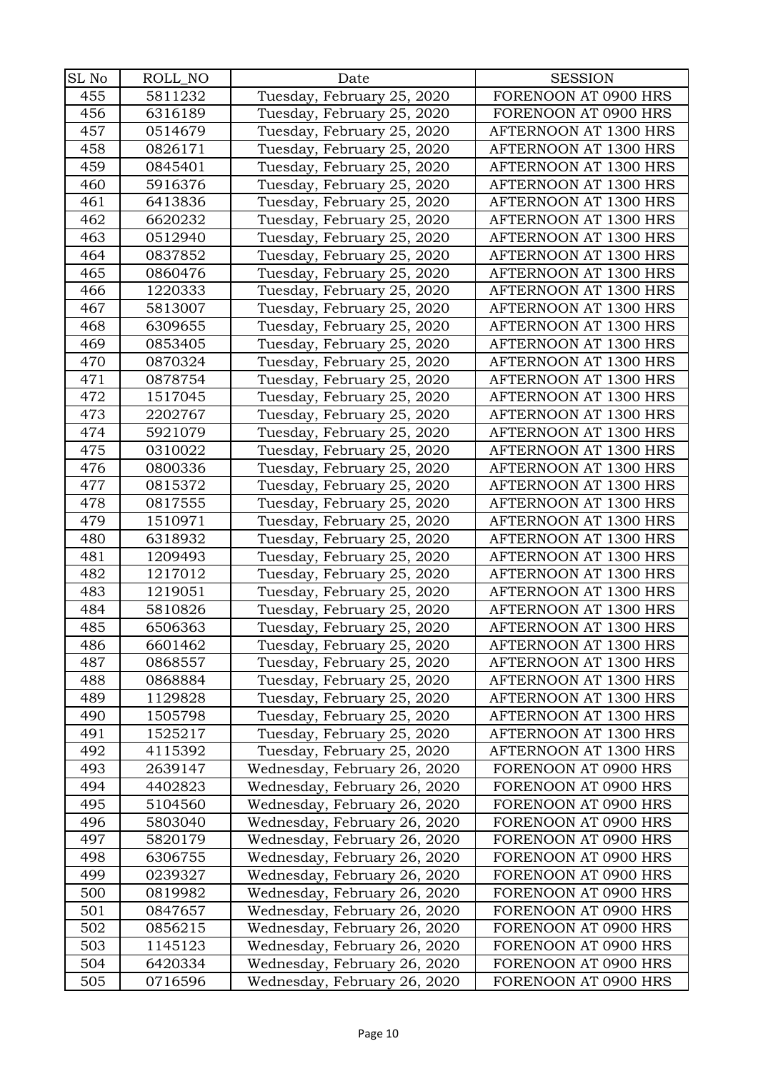| SL No | ROLL_NO | Date | SESSION |
|---|---|---|---|
| 455 | 5811232 | Tuesday, February 25, 2020 | FORENOON AT 0900 HRS |
| 456 | 6316189 | Tuesday, February 25, 2020 | FORENOON AT 0900 HRS |
| 457 | 0514679 | Tuesday, February 25, 2020 | AFTERNOON AT 1300 HRS |
| 458 | 0826171 | Tuesday, February 25, 2020 | AFTERNOON AT 1300 HRS |
| 459 | 0845401 | Tuesday, February 25, 2020 | AFTERNOON AT 1300 HRS |
| 460 | 5916376 | Tuesday, February 25, 2020 | AFTERNOON AT 1300 HRS |
| 461 | 6413836 | Tuesday, February 25, 2020 | AFTERNOON AT 1300 HRS |
| 462 | 6620232 | Tuesday, February 25, 2020 | AFTERNOON AT 1300 HRS |
| 463 | 0512940 | Tuesday, February 25, 2020 | AFTERNOON AT 1300 HRS |
| 464 | 0837852 | Tuesday, February 25, 2020 | AFTERNOON AT 1300 HRS |
| 465 | 0860476 | Tuesday, February 25, 2020 | AFTERNOON AT 1300 HRS |
| 466 | 1220333 | Tuesday, February 25, 2020 | AFTERNOON AT 1300 HRS |
| 467 | 5813007 | Tuesday, February 25, 2020 | AFTERNOON AT 1300 HRS |
| 468 | 6309655 | Tuesday, February 25, 2020 | AFTERNOON AT 1300 HRS |
| 469 | 0853405 | Tuesday, February 25, 2020 | AFTERNOON AT 1300 HRS |
| 470 | 0870324 | Tuesday, February 25, 2020 | AFTERNOON AT 1300 HRS |
| 471 | 0878754 | Tuesday, February 25, 2020 | AFTERNOON AT 1300 HRS |
| 472 | 1517045 | Tuesday, February 25, 2020 | AFTERNOON AT 1300 HRS |
| 473 | 2202767 | Tuesday, February 25, 2020 | AFTERNOON AT 1300 HRS |
| 474 | 5921079 | Tuesday, February 25, 2020 | AFTERNOON AT 1300 HRS |
| 475 | 0310022 | Tuesday, February 25, 2020 | AFTERNOON AT 1300 HRS |
| 476 | 0800336 | Tuesday, February 25, 2020 | AFTERNOON AT 1300 HRS |
| 477 | 0815372 | Tuesday, February 25, 2020 | AFTERNOON AT 1300 HRS |
| 478 | 0817555 | Tuesday, February 25, 2020 | AFTERNOON AT 1300 HRS |
| 479 | 1510971 | Tuesday, February 25, 2020 | AFTERNOON AT 1300 HRS |
| 480 | 6318932 | Tuesday, February 25, 2020 | AFTERNOON AT 1300 HRS |
| 481 | 1209493 | Tuesday, February 25, 2020 | AFTERNOON AT 1300 HRS |
| 482 | 1217012 | Tuesday, February 25, 2020 | AFTERNOON AT 1300 HRS |
| 483 | 1219051 | Tuesday, February 25, 2020 | AFTERNOON AT 1300 HRS |
| 484 | 5810826 | Tuesday, February 25, 2020 | AFTERNOON AT 1300 HRS |
| 485 | 6506363 | Tuesday, February 25, 2020 | AFTERNOON AT 1300 HRS |
| 486 | 6601462 | Tuesday, February 25, 2020 | AFTERNOON AT 1300 HRS |
| 487 | 0868557 | Tuesday, February 25, 2020 | AFTERNOON AT 1300 HRS |
| 488 | 0868884 | Tuesday, February 25, 2020 | AFTERNOON AT 1300 HRS |
| 489 | 1129828 | Tuesday, February 25, 2020 | AFTERNOON AT 1300 HRS |
| 490 | 1505798 | Tuesday, February 25, 2020 | AFTERNOON AT 1300 HRS |
| 491 | 1525217 | Tuesday, February 25, 2020 | AFTERNOON AT 1300 HRS |
| 492 | 4115392 | Tuesday, February 25, 2020 | AFTERNOON AT 1300 HRS |
| 493 | 2639147 | Wednesday, February 26, 2020 | FORENOON AT 0900 HRS |
| 494 | 4402823 | Wednesday, February 26, 2020 | FORENOON AT 0900 HRS |
| 495 | 5104560 | Wednesday, February 26, 2020 | FORENOON AT 0900 HRS |
| 496 | 5803040 | Wednesday, February 26, 2020 | FORENOON AT 0900 HRS |
| 497 | 5820179 | Wednesday, February 26, 2020 | FORENOON AT 0900 HRS |
| 498 | 6306755 | Wednesday, February 26, 2020 | FORENOON AT 0900 HRS |
| 499 | 0239327 | Wednesday, February 26, 2020 | FORENOON AT 0900 HRS |
| 500 | 0819982 | Wednesday, February 26, 2020 | FORENOON AT 0900 HRS |
| 501 | 0847657 | Wednesday, February 26, 2020 | FORENOON AT 0900 HRS |
| 502 | 0856215 | Wednesday, February 26, 2020 | FORENOON AT 0900 HRS |
| 503 | 1145123 | Wednesday, February 26, 2020 | FORENOON AT 0900 HRS |
| 504 | 6420334 | Wednesday, February 26, 2020 | FORENOON AT 0900 HRS |
| 505 | 0716596 | Wednesday, February 26, 2020 | FORENOON AT 0900 HRS |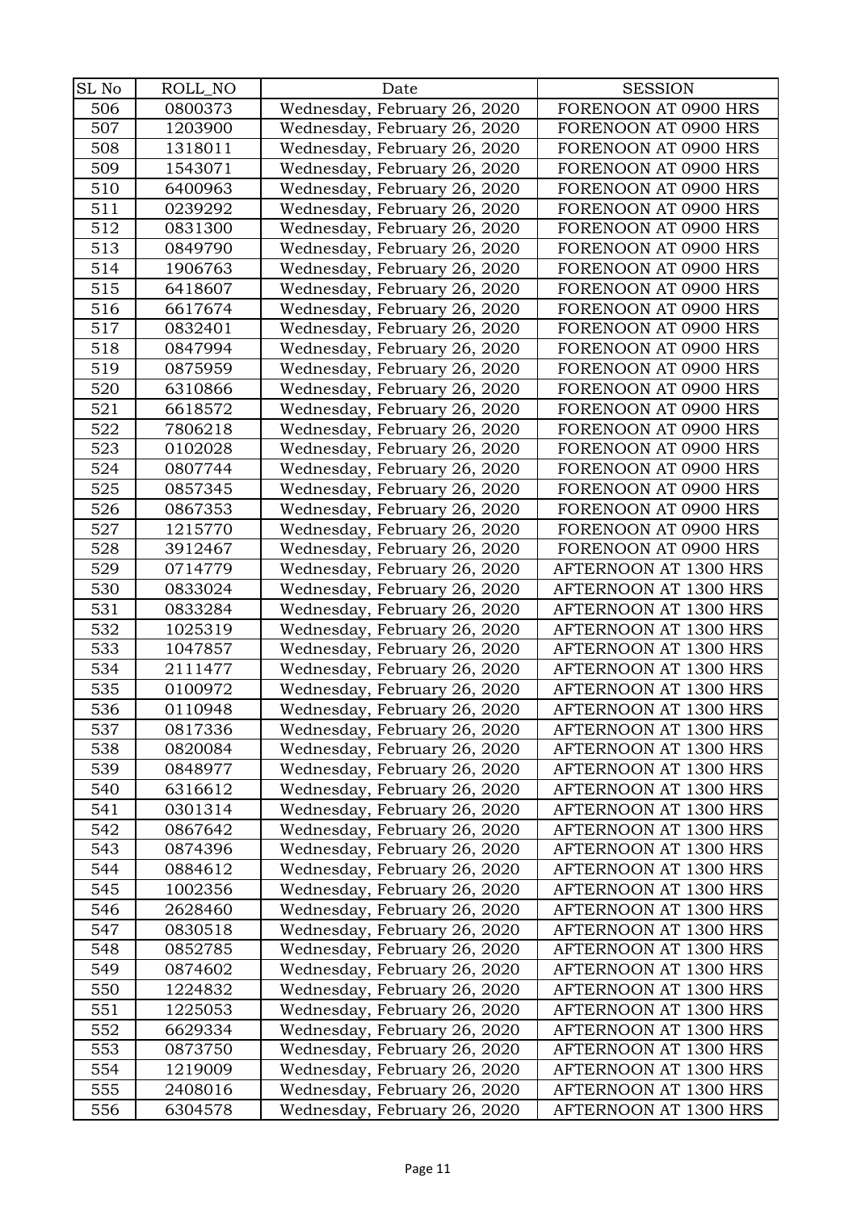| SL No | ROLL_NO | Date | SESSION |
|---|---|---|---|
| 506 | 0800373 | Wednesday, February 26, 2020 | FORENOON AT 0900 HRS |
| 507 | 1203900 | Wednesday, February 26, 2020 | FORENOON AT 0900 HRS |
| 508 | 1318011 | Wednesday, February 26, 2020 | FORENOON AT 0900 HRS |
| 509 | 1543071 | Wednesday, February 26, 2020 | FORENOON AT 0900 HRS |
| 510 | 6400963 | Wednesday, February 26, 2020 | FORENOON AT 0900 HRS |
| 511 | 0239292 | Wednesday, February 26, 2020 | FORENOON AT 0900 HRS |
| 512 | 0831300 | Wednesday, February 26, 2020 | FORENOON AT 0900 HRS |
| 513 | 0849790 | Wednesday, February 26, 2020 | FORENOON AT 0900 HRS |
| 514 | 1906763 | Wednesday, February 26, 2020 | FORENOON AT 0900 HRS |
| 515 | 6418607 | Wednesday, February 26, 2020 | FORENOON AT 0900 HRS |
| 516 | 6617674 | Wednesday, February 26, 2020 | FORENOON AT 0900 HRS |
| 517 | 0832401 | Wednesday, February 26, 2020 | FORENOON AT 0900 HRS |
| 518 | 0847994 | Wednesday, February 26, 2020 | FORENOON AT 0900 HRS |
| 519 | 0875959 | Wednesday, February 26, 2020 | FORENOON AT 0900 HRS |
| 520 | 6310866 | Wednesday, February 26, 2020 | FORENOON AT 0900 HRS |
| 521 | 6618572 | Wednesday, February 26, 2020 | FORENOON AT 0900 HRS |
| 522 | 7806218 | Wednesday, February 26, 2020 | FORENOON AT 0900 HRS |
| 523 | 0102028 | Wednesday, February 26, 2020 | FORENOON AT 0900 HRS |
| 524 | 0807744 | Wednesday, February 26, 2020 | FORENOON AT 0900 HRS |
| 525 | 0857345 | Wednesday, February 26, 2020 | FORENOON AT 0900 HRS |
| 526 | 0867353 | Wednesday, February 26, 2020 | FORENOON AT 0900 HRS |
| 527 | 1215770 | Wednesday, February 26, 2020 | FORENOON AT 0900 HRS |
| 528 | 3912467 | Wednesday, February 26, 2020 | FORENOON AT 0900 HRS |
| 529 | 0714779 | Wednesday, February 26, 2020 | AFTERNOON AT 1300 HRS |
| 530 | 0833024 | Wednesday, February 26, 2020 | AFTERNOON AT 1300 HRS |
| 531 | 0833284 | Wednesday, February 26, 2020 | AFTERNOON AT 1300 HRS |
| 532 | 1025319 | Wednesday, February 26, 2020 | AFTERNOON AT 1300 HRS |
| 533 | 1047857 | Wednesday, February 26, 2020 | AFTERNOON AT 1300 HRS |
| 534 | 2111477 | Wednesday, February 26, 2020 | AFTERNOON AT 1300 HRS |
| 535 | 0100972 | Wednesday, February 26, 2020 | AFTERNOON AT 1300 HRS |
| 536 | 0110948 | Wednesday, February 26, 2020 | AFTERNOON AT 1300 HRS |
| 537 | 0817336 | Wednesday, February 26, 2020 | AFTERNOON AT 1300 HRS |
| 538 | 0820084 | Wednesday, February 26, 2020 | AFTERNOON AT 1300 HRS |
| 539 | 0848977 | Wednesday, February 26, 2020 | AFTERNOON AT 1300 HRS |
| 540 | 6316612 | Wednesday, February 26, 2020 | AFTERNOON AT 1300 HRS |
| 541 | 0301314 | Wednesday, February 26, 2020 | AFTERNOON AT 1300 HRS |
| 542 | 0867642 | Wednesday, February 26, 2020 | AFTERNOON AT 1300 HRS |
| 543 | 0874396 | Wednesday, February 26, 2020 | AFTERNOON AT 1300 HRS |
| 544 | 0884612 | Wednesday, February 26, 2020 | AFTERNOON AT 1300 HRS |
| 545 | 1002356 | Wednesday, February 26, 2020 | AFTERNOON AT 1300 HRS |
| 546 | 2628460 | Wednesday, February 26, 2020 | AFTERNOON AT 1300 HRS |
| 547 | 0830518 | Wednesday, February 26, 2020 | AFTERNOON AT 1300 HRS |
| 548 | 0852785 | Wednesday, February 26, 2020 | AFTERNOON AT 1300 HRS |
| 549 | 0874602 | Wednesday, February 26, 2020 | AFTERNOON AT 1300 HRS |
| 550 | 1224832 | Wednesday, February 26, 2020 | AFTERNOON AT 1300 HRS |
| 551 | 1225053 | Wednesday, February 26, 2020 | AFTERNOON AT 1300 HRS |
| 552 | 6629334 | Wednesday, February 26, 2020 | AFTERNOON AT 1300 HRS |
| 553 | 0873750 | Wednesday, February 26, 2020 | AFTERNOON AT 1300 HRS |
| 554 | 1219009 | Wednesday, February 26, 2020 | AFTERNOON AT 1300 HRS |
| 555 | 2408016 | Wednesday, February 26, 2020 | AFTERNOON AT 1300 HRS |
| 556 | 6304578 | Wednesday, February 26, 2020 | AFTERNOON AT 1300 HRS |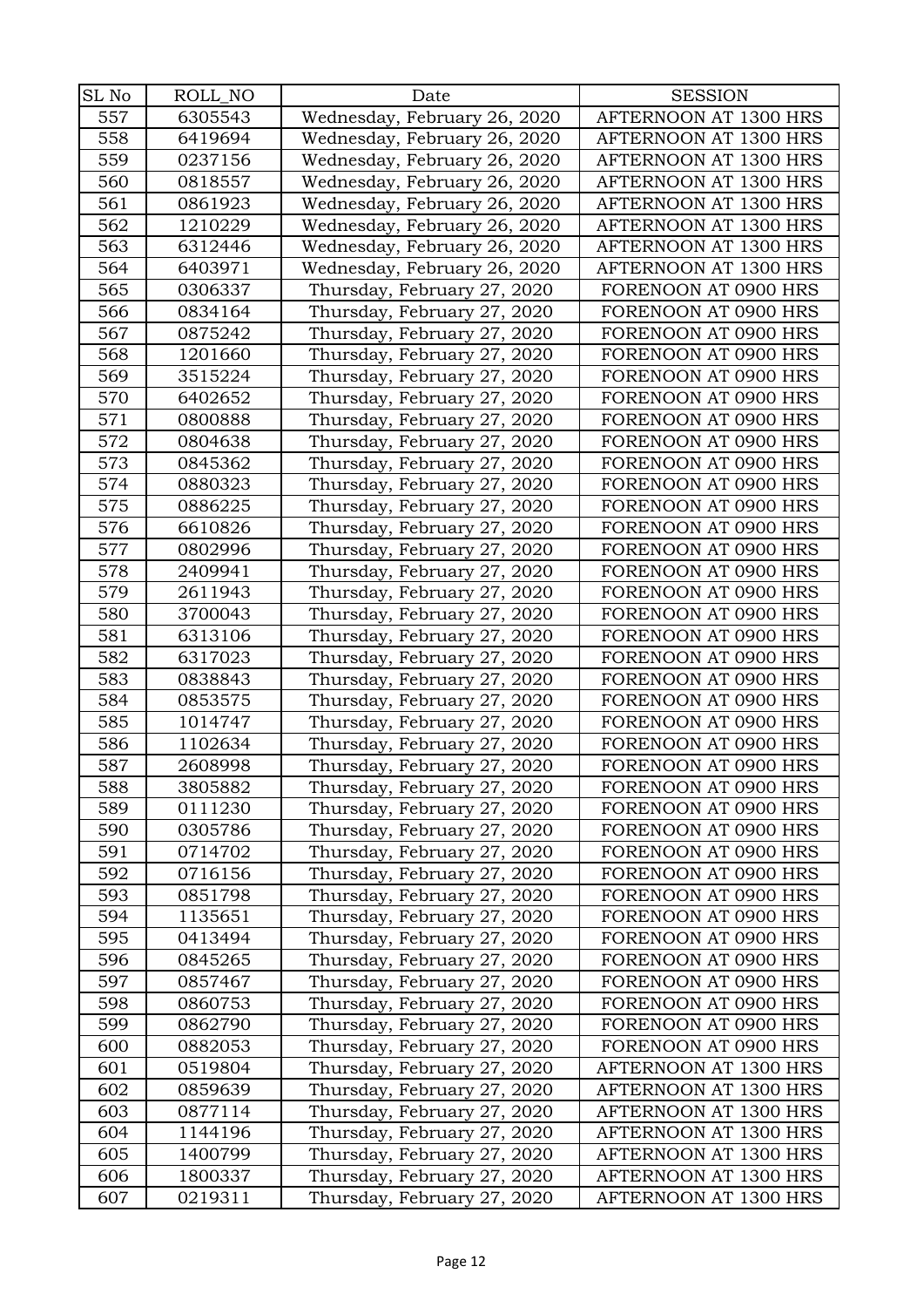| SL No | ROLL_NO | Date | SESSION |
|---|---|---|---|
| 557 | 6305543 | Wednesday, February 26, 2020 | AFTERNOON AT 1300 HRS |
| 558 | 6419694 | Wednesday, February 26, 2020 | AFTERNOON AT 1300 HRS |
| 559 | 0237156 | Wednesday, February 26, 2020 | AFTERNOON AT 1300 HRS |
| 560 | 0818557 | Wednesday, February 26, 2020 | AFTERNOON AT 1300 HRS |
| 561 | 0861923 | Wednesday, February 26, 2020 | AFTERNOON AT 1300 HRS |
| 562 | 1210229 | Wednesday, February 26, 2020 | AFTERNOON AT 1300 HRS |
| 563 | 6312446 | Wednesday, February 26, 2020 | AFTERNOON AT 1300 HRS |
| 564 | 6403971 | Wednesday, February 26, 2020 | AFTERNOON AT 1300 HRS |
| 565 | 0306337 | Thursday, February 27, 2020 | FORENOON AT 0900 HRS |
| 566 | 0834164 | Thursday, February 27, 2020 | FORENOON AT 0900 HRS |
| 567 | 0875242 | Thursday, February 27, 2020 | FORENOON AT 0900 HRS |
| 568 | 1201660 | Thursday, February 27, 2020 | FORENOON AT 0900 HRS |
| 569 | 3515224 | Thursday, February 27, 2020 | FORENOON AT 0900 HRS |
| 570 | 6402652 | Thursday, February 27, 2020 | FORENOON AT 0900 HRS |
| 571 | 0800888 | Thursday, February 27, 2020 | FORENOON AT 0900 HRS |
| 572 | 0804638 | Thursday, February 27, 2020 | FORENOON AT 0900 HRS |
| 573 | 0845362 | Thursday, February 27, 2020 | FORENOON AT 0900 HRS |
| 574 | 0880323 | Thursday, February 27, 2020 | FORENOON AT 0900 HRS |
| 575 | 0886225 | Thursday, February 27, 2020 | FORENOON AT 0900 HRS |
| 576 | 6610826 | Thursday, February 27, 2020 | FORENOON AT 0900 HRS |
| 577 | 0802996 | Thursday, February 27, 2020 | FORENOON AT 0900 HRS |
| 578 | 2409941 | Thursday, February 27, 2020 | FORENOON AT 0900 HRS |
| 579 | 2611943 | Thursday, February 27, 2020 | FORENOON AT 0900 HRS |
| 580 | 3700043 | Thursday, February 27, 2020 | FORENOON AT 0900 HRS |
| 581 | 6313106 | Thursday, February 27, 2020 | FORENOON AT 0900 HRS |
| 582 | 6317023 | Thursday, February 27, 2020 | FORENOON AT 0900 HRS |
| 583 | 0838843 | Thursday, February 27, 2020 | FORENOON AT 0900 HRS |
| 584 | 0853575 | Thursday, February 27, 2020 | FORENOON AT 0900 HRS |
| 585 | 1014747 | Thursday, February 27, 2020 | FORENOON AT 0900 HRS |
| 586 | 1102634 | Thursday, February 27, 2020 | FORENOON AT 0900 HRS |
| 587 | 2608998 | Thursday, February 27, 2020 | FORENOON AT 0900 HRS |
| 588 | 3805882 | Thursday, February 27, 2020 | FORENOON AT 0900 HRS |
| 589 | 0111230 | Thursday, February 27, 2020 | FORENOON AT 0900 HRS |
| 590 | 0305786 | Thursday, February 27, 2020 | FORENOON AT 0900 HRS |
| 591 | 0714702 | Thursday, February 27, 2020 | FORENOON AT 0900 HRS |
| 592 | 0716156 | Thursday, February 27, 2020 | FORENOON AT 0900 HRS |
| 593 | 0851798 | Thursday, February 27, 2020 | FORENOON AT 0900 HRS |
| 594 | 1135651 | Thursday, February 27, 2020 | FORENOON AT 0900 HRS |
| 595 | 0413494 | Thursday, February 27, 2020 | FORENOON AT 0900 HRS |
| 596 | 0845265 | Thursday, February 27, 2020 | FORENOON AT 0900 HRS |
| 597 | 0857467 | Thursday, February 27, 2020 | FORENOON AT 0900 HRS |
| 598 | 0860753 | Thursday, February 27, 2020 | FORENOON AT 0900 HRS |
| 599 | 0862790 | Thursday, February 27, 2020 | FORENOON AT 0900 HRS |
| 600 | 0882053 | Thursday, February 27, 2020 | FORENOON AT 0900 HRS |
| 601 | 0519804 | Thursday, February 27, 2020 | AFTERNOON AT 1300 HRS |
| 602 | 0859639 | Thursday, February 27, 2020 | AFTERNOON AT 1300 HRS |
| 603 | 0877114 | Thursday, February 27, 2020 | AFTERNOON AT 1300 HRS |
| 604 | 1144196 | Thursday, February 27, 2020 | AFTERNOON AT 1300 HRS |
| 605 | 1400799 | Thursday, February 27, 2020 | AFTERNOON AT 1300 HRS |
| 606 | 1800337 | Thursday, February 27, 2020 | AFTERNOON AT 1300 HRS |
| 607 | 0219311 | Thursday, February 27, 2020 | AFTERNOON AT 1300 HRS |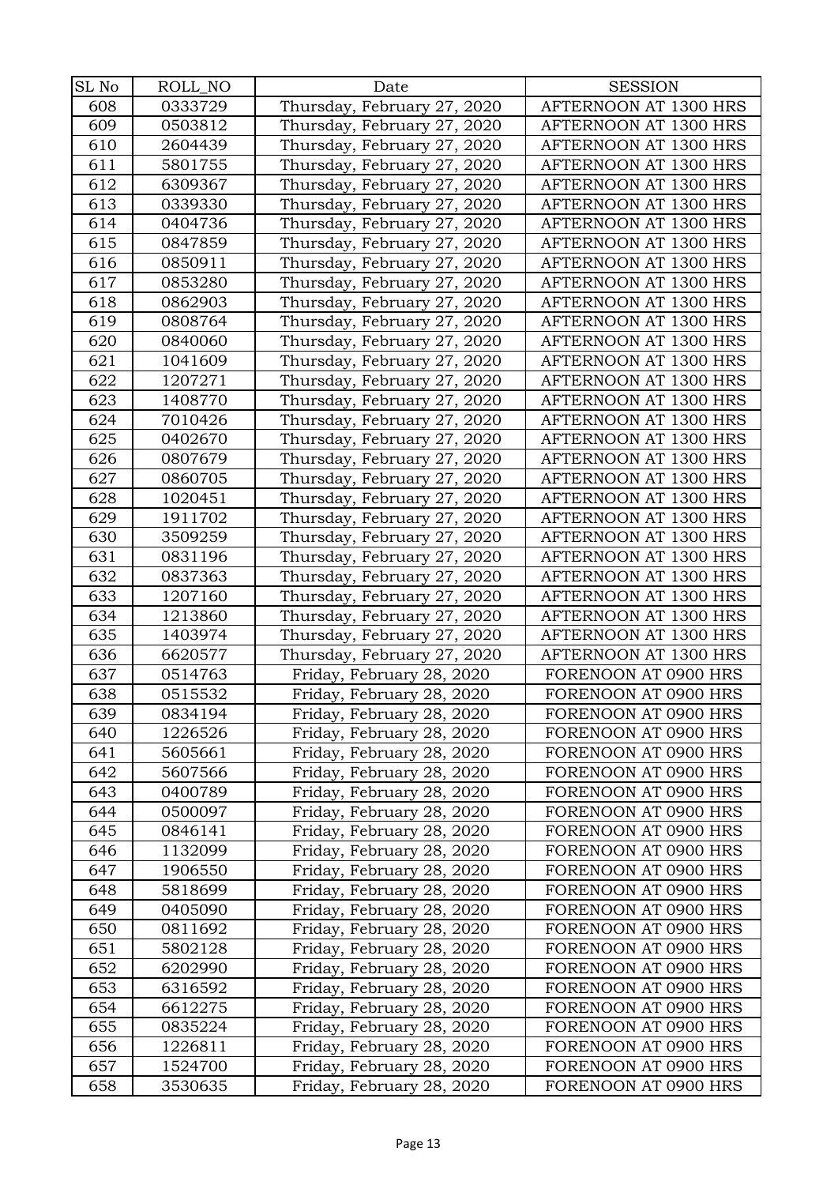| SL No | ROLL_NO | Date | SESSION |
|---|---|---|---|
| 608 | 0333729 | Thursday, February 27, 2020 | AFTERNOON AT 1300 HRS |
| 609 | 0503812 | Thursday, February 27, 2020 | AFTERNOON AT 1300 HRS |
| 610 | 2604439 | Thursday, February 27, 2020 | AFTERNOON AT 1300 HRS |
| 611 | 5801755 | Thursday, February 27, 2020 | AFTERNOON AT 1300 HRS |
| 612 | 6309367 | Thursday, February 27, 2020 | AFTERNOON AT 1300 HRS |
| 613 | 0339330 | Thursday, February 27, 2020 | AFTERNOON AT 1300 HRS |
| 614 | 0404736 | Thursday, February 27, 2020 | AFTERNOON AT 1300 HRS |
| 615 | 0847859 | Thursday, February 27, 2020 | AFTERNOON AT 1300 HRS |
| 616 | 0850911 | Thursday, February 27, 2020 | AFTERNOON AT 1300 HRS |
| 617 | 0853280 | Thursday, February 27, 2020 | AFTERNOON AT 1300 HRS |
| 618 | 0862903 | Thursday, February 27, 2020 | AFTERNOON AT 1300 HRS |
| 619 | 0808764 | Thursday, February 27, 2020 | AFTERNOON AT 1300 HRS |
| 620 | 0840060 | Thursday, February 27, 2020 | AFTERNOON AT 1300 HRS |
| 621 | 1041609 | Thursday, February 27, 2020 | AFTERNOON AT 1300 HRS |
| 622 | 1207271 | Thursday, February 27, 2020 | AFTERNOON AT 1300 HRS |
| 623 | 1408770 | Thursday, February 27, 2020 | AFTERNOON AT 1300 HRS |
| 624 | 7010426 | Thursday, February 27, 2020 | AFTERNOON AT 1300 HRS |
| 625 | 0402670 | Thursday, February 27, 2020 | AFTERNOON AT 1300 HRS |
| 626 | 0807679 | Thursday, February 27, 2020 | AFTERNOON AT 1300 HRS |
| 627 | 0860705 | Thursday, February 27, 2020 | AFTERNOON AT 1300 HRS |
| 628 | 1020451 | Thursday, February 27, 2020 | AFTERNOON AT 1300 HRS |
| 629 | 1911702 | Thursday, February 27, 2020 | AFTERNOON AT 1300 HRS |
| 630 | 3509259 | Thursday, February 27, 2020 | AFTERNOON AT 1300 HRS |
| 631 | 0831196 | Thursday, February 27, 2020 | AFTERNOON AT 1300 HRS |
| 632 | 0837363 | Thursday, February 27, 2020 | AFTERNOON AT 1300 HRS |
| 633 | 1207160 | Thursday, February 27, 2020 | AFTERNOON AT 1300 HRS |
| 634 | 1213860 | Thursday, February 27, 2020 | AFTERNOON AT 1300 HRS |
| 635 | 1403974 | Thursday, February 27, 2020 | AFTERNOON AT 1300 HRS |
| 636 | 6620577 | Thursday, February 27, 2020 | AFTERNOON AT 1300 HRS |
| 637 | 0514763 | Friday, February 28, 2020 | FORENOON AT 0900 HRS |
| 638 | 0515532 | Friday, February 28, 2020 | FORENOON AT 0900 HRS |
| 639 | 0834194 | Friday, February 28, 2020 | FORENOON AT 0900 HRS |
| 640 | 1226526 | Friday, February 28, 2020 | FORENOON AT 0900 HRS |
| 641 | 5605661 | Friday, February 28, 2020 | FORENOON AT 0900 HRS |
| 642 | 5607566 | Friday, February 28, 2020 | FORENOON AT 0900 HRS |
| 643 | 0400789 | Friday, February 28, 2020 | FORENOON AT 0900 HRS |
| 644 | 0500097 | Friday, February 28, 2020 | FORENOON AT 0900 HRS |
| 645 | 0846141 | Friday, February 28, 2020 | FORENOON AT 0900 HRS |
| 646 | 1132099 | Friday, February 28, 2020 | FORENOON AT 0900 HRS |
| 647 | 1906550 | Friday, February 28, 2020 | FORENOON AT 0900 HRS |
| 648 | 5818699 | Friday, February 28, 2020 | FORENOON AT 0900 HRS |
| 649 | 0405090 | Friday, February 28, 2020 | FORENOON AT 0900 HRS |
| 650 | 0811692 | Friday, February 28, 2020 | FORENOON AT 0900 HRS |
| 651 | 5802128 | Friday, February 28, 2020 | FORENOON AT 0900 HRS |
| 652 | 6202990 | Friday, February 28, 2020 | FORENOON AT 0900 HRS |
| 653 | 6316592 | Friday, February 28, 2020 | FORENOON AT 0900 HRS |
| 654 | 6612275 | Friday, February 28, 2020 | FORENOON AT 0900 HRS |
| 655 | 0835224 | Friday, February 28, 2020 | FORENOON AT 0900 HRS |
| 656 | 1226811 | Friday, February 28, 2020 | FORENOON AT 0900 HRS |
| 657 | 1524700 | Friday, February 28, 2020 | FORENOON AT 0900 HRS |
| 658 | 3530635 | Friday, February 28, 2020 | FORENOON AT 0900 HRS |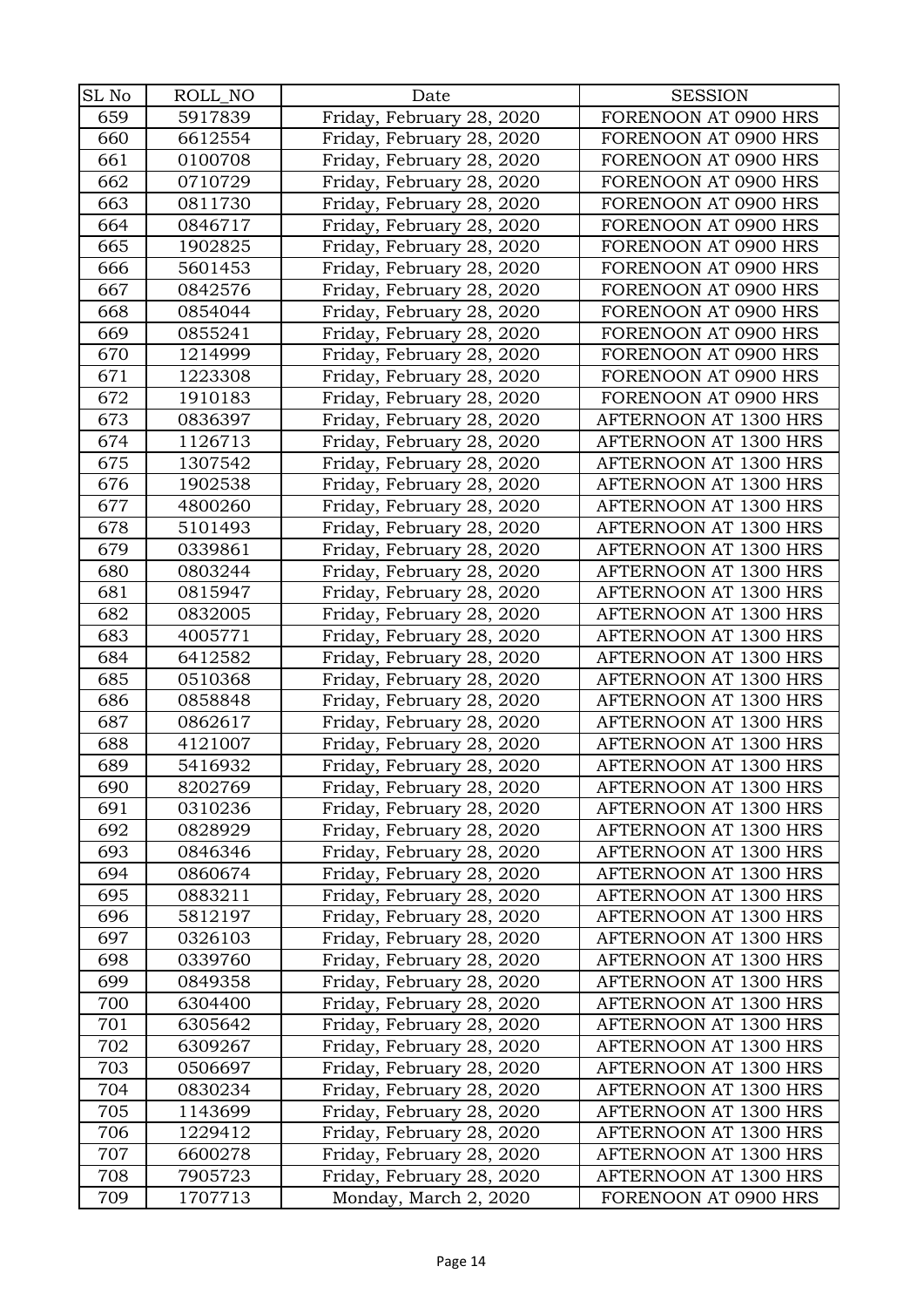| SL No | ROLL_NO | Date | SESSION |
|---|---|---|---|
| 659 | 5917839 | Friday, February 28, 2020 | FORENOON AT 0900 HRS |
| 660 | 6612554 | Friday, February 28, 2020 | FORENOON AT 0900 HRS |
| 661 | 0100708 | Friday, February 28, 2020 | FORENOON AT 0900 HRS |
| 662 | 0710729 | Friday, February 28, 2020 | FORENOON AT 0900 HRS |
| 663 | 0811730 | Friday, February 28, 2020 | FORENOON AT 0900 HRS |
| 664 | 0846717 | Friday, February 28, 2020 | FORENOON AT 0900 HRS |
| 665 | 1902825 | Friday, February 28, 2020 | FORENOON AT 0900 HRS |
| 666 | 5601453 | Friday, February 28, 2020 | FORENOON AT 0900 HRS |
| 667 | 0842576 | Friday, February 28, 2020 | FORENOON AT 0900 HRS |
| 668 | 0854044 | Friday, February 28, 2020 | FORENOON AT 0900 HRS |
| 669 | 0855241 | Friday, February 28, 2020 | FORENOON AT 0900 HRS |
| 670 | 1214999 | Friday, February 28, 2020 | FORENOON AT 0900 HRS |
| 671 | 1223308 | Friday, February 28, 2020 | FORENOON AT 0900 HRS |
| 672 | 1910183 | Friday, February 28, 2020 | FORENOON AT 0900 HRS |
| 673 | 0836397 | Friday, February 28, 2020 | AFTERNOON AT 1300 HRS |
| 674 | 1126713 | Friday, February 28, 2020 | AFTERNOON AT 1300 HRS |
| 675 | 1307542 | Friday, February 28, 2020 | AFTERNOON AT 1300 HRS |
| 676 | 1902538 | Friday, February 28, 2020 | AFTERNOON AT 1300 HRS |
| 677 | 4800260 | Friday, February 28, 2020 | AFTERNOON AT 1300 HRS |
| 678 | 5101493 | Friday, February 28, 2020 | AFTERNOON AT 1300 HRS |
| 679 | 0339861 | Friday, February 28, 2020 | AFTERNOON AT 1300 HRS |
| 680 | 0803244 | Friday, February 28, 2020 | AFTERNOON AT 1300 HRS |
| 681 | 0815947 | Friday, February 28, 2020 | AFTERNOON AT 1300 HRS |
| 682 | 0832005 | Friday, February 28, 2020 | AFTERNOON AT 1300 HRS |
| 683 | 4005771 | Friday, February 28, 2020 | AFTERNOON AT 1300 HRS |
| 684 | 6412582 | Friday, February 28, 2020 | AFTERNOON AT 1300 HRS |
| 685 | 0510368 | Friday, February 28, 2020 | AFTERNOON AT 1300 HRS |
| 686 | 0858848 | Friday, February 28, 2020 | AFTERNOON AT 1300 HRS |
| 687 | 0862617 | Friday, February 28, 2020 | AFTERNOON AT 1300 HRS |
| 688 | 4121007 | Friday, February 28, 2020 | AFTERNOON AT 1300 HRS |
| 689 | 5416932 | Friday, February 28, 2020 | AFTERNOON AT 1300 HRS |
| 690 | 8202769 | Friday, February 28, 2020 | AFTERNOON AT 1300 HRS |
| 691 | 0310236 | Friday, February 28, 2020 | AFTERNOON AT 1300 HRS |
| 692 | 0828929 | Friday, February 28, 2020 | AFTERNOON AT 1300 HRS |
| 693 | 0846346 | Friday, February 28, 2020 | AFTERNOON AT 1300 HRS |
| 694 | 0860674 | Friday, February 28, 2020 | AFTERNOON AT 1300 HRS |
| 695 | 0883211 | Friday, February 28, 2020 | AFTERNOON AT 1300 HRS |
| 696 | 5812197 | Friday, February 28, 2020 | AFTERNOON AT 1300 HRS |
| 697 | 0326103 | Friday, February 28, 2020 | AFTERNOON AT 1300 HRS |
| 698 | 0339760 | Friday, February 28, 2020 | AFTERNOON AT 1300 HRS |
| 699 | 0849358 | Friday, February 28, 2020 | AFTERNOON AT 1300 HRS |
| 700 | 6304400 | Friday, February 28, 2020 | AFTERNOON AT 1300 HRS |
| 701 | 6305642 | Friday, February 28, 2020 | AFTERNOON AT 1300 HRS |
| 702 | 6309267 | Friday, February 28, 2020 | AFTERNOON AT 1300 HRS |
| 703 | 0506697 | Friday, February 28, 2020 | AFTERNOON AT 1300 HRS |
| 704 | 0830234 | Friday, February 28, 2020 | AFTERNOON AT 1300 HRS |
| 705 | 1143699 | Friday, February 28, 2020 | AFTERNOON AT 1300 HRS |
| 706 | 1229412 | Friday, February 28, 2020 | AFTERNOON AT 1300 HRS |
| 707 | 6600278 | Friday, February 28, 2020 | AFTERNOON AT 1300 HRS |
| 708 | 7905723 | Friday, February 28, 2020 | AFTERNOON AT 1300 HRS |
| 709 | 1707713 | Monday, March 2, 2020 | FORENOON AT 0900 HRS |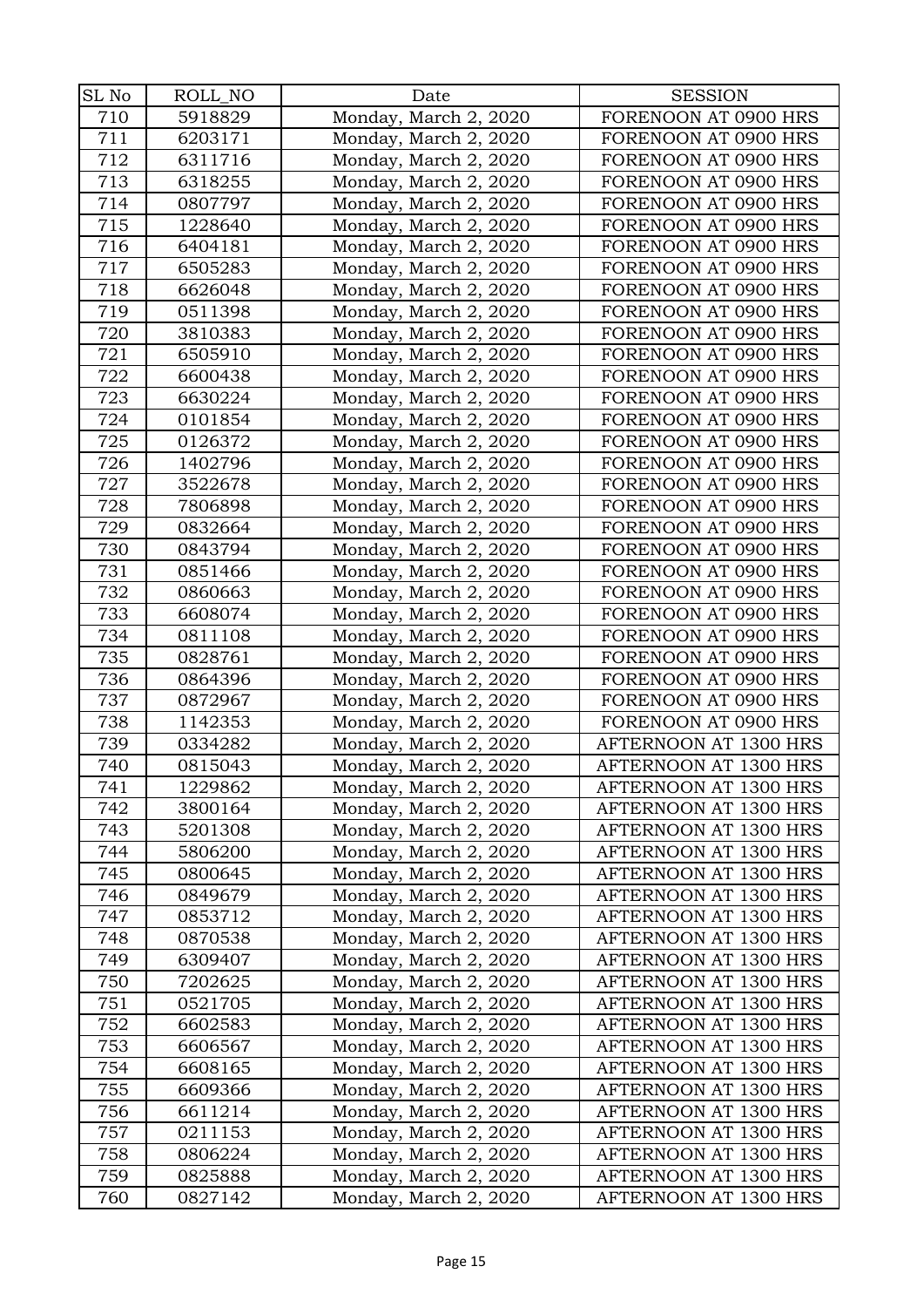| SL No | ROLL_NO | Date | SESSION |
|---|---|---|---|
| 710 | 5918829 | Monday, March 2, 2020 | FORENOON AT 0900 HRS |
| 711 | 6203171 | Monday, March 2, 2020 | FORENOON AT 0900 HRS |
| 712 | 6311716 | Monday, March 2, 2020 | FORENOON AT 0900 HRS |
| 713 | 6318255 | Monday, March 2, 2020 | FORENOON AT 0900 HRS |
| 714 | 0807797 | Monday, March 2, 2020 | FORENOON AT 0900 HRS |
| 715 | 1228640 | Monday, March 2, 2020 | FORENOON AT 0900 HRS |
| 716 | 6404181 | Monday, March 2, 2020 | FORENOON AT 0900 HRS |
| 717 | 6505283 | Monday, March 2, 2020 | FORENOON AT 0900 HRS |
| 718 | 6626048 | Monday, March 2, 2020 | FORENOON AT 0900 HRS |
| 719 | 0511398 | Monday, March 2, 2020 | FORENOON AT 0900 HRS |
| 720 | 3810383 | Monday, March 2, 2020 | FORENOON AT 0900 HRS |
| 721 | 6505910 | Monday, March 2, 2020 | FORENOON AT 0900 HRS |
| 722 | 6600438 | Monday, March 2, 2020 | FORENOON AT 0900 HRS |
| 723 | 6630224 | Monday, March 2, 2020 | FORENOON AT 0900 HRS |
| 724 | 0101854 | Monday, March 2, 2020 | FORENOON AT 0900 HRS |
| 725 | 0126372 | Monday, March 2, 2020 | FORENOON AT 0900 HRS |
| 726 | 1402796 | Monday, March 2, 2020 | FORENOON AT 0900 HRS |
| 727 | 3522678 | Monday, March 2, 2020 | FORENOON AT 0900 HRS |
| 728 | 7806898 | Monday, March 2, 2020 | FORENOON AT 0900 HRS |
| 729 | 0832664 | Monday, March 2, 2020 | FORENOON AT 0900 HRS |
| 730 | 0843794 | Monday, March 2, 2020 | FORENOON AT 0900 HRS |
| 731 | 0851466 | Monday, March 2, 2020 | FORENOON AT 0900 HRS |
| 732 | 0860663 | Monday, March 2, 2020 | FORENOON AT 0900 HRS |
| 733 | 6608074 | Monday, March 2, 2020 | FORENOON AT 0900 HRS |
| 734 | 0811108 | Monday, March 2, 2020 | FORENOON AT 0900 HRS |
| 735 | 0828761 | Monday, March 2, 2020 | FORENOON AT 0900 HRS |
| 736 | 0864396 | Monday, March 2, 2020 | FORENOON AT 0900 HRS |
| 737 | 0872967 | Monday, March 2, 2020 | FORENOON AT 0900 HRS |
| 738 | 1142353 | Monday, March 2, 2020 | FORENOON AT 0900 HRS |
| 739 | 0334282 | Monday, March 2, 2020 | AFTERNOON AT 1300 HRS |
| 740 | 0815043 | Monday, March 2, 2020 | AFTERNOON AT 1300 HRS |
| 741 | 1229862 | Monday, March 2, 2020 | AFTERNOON AT 1300 HRS |
| 742 | 3800164 | Monday, March 2, 2020 | AFTERNOON AT 1300 HRS |
| 743 | 5201308 | Monday, March 2, 2020 | AFTERNOON AT 1300 HRS |
| 744 | 5806200 | Monday, March 2, 2020 | AFTERNOON AT 1300 HRS |
| 745 | 0800645 | Monday, March 2, 2020 | AFTERNOON AT 1300 HRS |
| 746 | 0849679 | Monday, March 2, 2020 | AFTERNOON AT 1300 HRS |
| 747 | 0853712 | Monday, March 2, 2020 | AFTERNOON AT 1300 HRS |
| 748 | 0870538 | Monday, March 2, 2020 | AFTERNOON AT 1300 HRS |
| 749 | 6309407 | Monday, March 2, 2020 | AFTERNOON AT 1300 HRS |
| 750 | 7202625 | Monday, March 2, 2020 | AFTERNOON AT 1300 HRS |
| 751 | 0521705 | Monday, March 2, 2020 | AFTERNOON AT 1300 HRS |
| 752 | 6602583 | Monday, March 2, 2020 | AFTERNOON AT 1300 HRS |
| 753 | 6606567 | Monday, March 2, 2020 | AFTERNOON AT 1300 HRS |
| 754 | 6608165 | Monday, March 2, 2020 | AFTERNOON AT 1300 HRS |
| 755 | 6609366 | Monday, March 2, 2020 | AFTERNOON AT 1300 HRS |
| 756 | 6611214 | Monday, March 2, 2020 | AFTERNOON AT 1300 HRS |
| 757 | 0211153 | Monday, March 2, 2020 | AFTERNOON AT 1300 HRS |
| 758 | 0806224 | Monday, March 2, 2020 | AFTERNOON AT 1300 HRS |
| 759 | 0825888 | Monday, March 2, 2020 | AFTERNOON AT 1300 HRS |
| 760 | 0827142 | Monday, March 2, 2020 | AFTERNOON AT 1300 HRS |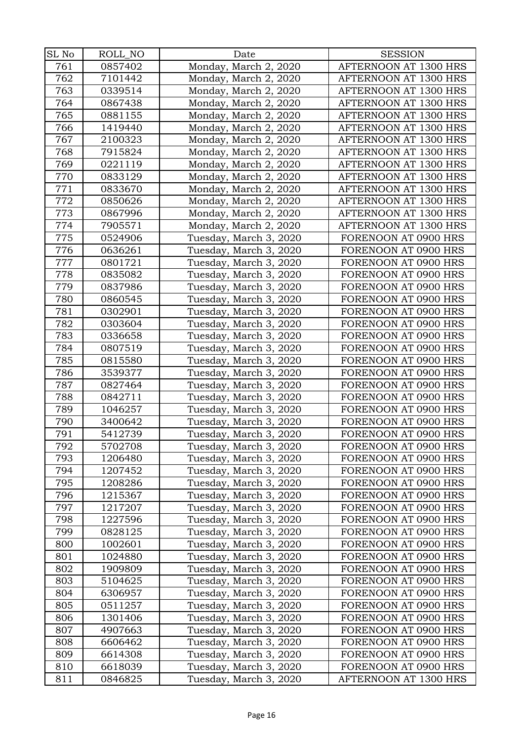| SL No | ROLL_NO | Date | SESSION |
|---|---|---|---|
| 761 | 0857402 | Monday, March 2, 2020 | AFTERNOON AT 1300 HRS |
| 762 | 7101442 | Monday, March 2, 2020 | AFTERNOON AT 1300 HRS |
| 763 | 0339514 | Monday, March 2, 2020 | AFTERNOON AT 1300 HRS |
| 764 | 0867438 | Monday, March 2, 2020 | AFTERNOON AT 1300 HRS |
| 765 | 0881155 | Monday, March 2, 2020 | AFTERNOON AT 1300 HRS |
| 766 | 1419440 | Monday, March 2, 2020 | AFTERNOON AT 1300 HRS |
| 767 | 2100323 | Monday, March 2, 2020 | AFTERNOON AT 1300 HRS |
| 768 | 7915824 | Monday, March 2, 2020 | AFTERNOON AT 1300 HRS |
| 769 | 0221119 | Monday, March 2, 2020 | AFTERNOON AT 1300 HRS |
| 770 | 0833129 | Monday, March 2, 2020 | AFTERNOON AT 1300 HRS |
| 771 | 0833670 | Monday, March 2, 2020 | AFTERNOON AT 1300 HRS |
| 772 | 0850626 | Monday, March 2, 2020 | AFTERNOON AT 1300 HRS |
| 773 | 0867996 | Monday, March 2, 2020 | AFTERNOON AT 1300 HRS |
| 774 | 7905571 | Monday, March 2, 2020 | AFTERNOON AT 1300 HRS |
| 775 | 0524906 | Tuesday, March 3, 2020 | FORENOON AT 0900 HRS |
| 776 | 0636261 | Tuesday, March 3, 2020 | FORENOON AT 0900 HRS |
| 777 | 0801721 | Tuesday, March 3, 2020 | FORENOON AT 0900 HRS |
| 778 | 0835082 | Tuesday, March 3, 2020 | FORENOON AT 0900 HRS |
| 779 | 0837986 | Tuesday, March 3, 2020 | FORENOON AT 0900 HRS |
| 780 | 0860545 | Tuesday, March 3, 2020 | FORENOON AT 0900 HRS |
| 781 | 0302901 | Tuesday, March 3, 2020 | FORENOON AT 0900 HRS |
| 782 | 0303604 | Tuesday, March 3, 2020 | FORENOON AT 0900 HRS |
| 783 | 0336658 | Tuesday, March 3, 2020 | FORENOON AT 0900 HRS |
| 784 | 0807519 | Tuesday, March 3, 2020 | FORENOON AT 0900 HRS |
| 785 | 0815580 | Tuesday, March 3, 2020 | FORENOON AT 0900 HRS |
| 786 | 3539377 | Tuesday, March 3, 2020 | FORENOON AT 0900 HRS |
| 787 | 0827464 | Tuesday, March 3, 2020 | FORENOON AT 0900 HRS |
| 788 | 0842711 | Tuesday, March 3, 2020 | FORENOON AT 0900 HRS |
| 789 | 1046257 | Tuesday, March 3, 2020 | FORENOON AT 0900 HRS |
| 790 | 3400642 | Tuesday, March 3, 2020 | FORENOON AT 0900 HRS |
| 791 | 5412739 | Tuesday, March 3, 2020 | FORENOON AT 0900 HRS |
| 792 | 5702708 | Tuesday, March 3, 2020 | FORENOON AT 0900 HRS |
| 793 | 1206480 | Tuesday, March 3, 2020 | FORENOON AT 0900 HRS |
| 794 | 1207452 | Tuesday, March 3, 2020 | FORENOON AT 0900 HRS |
| 795 | 1208286 | Tuesday, March 3, 2020 | FORENOON AT 0900 HRS |
| 796 | 1215367 | Tuesday, March 3, 2020 | FORENOON AT 0900 HRS |
| 797 | 1217207 | Tuesday, March 3, 2020 | FORENOON AT 0900 HRS |
| 798 | 1227596 | Tuesday, March 3, 2020 | FORENOON AT 0900 HRS |
| 799 | 0828125 | Tuesday, March 3, 2020 | FORENOON AT 0900 HRS |
| 800 | 1002601 | Tuesday, March 3, 2020 | FORENOON AT 0900 HRS |
| 801 | 1024880 | Tuesday, March 3, 2020 | FORENOON AT 0900 HRS |
| 802 | 1909809 | Tuesday, March 3, 2020 | FORENOON AT 0900 HRS |
| 803 | 5104625 | Tuesday, March 3, 2020 | FORENOON AT 0900 HRS |
| 804 | 6306957 | Tuesday, March 3, 2020 | FORENOON AT 0900 HRS |
| 805 | 0511257 | Tuesday, March 3, 2020 | FORENOON AT 0900 HRS |
| 806 | 1301406 | Tuesday, March 3, 2020 | FORENOON AT 0900 HRS |
| 807 | 4907663 | Tuesday, March 3, 2020 | FORENOON AT 0900 HRS |
| 808 | 6606462 | Tuesday, March 3, 2020 | FORENOON AT 0900 HRS |
| 809 | 6614308 | Tuesday, March 3, 2020 | FORENOON AT 0900 HRS |
| 810 | 6618039 | Tuesday, March 3, 2020 | FORENOON AT 0900 HRS |
| 811 | 0846825 | Tuesday, March 3, 2020 | AFTERNOON AT 1300 HRS |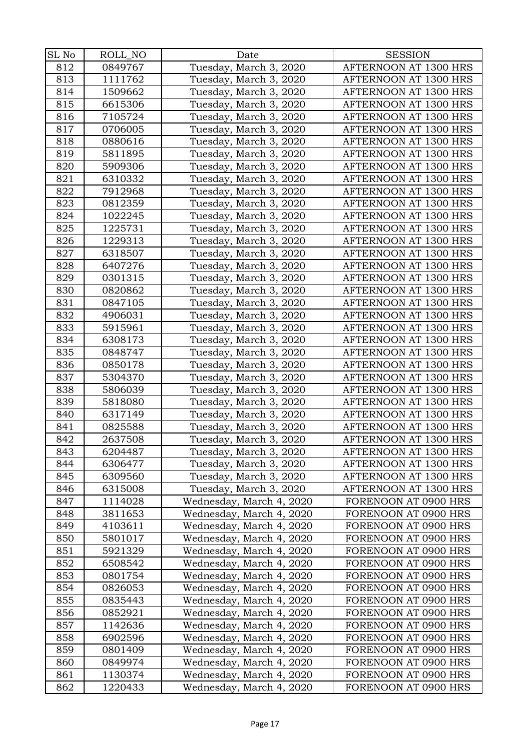| SL No | ROLL_NO | Date | SESSION |
| --- | --- | --- | --- |
| 812 | 0849767 | Tuesday, March 3, 2020 | AFTERNOON AT 1300 HRS |
| 813 | 1111762 | Tuesday, March 3, 2020 | AFTERNOON AT 1300 HRS |
| 814 | 1509662 | Tuesday, March 3, 2020 | AFTERNOON AT 1300 HRS |
| 815 | 6615306 | Tuesday, March 3, 2020 | AFTERNOON AT 1300 HRS |
| 816 | 7105724 | Tuesday, March 3, 2020 | AFTERNOON AT 1300 HRS |
| 817 | 0706005 | Tuesday, March 3, 2020 | AFTERNOON AT 1300 HRS |
| 818 | 0880616 | Tuesday, March 3, 2020 | AFTERNOON AT 1300 HRS |
| 819 | 5811895 | Tuesday, March 3, 2020 | AFTERNOON AT 1300 HRS |
| 820 | 5909306 | Tuesday, March 3, 2020 | AFTERNOON AT 1300 HRS |
| 821 | 6310332 | Tuesday, March 3, 2020 | AFTERNOON AT 1300 HRS |
| 822 | 7912968 | Tuesday, March 3, 2020 | AFTERNOON AT 1300 HRS |
| 823 | 0812359 | Tuesday, March 3, 2020 | AFTERNOON AT 1300 HRS |
| 824 | 1022245 | Tuesday, March 3, 2020 | AFTERNOON AT 1300 HRS |
| 825 | 1225731 | Tuesday, March 3, 2020 | AFTERNOON AT 1300 HRS |
| 826 | 1229313 | Tuesday, March 3, 2020 | AFTERNOON AT 1300 HRS |
| 827 | 6318507 | Tuesday, March 3, 2020 | AFTERNOON AT 1300 HRS |
| 828 | 6407276 | Tuesday, March 3, 2020 | AFTERNOON AT 1300 HRS |
| 829 | 0301315 | Tuesday, March 3, 2020 | AFTERNOON AT 1300 HRS |
| 830 | 0820862 | Tuesday, March 3, 2020 | AFTERNOON AT 1300 HRS |
| 831 | 0847105 | Tuesday, March 3, 2020 | AFTERNOON AT 1300 HRS |
| 832 | 4906031 | Tuesday, March 3, 2020 | AFTERNOON AT 1300 HRS |
| 833 | 5915961 | Tuesday, March 3, 2020 | AFTERNOON AT 1300 HRS |
| 834 | 6308173 | Tuesday, March 3, 2020 | AFTERNOON AT 1300 HRS |
| 835 | 0848747 | Tuesday, March 3, 2020 | AFTERNOON AT 1300 HRS |
| 836 | 0850178 | Tuesday, March 3, 2020 | AFTERNOON AT 1300 HRS |
| 837 | 5304370 | Tuesday, March 3, 2020 | AFTERNOON AT 1300 HRS |
| 838 | 5806039 | Tuesday, March 3, 2020 | AFTERNOON AT 1300 HRS |
| 839 | 5818080 | Tuesday, March 3, 2020 | AFTERNOON AT 1300 HRS |
| 840 | 6317149 | Tuesday, March 3, 2020 | AFTERNOON AT 1300 HRS |
| 841 | 0825588 | Tuesday, March 3, 2020 | AFTERNOON AT 1300 HRS |
| 842 | 2637508 | Tuesday, March 3, 2020 | AFTERNOON AT 1300 HRS |
| 843 | 6204487 | Tuesday, March 3, 2020 | AFTERNOON AT 1300 HRS |
| 844 | 6306477 | Tuesday, March 3, 2020 | AFTERNOON AT 1300 HRS |
| 845 | 6309560 | Tuesday, March 3, 2020 | AFTERNOON AT 1300 HRS |
| 846 | 6315008 | Tuesday, March 3, 2020 | AFTERNOON AT 1300 HRS |
| 847 | 1114028 | Wednesday, March 4, 2020 | FORENOON AT 0900 HRS |
| 848 | 3811653 | Wednesday, March 4, 2020 | FORENOON AT 0900 HRS |
| 849 | 4103611 | Wednesday, March 4, 2020 | FORENOON AT 0900 HRS |
| 850 | 5801017 | Wednesday, March 4, 2020 | FORENOON AT 0900 HRS |
| 851 | 5921329 | Wednesday, March 4, 2020 | FORENOON AT 0900 HRS |
| 852 | 6508542 | Wednesday, March 4, 2020 | FORENOON AT 0900 HRS |
| 853 | 0801754 | Wednesday, March 4, 2020 | FORENOON AT 0900 HRS |
| 854 | 0826053 | Wednesday, March 4, 2020 | FORENOON AT 0900 HRS |
| 855 | 0835443 | Wednesday, March 4, 2020 | FORENOON AT 0900 HRS |
| 856 | 0852921 | Wednesday, March 4, 2020 | FORENOON AT 0900 HRS |
| 857 | 1142636 | Wednesday, March 4, 2020 | FORENOON AT 0900 HRS |
| 858 | 6902596 | Wednesday, March 4, 2020 | FORENOON AT 0900 HRS |
| 859 | 0801409 | Wednesday, March 4, 2020 | FORENOON AT 0900 HRS |
| 860 | 0849974 | Wednesday, March 4, 2020 | FORENOON AT 0900 HRS |
| 861 | 1130374 | Wednesday, March 4, 2020 | FORENOON AT 0900 HRS |
| 862 | 1220433 | Wednesday, March 4, 2020 | FORENOON AT 0900 HRS |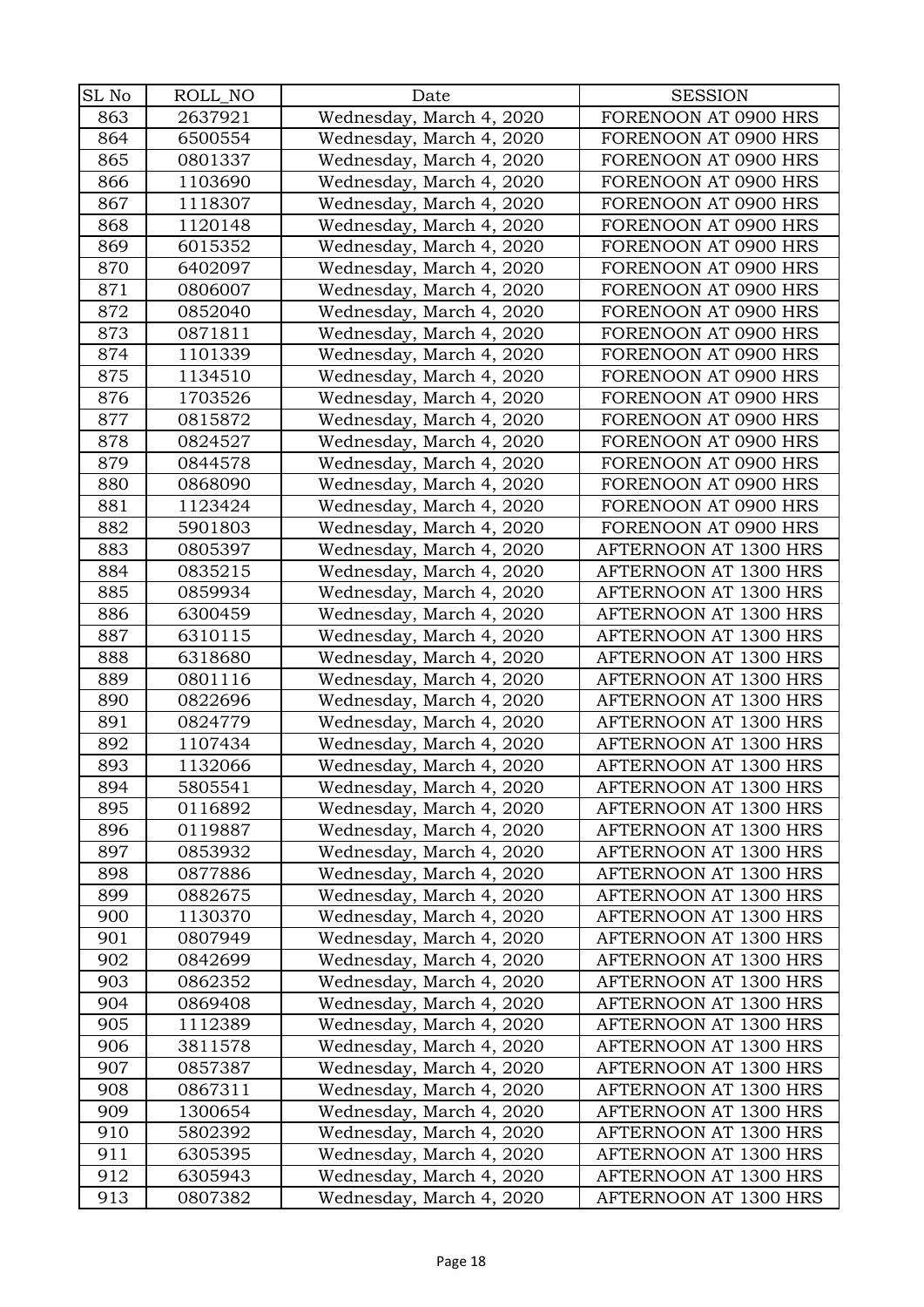| SL No | ROLL_NO | Date | SESSION |
|---|---|---|---|
| 863 | 2637921 | Wednesday, March 4, 2020 | FORENOON AT 0900 HRS |
| 864 | 6500554 | Wednesday, March 4, 2020 | FORENOON AT 0900 HRS |
| 865 | 0801337 | Wednesday, March 4, 2020 | FORENOON AT 0900 HRS |
| 866 | 1103690 | Wednesday, March 4, 2020 | FORENOON AT 0900 HRS |
| 867 | 1118307 | Wednesday, March 4, 2020 | FORENOON AT 0900 HRS |
| 868 | 1120148 | Wednesday, March 4, 2020 | FORENOON AT 0900 HRS |
| 869 | 6015352 | Wednesday, March 4, 2020 | FORENOON AT 0900 HRS |
| 870 | 6402097 | Wednesday, March 4, 2020 | FORENOON AT 0900 HRS |
| 871 | 0806007 | Wednesday, March 4, 2020 | FORENOON AT 0900 HRS |
| 872 | 0852040 | Wednesday, March 4, 2020 | FORENOON AT 0900 HRS |
| 873 | 0871811 | Wednesday, March 4, 2020 | FORENOON AT 0900 HRS |
| 874 | 1101339 | Wednesday, March 4, 2020 | FORENOON AT 0900 HRS |
| 875 | 1134510 | Wednesday, March 4, 2020 | FORENOON AT 0900 HRS |
| 876 | 1703526 | Wednesday, March 4, 2020 | FORENOON AT 0900 HRS |
| 877 | 0815872 | Wednesday, March 4, 2020 | FORENOON AT 0900 HRS |
| 878 | 0824527 | Wednesday, March 4, 2020 | FORENOON AT 0900 HRS |
| 879 | 0844578 | Wednesday, March 4, 2020 | FORENOON AT 0900 HRS |
| 880 | 0868090 | Wednesday, March 4, 2020 | FORENOON AT 0900 HRS |
| 881 | 1123424 | Wednesday, March 4, 2020 | FORENOON AT 0900 HRS |
| 882 | 5901803 | Wednesday, March 4, 2020 | FORENOON AT 0900 HRS |
| 883 | 0805397 | Wednesday, March 4, 2020 | AFTERNOON AT 1300 HRS |
| 884 | 0835215 | Wednesday, March 4, 2020 | AFTERNOON AT 1300 HRS |
| 885 | 0859934 | Wednesday, March 4, 2020 | AFTERNOON AT 1300 HRS |
| 886 | 6300459 | Wednesday, March 4, 2020 | AFTERNOON AT 1300 HRS |
| 887 | 6310115 | Wednesday, March 4, 2020 | AFTERNOON AT 1300 HRS |
| 888 | 6318680 | Wednesday, March 4, 2020 | AFTERNOON AT 1300 HRS |
| 889 | 0801116 | Wednesday, March 4, 2020 | AFTERNOON AT 1300 HRS |
| 890 | 0822696 | Wednesday, March 4, 2020 | AFTERNOON AT 1300 HRS |
| 891 | 0824779 | Wednesday, March 4, 2020 | AFTERNOON AT 1300 HRS |
| 892 | 1107434 | Wednesday, March 4, 2020 | AFTERNOON AT 1300 HRS |
| 893 | 1132066 | Wednesday, March 4, 2020 | AFTERNOON AT 1300 HRS |
| 894 | 5805541 | Wednesday, March 4, 2020 | AFTERNOON AT 1300 HRS |
| 895 | 0116892 | Wednesday, March 4, 2020 | AFTERNOON AT 1300 HRS |
| 896 | 0119887 | Wednesday, March 4, 2020 | AFTERNOON AT 1300 HRS |
| 897 | 0853932 | Wednesday, March 4, 2020 | AFTERNOON AT 1300 HRS |
| 898 | 0877886 | Wednesday, March 4, 2020 | AFTERNOON AT 1300 HRS |
| 899 | 0882675 | Wednesday, March 4, 2020 | AFTERNOON AT 1300 HRS |
| 900 | 1130370 | Wednesday, March 4, 2020 | AFTERNOON AT 1300 HRS |
| 901 | 0807949 | Wednesday, March 4, 2020 | AFTERNOON AT 1300 HRS |
| 902 | 0842699 | Wednesday, March 4, 2020 | AFTERNOON AT 1300 HRS |
| 903 | 0862352 | Wednesday, March 4, 2020 | AFTERNOON AT 1300 HRS |
| 904 | 0869408 | Wednesday, March 4, 2020 | AFTERNOON AT 1300 HRS |
| 905 | 1112389 | Wednesday, March 4, 2020 | AFTERNOON AT 1300 HRS |
| 906 | 3811578 | Wednesday, March 4, 2020 | AFTERNOON AT 1300 HRS |
| 907 | 0857387 | Wednesday, March 4, 2020 | AFTERNOON AT 1300 HRS |
| 908 | 0867311 | Wednesday, March 4, 2020 | AFTERNOON AT 1300 HRS |
| 909 | 1300654 | Wednesday, March 4, 2020 | AFTERNOON AT 1300 HRS |
| 910 | 5802392 | Wednesday, March 4, 2020 | AFTERNOON AT 1300 HRS |
| 911 | 6305395 | Wednesday, March 4, 2020 | AFTERNOON AT 1300 HRS |
| 912 | 6305943 | Wednesday, March 4, 2020 | AFTERNOON AT 1300 HRS |
| 913 | 0807382 | Wednesday, March 4, 2020 | AFTERNOON AT 1300 HRS |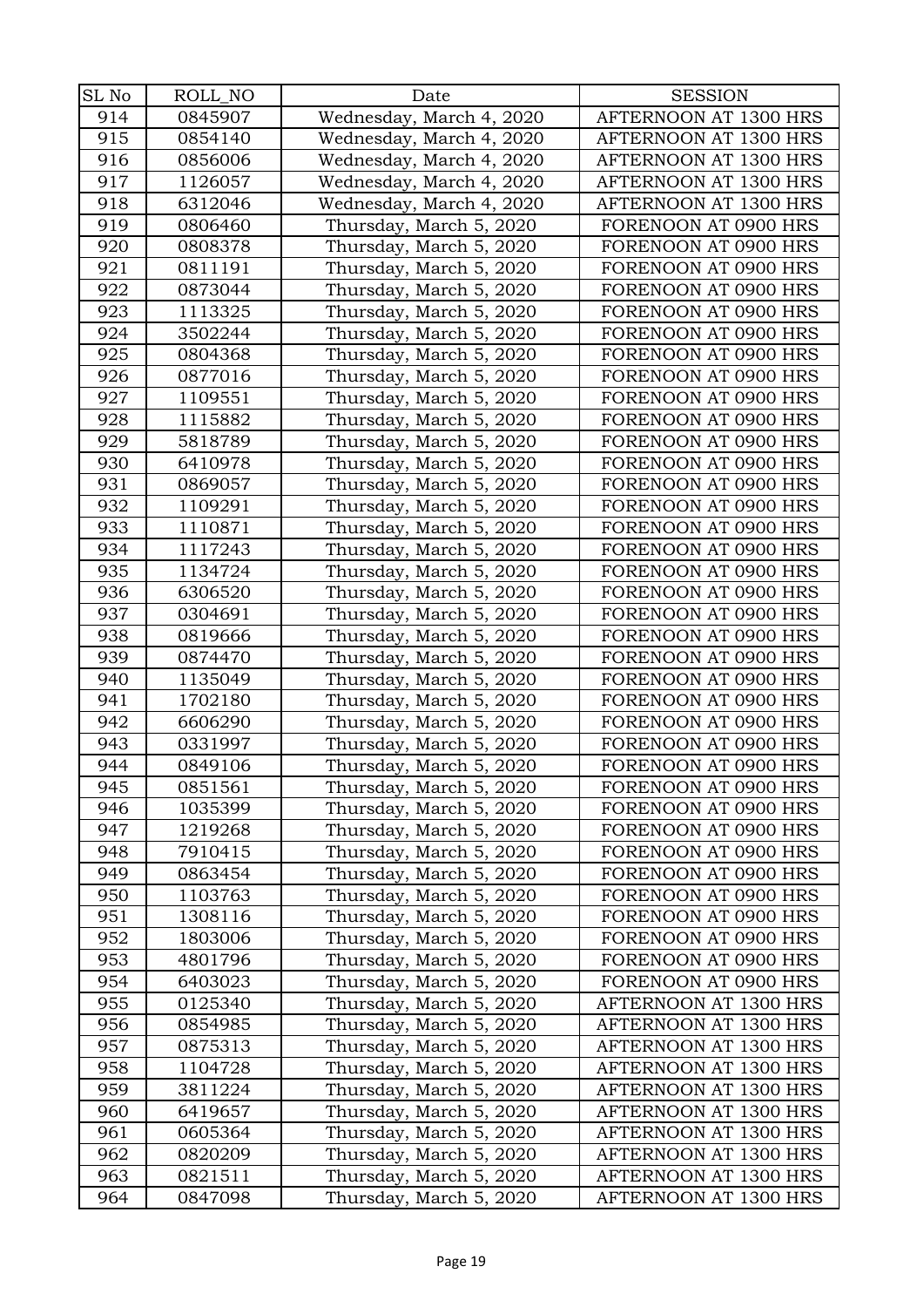| SL No | ROLL_NO | Date | SESSION |
|---|---|---|---|
| 914 | 0845907 | Wednesday, March 4, 2020 | AFTERNOON AT 1300 HRS |
| 915 | 0854140 | Wednesday, March 4, 2020 | AFTERNOON AT 1300 HRS |
| 916 | 0856006 | Wednesday, March 4, 2020 | AFTERNOON AT 1300 HRS |
| 917 | 1126057 | Wednesday, March 4, 2020 | AFTERNOON AT 1300 HRS |
| 918 | 6312046 | Wednesday, March 4, 2020 | AFTERNOON AT 1300 HRS |
| 919 | 0806460 | Thursday, March 5, 2020 | FORENOON AT 0900 HRS |
| 920 | 0808378 | Thursday, March 5, 2020 | FORENOON AT 0900 HRS |
| 921 | 0811191 | Thursday, March 5, 2020 | FORENOON AT 0900 HRS |
| 922 | 0873044 | Thursday, March 5, 2020 | FORENOON AT 0900 HRS |
| 923 | 1113325 | Thursday, March 5, 2020 | FORENOON AT 0900 HRS |
| 924 | 3502244 | Thursday, March 5, 2020 | FORENOON AT 0900 HRS |
| 925 | 0804368 | Thursday, March 5, 2020 | FORENOON AT 0900 HRS |
| 926 | 0877016 | Thursday, March 5, 2020 | FORENOON AT 0900 HRS |
| 927 | 1109551 | Thursday, March 5, 2020 | FORENOON AT 0900 HRS |
| 928 | 1115882 | Thursday, March 5, 2020 | FORENOON AT 0900 HRS |
| 929 | 5818789 | Thursday, March 5, 2020 | FORENOON AT 0900 HRS |
| 930 | 6410978 | Thursday, March 5, 2020 | FORENOON AT 0900 HRS |
| 931 | 0869057 | Thursday, March 5, 2020 | FORENOON AT 0900 HRS |
| 932 | 1109291 | Thursday, March 5, 2020 | FORENOON AT 0900 HRS |
| 933 | 1110871 | Thursday, March 5, 2020 | FORENOON AT 0900 HRS |
| 934 | 1117243 | Thursday, March 5, 2020 | FORENOON AT 0900 HRS |
| 935 | 1134724 | Thursday, March 5, 2020 | FORENOON AT 0900 HRS |
| 936 | 6306520 | Thursday, March 5, 2020 | FORENOON AT 0900 HRS |
| 937 | 0304691 | Thursday, March 5, 2020 | FORENOON AT 0900 HRS |
| 938 | 0819666 | Thursday, March 5, 2020 | FORENOON AT 0900 HRS |
| 939 | 0874470 | Thursday, March 5, 2020 | FORENOON AT 0900 HRS |
| 940 | 1135049 | Thursday, March 5, 2020 | FORENOON AT 0900 HRS |
| 941 | 1702180 | Thursday, March 5, 2020 | FORENOON AT 0900 HRS |
| 942 | 6606290 | Thursday, March 5, 2020 | FORENOON AT 0900 HRS |
| 943 | 0331997 | Thursday, March 5, 2020 | FORENOON AT 0900 HRS |
| 944 | 0849106 | Thursday, March 5, 2020 | FORENOON AT 0900 HRS |
| 945 | 0851561 | Thursday, March 5, 2020 | FORENOON AT 0900 HRS |
| 946 | 1035399 | Thursday, March 5, 2020 | FORENOON AT 0900 HRS |
| 947 | 1219268 | Thursday, March 5, 2020 | FORENOON AT 0900 HRS |
| 948 | 7910415 | Thursday, March 5, 2020 | FORENOON AT 0900 HRS |
| 949 | 0863454 | Thursday, March 5, 2020 | FORENOON AT 0900 HRS |
| 950 | 1103763 | Thursday, March 5, 2020 | FORENOON AT 0900 HRS |
| 951 | 1308116 | Thursday, March 5, 2020 | FORENOON AT 0900 HRS |
| 952 | 1803006 | Thursday, March 5, 2020 | FORENOON AT 0900 HRS |
| 953 | 4801796 | Thursday, March 5, 2020 | FORENOON AT 0900 HRS |
| 954 | 6403023 | Thursday, March 5, 2020 | FORENOON AT 0900 HRS |
| 955 | 0125340 | Thursday, March 5, 2020 | AFTERNOON AT 1300 HRS |
| 956 | 0854985 | Thursday, March 5, 2020 | AFTERNOON AT 1300 HRS |
| 957 | 0875313 | Thursday, March 5, 2020 | AFTERNOON AT 1300 HRS |
| 958 | 1104728 | Thursday, March 5, 2020 | AFTERNOON AT 1300 HRS |
| 959 | 3811224 | Thursday, March 5, 2020 | AFTERNOON AT 1300 HRS |
| 960 | 6419657 | Thursday, March 5, 2020 | AFTERNOON AT 1300 HRS |
| 961 | 0605364 | Thursday, March 5, 2020 | AFTERNOON AT 1300 HRS |
| 962 | 0820209 | Thursday, March 5, 2020 | AFTERNOON AT 1300 HRS |
| 963 | 0821511 | Thursday, March 5, 2020 | AFTERNOON AT 1300 HRS |
| 964 | 0847098 | Thursday, March 5, 2020 | AFTERNOON AT 1300 HRS |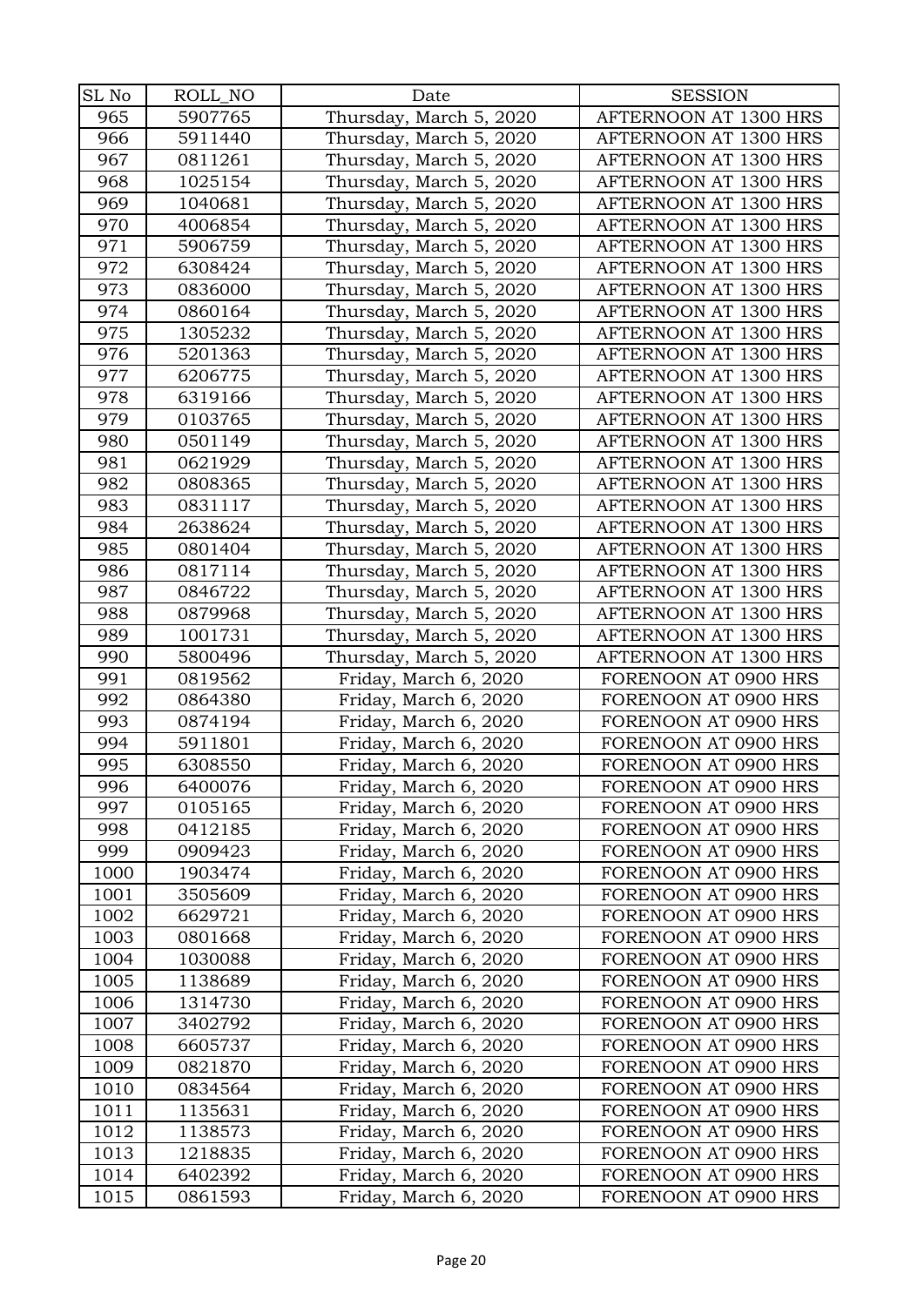| SL No | ROLL_NO | Date | SESSION |
|---|---|---|---|
| 965 | 5907765 | Thursday, March 5, 2020 | AFTERNOON AT 1300 HRS |
| 966 | 5911440 | Thursday, March 5, 2020 | AFTERNOON AT 1300 HRS |
| 967 | 0811261 | Thursday, March 5, 2020 | AFTERNOON AT 1300 HRS |
| 968 | 1025154 | Thursday, March 5, 2020 | AFTERNOON AT 1300 HRS |
| 969 | 1040681 | Thursday, March 5, 2020 | AFTERNOON AT 1300 HRS |
| 970 | 4006854 | Thursday, March 5, 2020 | AFTERNOON AT 1300 HRS |
| 971 | 5906759 | Thursday, March 5, 2020 | AFTERNOON AT 1300 HRS |
| 972 | 6308424 | Thursday, March 5, 2020 | AFTERNOON AT 1300 HRS |
| 973 | 0836000 | Thursday, March 5, 2020 | AFTERNOON AT 1300 HRS |
| 974 | 0860164 | Thursday, March 5, 2020 | AFTERNOON AT 1300 HRS |
| 975 | 1305232 | Thursday, March 5, 2020 | AFTERNOON AT 1300 HRS |
| 976 | 5201363 | Thursday, March 5, 2020 | AFTERNOON AT 1300 HRS |
| 977 | 6206775 | Thursday, March 5, 2020 | AFTERNOON AT 1300 HRS |
| 978 | 6319166 | Thursday, March 5, 2020 | AFTERNOON AT 1300 HRS |
| 979 | 0103765 | Thursday, March 5, 2020 | AFTERNOON AT 1300 HRS |
| 980 | 0501149 | Thursday, March 5, 2020 | AFTERNOON AT 1300 HRS |
| 981 | 0621929 | Thursday, March 5, 2020 | AFTERNOON AT 1300 HRS |
| 982 | 0808365 | Thursday, March 5, 2020 | AFTERNOON AT 1300 HRS |
| 983 | 0831117 | Thursday, March 5, 2020 | AFTERNOON AT 1300 HRS |
| 984 | 2638624 | Thursday, March 5, 2020 | AFTERNOON AT 1300 HRS |
| 985 | 0801404 | Thursday, March 5, 2020 | AFTERNOON AT 1300 HRS |
| 986 | 0817114 | Thursday, March 5, 2020 | AFTERNOON AT 1300 HRS |
| 987 | 0846722 | Thursday, March 5, 2020 | AFTERNOON AT 1300 HRS |
| 988 | 0879968 | Thursday, March 5, 2020 | AFTERNOON AT 1300 HRS |
| 989 | 1001731 | Thursday, March 5, 2020 | AFTERNOON AT 1300 HRS |
| 990 | 5800496 | Thursday, March 5, 2020 | AFTERNOON AT 1300 HRS |
| 991 | 0819562 | Friday, March 6, 2020 | FORENOON AT 0900 HRS |
| 992 | 0864380 | Friday, March 6, 2020 | FORENOON AT 0900 HRS |
| 993 | 0874194 | Friday, March 6, 2020 | FORENOON AT 0900 HRS |
| 994 | 5911801 | Friday, March 6, 2020 | FORENOON AT 0900 HRS |
| 995 | 6308550 | Friday, March 6, 2020 | FORENOON AT 0900 HRS |
| 996 | 6400076 | Friday, March 6, 2020 | FORENOON AT 0900 HRS |
| 997 | 0105165 | Friday, March 6, 2020 | FORENOON AT 0900 HRS |
| 998 | 0412185 | Friday, March 6, 2020 | FORENOON AT 0900 HRS |
| 999 | 0909423 | Friday, March 6, 2020 | FORENOON AT 0900 HRS |
| 1000 | 1903474 | Friday, March 6, 2020 | FORENOON AT 0900 HRS |
| 1001 | 3505609 | Friday, March 6, 2020 | FORENOON AT 0900 HRS |
| 1002 | 6629721 | Friday, March 6, 2020 | FORENOON AT 0900 HRS |
| 1003 | 0801668 | Friday, March 6, 2020 | FORENOON AT 0900 HRS |
| 1004 | 1030088 | Friday, March 6, 2020 | FORENOON AT 0900 HRS |
| 1005 | 1138689 | Friday, March 6, 2020 | FORENOON AT 0900 HRS |
| 1006 | 1314730 | Friday, March 6, 2020 | FORENOON AT 0900 HRS |
| 1007 | 3402792 | Friday, March 6, 2020 | FORENOON AT 0900 HRS |
| 1008 | 6605737 | Friday, March 6, 2020 | FORENOON AT 0900 HRS |
| 1009 | 0821870 | Friday, March 6, 2020 | FORENOON AT 0900 HRS |
| 1010 | 0834564 | Friday, March 6, 2020 | FORENOON AT 0900 HRS |
| 1011 | 1135631 | Friday, March 6, 2020 | FORENOON AT 0900 HRS |
| 1012 | 1138573 | Friday, March 6, 2020 | FORENOON AT 0900 HRS |
| 1013 | 1218835 | Friday, March 6, 2020 | FORENOON AT 0900 HRS |
| 1014 | 6402392 | Friday, March 6, 2020 | FORENOON AT 0900 HRS |
| 1015 | 0861593 | Friday, March 6, 2020 | FORENOON AT 0900 HRS |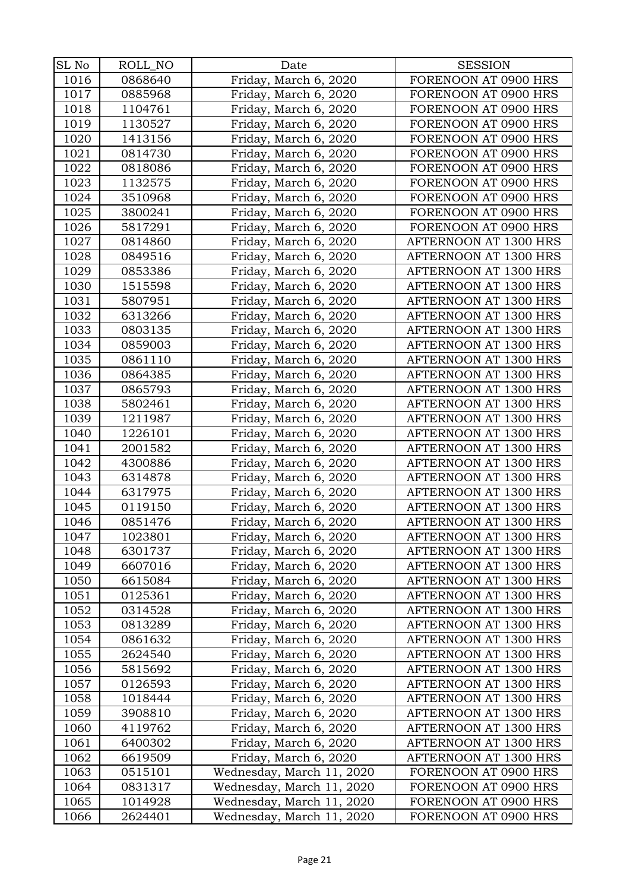| SL No | ROLL_NO | Date | SESSION |
|---|---|---|---|
| 1016 | 0868640 | Friday, March 6, 2020 | FORENOON AT 0900 HRS |
| 1017 | 0885968 | Friday, March 6, 2020 | FORENOON AT 0900 HRS |
| 1018 | 1104761 | Friday, March 6, 2020 | FORENOON AT 0900 HRS |
| 1019 | 1130527 | Friday, March 6, 2020 | FORENOON AT 0900 HRS |
| 1020 | 1413156 | Friday, March 6, 2020 | FORENOON AT 0900 HRS |
| 1021 | 0814730 | Friday, March 6, 2020 | FORENOON AT 0900 HRS |
| 1022 | 0818086 | Friday, March 6, 2020 | FORENOON AT 0900 HRS |
| 1023 | 1132575 | Friday, March 6, 2020 | FORENOON AT 0900 HRS |
| 1024 | 3510968 | Friday, March 6, 2020 | FORENOON AT 0900 HRS |
| 1025 | 3800241 | Friday, March 6, 2020 | FORENOON AT 0900 HRS |
| 1026 | 5817291 | Friday, March 6, 2020 | FORENOON AT 0900 HRS |
| 1027 | 0814860 | Friday, March 6, 2020 | AFTERNOON AT 1300 HRS |
| 1028 | 0849516 | Friday, March 6, 2020 | AFTERNOON AT 1300 HRS |
| 1029 | 0853386 | Friday, March 6, 2020 | AFTERNOON AT 1300 HRS |
| 1030 | 1515598 | Friday, March 6, 2020 | AFTERNOON AT 1300 HRS |
| 1031 | 5807951 | Friday, March 6, 2020 | AFTERNOON AT 1300 HRS |
| 1032 | 6313266 | Friday, March 6, 2020 | AFTERNOON AT 1300 HRS |
| 1033 | 0803135 | Friday, March 6, 2020 | AFTERNOON AT 1300 HRS |
| 1034 | 0859003 | Friday, March 6, 2020 | AFTERNOON AT 1300 HRS |
| 1035 | 0861110 | Friday, March 6, 2020 | AFTERNOON AT 1300 HRS |
| 1036 | 0864385 | Friday, March 6, 2020 | AFTERNOON AT 1300 HRS |
| 1037 | 0865793 | Friday, March 6, 2020 | AFTERNOON AT 1300 HRS |
| 1038 | 5802461 | Friday, March 6, 2020 | AFTERNOON AT 1300 HRS |
| 1039 | 1211987 | Friday, March 6, 2020 | AFTERNOON AT 1300 HRS |
| 1040 | 1226101 | Friday, March 6, 2020 | AFTERNOON AT 1300 HRS |
| 1041 | 2001582 | Friday, March 6, 2020 | AFTERNOON AT 1300 HRS |
| 1042 | 4300886 | Friday, March 6, 2020 | AFTERNOON AT 1300 HRS |
| 1043 | 6314878 | Friday, March 6, 2020 | AFTERNOON AT 1300 HRS |
| 1044 | 6317975 | Friday, March 6, 2020 | AFTERNOON AT 1300 HRS |
| 1045 | 0119150 | Friday, March 6, 2020 | AFTERNOON AT 1300 HRS |
| 1046 | 0851476 | Friday, March 6, 2020 | AFTERNOON AT 1300 HRS |
| 1047 | 1023801 | Friday, March 6, 2020 | AFTERNOON AT 1300 HRS |
| 1048 | 6301737 | Friday, March 6, 2020 | AFTERNOON AT 1300 HRS |
| 1049 | 6607016 | Friday, March 6, 2020 | AFTERNOON AT 1300 HRS |
| 1050 | 6615084 | Friday, March 6, 2020 | AFTERNOON AT 1300 HRS |
| 1051 | 0125361 | Friday, March 6, 2020 | AFTERNOON AT 1300 HRS |
| 1052 | 0314528 | Friday, March 6, 2020 | AFTERNOON AT 1300 HRS |
| 1053 | 0813289 | Friday, March 6, 2020 | AFTERNOON AT 1300 HRS |
| 1054 | 0861632 | Friday, March 6, 2020 | AFTERNOON AT 1300 HRS |
| 1055 | 2624540 | Friday, March 6, 2020 | AFTERNOON AT 1300 HRS |
| 1056 | 5815692 | Friday, March 6, 2020 | AFTERNOON AT 1300 HRS |
| 1057 | 0126593 | Friday, March 6, 2020 | AFTERNOON AT 1300 HRS |
| 1058 | 1018444 | Friday, March 6, 2020 | AFTERNOON AT 1300 HRS |
| 1059 | 3908810 | Friday, March 6, 2020 | AFTERNOON AT 1300 HRS |
| 1060 | 4119762 | Friday, March 6, 2020 | AFTERNOON AT 1300 HRS |
| 1061 | 6400302 | Friday, March 6, 2020 | AFTERNOON AT 1300 HRS |
| 1062 | 6619509 | Friday, March 6, 2020 | AFTERNOON AT 1300 HRS |
| 1063 | 0515101 | Wednesday, March 11, 2020 | FORENOON AT 0900 HRS |
| 1064 | 0831317 | Wednesday, March 11, 2020 | FORENOON AT 0900 HRS |
| 1065 | 1014928 | Wednesday, March 11, 2020 | FORENOON AT 0900 HRS |
| 1066 | 2624401 | Wednesday, March 11, 2020 | FORENOON AT 0900 HRS |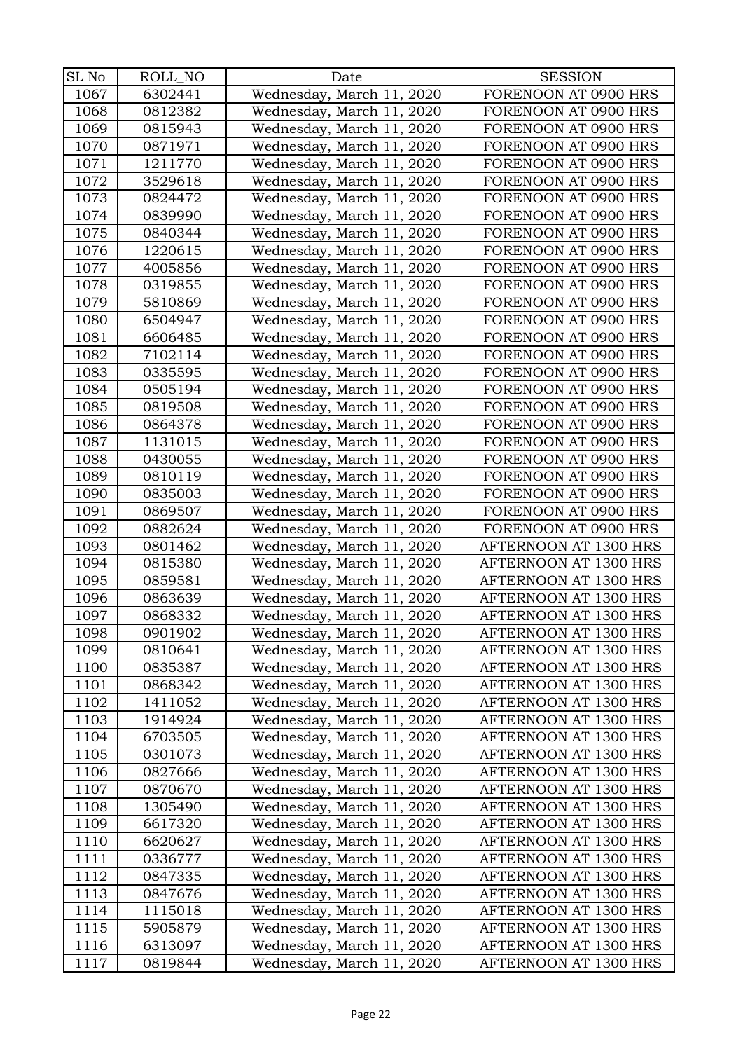| SL No | ROLL_NO | Date | SESSION |
|---|---|---|---|
| 1067 | 6302441 | Wednesday, March 11, 2020 | FORENOON AT 0900 HRS |
| 1068 | 0812382 | Wednesday, March 11, 2020 | FORENOON AT 0900 HRS |
| 1069 | 0815943 | Wednesday, March 11, 2020 | FORENOON AT 0900 HRS |
| 1070 | 0871971 | Wednesday, March 11, 2020 | FORENOON AT 0900 HRS |
| 1071 | 1211770 | Wednesday, March 11, 2020 | FORENOON AT 0900 HRS |
| 1072 | 3529618 | Wednesday, March 11, 2020 | FORENOON AT 0900 HRS |
| 1073 | 0824472 | Wednesday, March 11, 2020 | FORENOON AT 0900 HRS |
| 1074 | 0839990 | Wednesday, March 11, 2020 | FORENOON AT 0900 HRS |
| 1075 | 0840344 | Wednesday, March 11, 2020 | FORENOON AT 0900 HRS |
| 1076 | 1220615 | Wednesday, March 11, 2020 | FORENOON AT 0900 HRS |
| 1077 | 4005856 | Wednesday, March 11, 2020 | FORENOON AT 0900 HRS |
| 1078 | 0319855 | Wednesday, March 11, 2020 | FORENOON AT 0900 HRS |
| 1079 | 5810869 | Wednesday, March 11, 2020 | FORENOON AT 0900 HRS |
| 1080 | 6504947 | Wednesday, March 11, 2020 | FORENOON AT 0900 HRS |
| 1081 | 6606485 | Wednesday, March 11, 2020 | FORENOON AT 0900 HRS |
| 1082 | 7102114 | Wednesday, March 11, 2020 | FORENOON AT 0900 HRS |
| 1083 | 0335595 | Wednesday, March 11, 2020 | FORENOON AT 0900 HRS |
| 1084 | 0505194 | Wednesday, March 11, 2020 | FORENOON AT 0900 HRS |
| 1085 | 0819508 | Wednesday, March 11, 2020 | FORENOON AT 0900 HRS |
| 1086 | 0864378 | Wednesday, March 11, 2020 | FORENOON AT 0900 HRS |
| 1087 | 1131015 | Wednesday, March 11, 2020 | FORENOON AT 0900 HRS |
| 1088 | 0430055 | Wednesday, March 11, 2020 | FORENOON AT 0900 HRS |
| 1089 | 0810119 | Wednesday, March 11, 2020 | FORENOON AT 0900 HRS |
| 1090 | 0835003 | Wednesday, March 11, 2020 | FORENOON AT 0900 HRS |
| 1091 | 0869507 | Wednesday, March 11, 2020 | FORENOON AT 0900 HRS |
| 1092 | 0882624 | Wednesday, March 11, 2020 | FORENOON AT 0900 HRS |
| 1093 | 0801462 | Wednesday, March 11, 2020 | AFTERNOON AT 1300 HRS |
| 1094 | 0815380 | Wednesday, March 11, 2020 | AFTERNOON AT 1300 HRS |
| 1095 | 0859581 | Wednesday, March 11, 2020 | AFTERNOON AT 1300 HRS |
| 1096 | 0863639 | Wednesday, March 11, 2020 | AFTERNOON AT 1300 HRS |
| 1097 | 0868332 | Wednesday, March 11, 2020 | AFTERNOON AT 1300 HRS |
| 1098 | 0901902 | Wednesday, March 11, 2020 | AFTERNOON AT 1300 HRS |
| 1099 | 0810641 | Wednesday, March 11, 2020 | AFTERNOON AT 1300 HRS |
| 1100 | 0835387 | Wednesday, March 11, 2020 | AFTERNOON AT 1300 HRS |
| 1101 | 0868342 | Wednesday, March 11, 2020 | AFTERNOON AT 1300 HRS |
| 1102 | 1411052 | Wednesday, March 11, 2020 | AFTERNOON AT 1300 HRS |
| 1103 | 1914924 | Wednesday, March 11, 2020 | AFTERNOON AT 1300 HRS |
| 1104 | 6703505 | Wednesday, March 11, 2020 | AFTERNOON AT 1300 HRS |
| 1105 | 0301073 | Wednesday, March 11, 2020 | AFTERNOON AT 1300 HRS |
| 1106 | 0827666 | Wednesday, March 11, 2020 | AFTERNOON AT 1300 HRS |
| 1107 | 0870670 | Wednesday, March 11, 2020 | AFTERNOON AT 1300 HRS |
| 1108 | 1305490 | Wednesday, March 11, 2020 | AFTERNOON AT 1300 HRS |
| 1109 | 6617320 | Wednesday, March 11, 2020 | AFTERNOON AT 1300 HRS |
| 1110 | 6620627 | Wednesday, March 11, 2020 | AFTERNOON AT 1300 HRS |
| 1111 | 0336777 | Wednesday, March 11, 2020 | AFTERNOON AT 1300 HRS |
| 1112 | 0847335 | Wednesday, March 11, 2020 | AFTERNOON AT 1300 HRS |
| 1113 | 0847676 | Wednesday, March 11, 2020 | AFTERNOON AT 1300 HRS |
| 1114 | 1115018 | Wednesday, March 11, 2020 | AFTERNOON AT 1300 HRS |
| 1115 | 5905879 | Wednesday, March 11, 2020 | AFTERNOON AT 1300 HRS |
| 1116 | 6313097 | Wednesday, March 11, 2020 | AFTERNOON AT 1300 HRS |
| 1117 | 0819844 | Wednesday, March 11, 2020 | AFTERNOON AT 1300 HRS |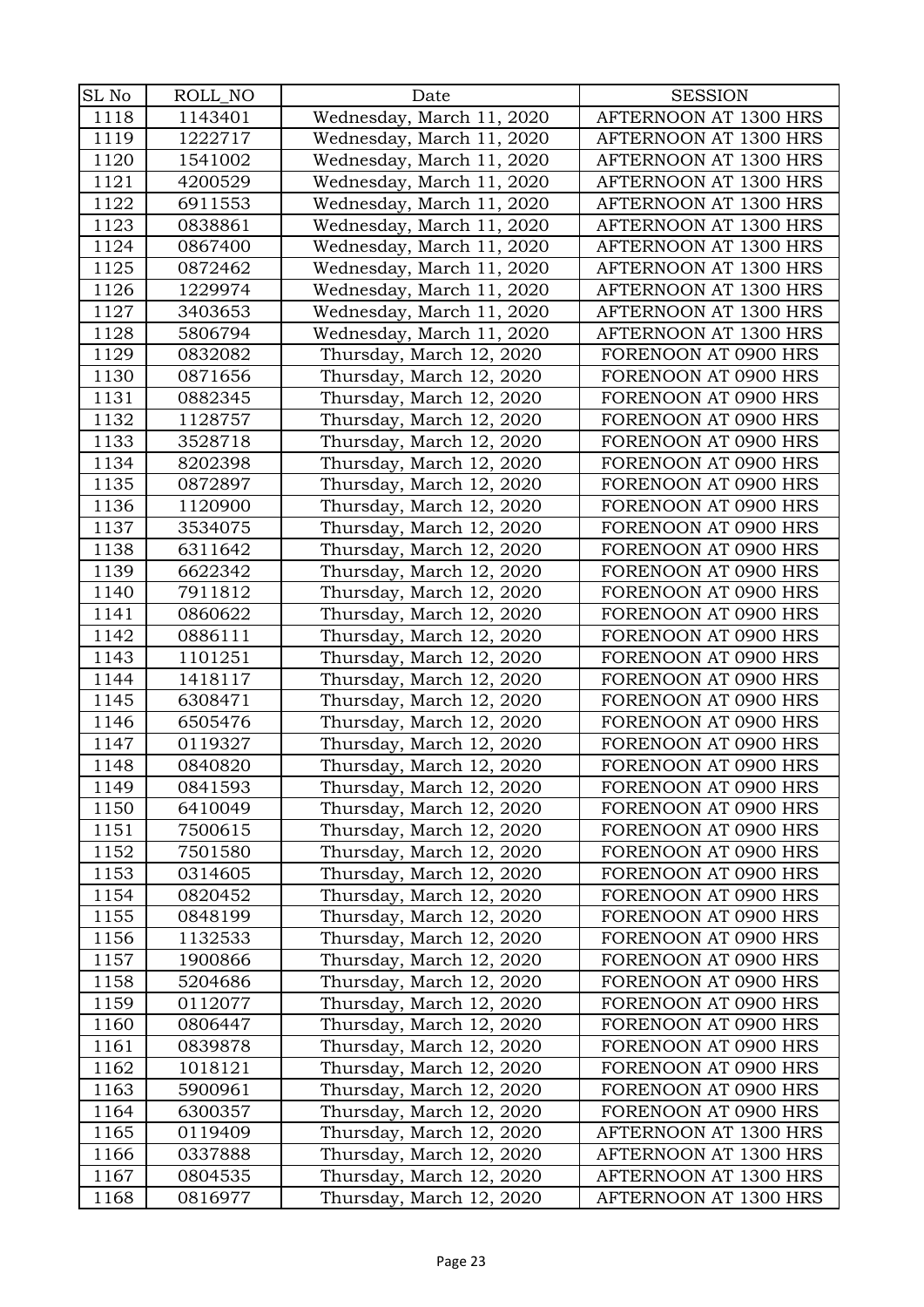| SL No | ROLL_NO | Date | SESSION |
|---|---|---|---|
| 1118 | 1143401 | Wednesday, March 11, 2020 | AFTERNOON AT 1300 HRS |
| 1119 | 1222717 | Wednesday, March 11, 2020 | AFTERNOON AT 1300 HRS |
| 1120 | 1541002 | Wednesday, March 11, 2020 | AFTERNOON AT 1300 HRS |
| 1121 | 4200529 | Wednesday, March 11, 2020 | AFTERNOON AT 1300 HRS |
| 1122 | 6911553 | Wednesday, March 11, 2020 | AFTERNOON AT 1300 HRS |
| 1123 | 0838861 | Wednesday, March 11, 2020 | AFTERNOON AT 1300 HRS |
| 1124 | 0867400 | Wednesday, March 11, 2020 | AFTERNOON AT 1300 HRS |
| 1125 | 0872462 | Wednesday, March 11, 2020 | AFTERNOON AT 1300 HRS |
| 1126 | 1229974 | Wednesday, March 11, 2020 | AFTERNOON AT 1300 HRS |
| 1127 | 3403653 | Wednesday, March 11, 2020 | AFTERNOON AT 1300 HRS |
| 1128 | 5806794 | Wednesday, March 11, 2020 | AFTERNOON AT 1300 HRS |
| 1129 | 0832082 | Thursday, March 12, 2020 | FORENOON AT 0900 HRS |
| 1130 | 0871656 | Thursday, March 12, 2020 | FORENOON AT 0900 HRS |
| 1131 | 0882345 | Thursday, March 12, 2020 | FORENOON AT 0900 HRS |
| 1132 | 1128757 | Thursday, March 12, 2020 | FORENOON AT 0900 HRS |
| 1133 | 3528718 | Thursday, March 12, 2020 | FORENOON AT 0900 HRS |
| 1134 | 8202398 | Thursday, March 12, 2020 | FORENOON AT 0900 HRS |
| 1135 | 0872897 | Thursday, March 12, 2020 | FORENOON AT 0900 HRS |
| 1136 | 1120900 | Thursday, March 12, 2020 | FORENOON AT 0900 HRS |
| 1137 | 3534075 | Thursday, March 12, 2020 | FORENOON AT 0900 HRS |
| 1138 | 6311642 | Thursday, March 12, 2020 | FORENOON AT 0900 HRS |
| 1139 | 6622342 | Thursday, March 12, 2020 | FORENOON AT 0900 HRS |
| 1140 | 7911812 | Thursday, March 12, 2020 | FORENOON AT 0900 HRS |
| 1141 | 0860622 | Thursday, March 12, 2020 | FORENOON AT 0900 HRS |
| 1142 | 0886111 | Thursday, March 12, 2020 | FORENOON AT 0900 HRS |
| 1143 | 1101251 | Thursday, March 12, 2020 | FORENOON AT 0900 HRS |
| 1144 | 1418117 | Thursday, March 12, 2020 | FORENOON AT 0900 HRS |
| 1145 | 6308471 | Thursday, March 12, 2020 | FORENOON AT 0900 HRS |
| 1146 | 6505476 | Thursday, March 12, 2020 | FORENOON AT 0900 HRS |
| 1147 | 0119327 | Thursday, March 12, 2020 | FORENOON AT 0900 HRS |
| 1148 | 0840820 | Thursday, March 12, 2020 | FORENOON AT 0900 HRS |
| 1149 | 0841593 | Thursday, March 12, 2020 | FORENOON AT 0900 HRS |
| 1150 | 6410049 | Thursday, March 12, 2020 | FORENOON AT 0900 HRS |
| 1151 | 7500615 | Thursday, March 12, 2020 | FORENOON AT 0900 HRS |
| 1152 | 7501580 | Thursday, March 12, 2020 | FORENOON AT 0900 HRS |
| 1153 | 0314605 | Thursday, March 12, 2020 | FORENOON AT 0900 HRS |
| 1154 | 0820452 | Thursday, March 12, 2020 | FORENOON AT 0900 HRS |
| 1155 | 0848199 | Thursday, March 12, 2020 | FORENOON AT 0900 HRS |
| 1156 | 1132533 | Thursday, March 12, 2020 | FORENOON AT 0900 HRS |
| 1157 | 1900866 | Thursday, March 12, 2020 | FORENOON AT 0900 HRS |
| 1158 | 5204686 | Thursday, March 12, 2020 | FORENOON AT 0900 HRS |
| 1159 | 0112077 | Thursday, March 12, 2020 | FORENOON AT 0900 HRS |
| 1160 | 0806447 | Thursday, March 12, 2020 | FORENOON AT 0900 HRS |
| 1161 | 0839878 | Thursday, March 12, 2020 | FORENOON AT 0900 HRS |
| 1162 | 1018121 | Thursday, March 12, 2020 | FORENOON AT 0900 HRS |
| 1163 | 5900961 | Thursday, March 12, 2020 | FORENOON AT 0900 HRS |
| 1164 | 6300357 | Thursday, March 12, 2020 | FORENOON AT 0900 HRS |
| 1165 | 0119409 | Thursday, March 12, 2020 | AFTERNOON AT 1300 HRS |
| 1166 | 0337888 | Thursday, March 12, 2020 | AFTERNOON AT 1300 HRS |
| 1167 | 0804535 | Thursday, March 12, 2020 | AFTERNOON AT 1300 HRS |
| 1168 | 0816977 | Thursday, March 12, 2020 | AFTERNOON AT 1300 HRS |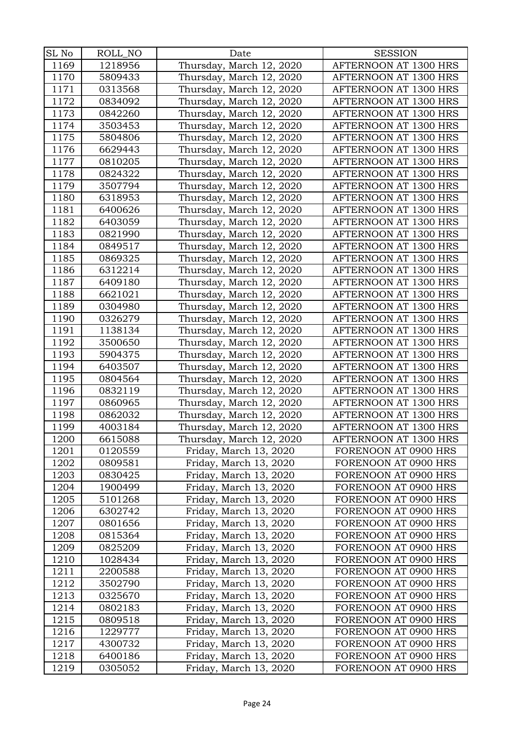| SL No | ROLL_NO | Date | SESSION |
|---|---|---|---|
| 1169 | 1218956 | Thursday, March 12, 2020 | AFTERNOON AT 1300 HRS |
| 1170 | 5809433 | Thursday, March 12, 2020 | AFTERNOON AT 1300 HRS |
| 1171 | 0313568 | Thursday, March 12, 2020 | AFTERNOON AT 1300 HRS |
| 1172 | 0834092 | Thursday, March 12, 2020 | AFTERNOON AT 1300 HRS |
| 1173 | 0842260 | Thursday, March 12, 2020 | AFTERNOON AT 1300 HRS |
| 1174 | 3503453 | Thursday, March 12, 2020 | AFTERNOON AT 1300 HRS |
| 1175 | 5804806 | Thursday, March 12, 2020 | AFTERNOON AT 1300 HRS |
| 1176 | 6629443 | Thursday, March 12, 2020 | AFTERNOON AT 1300 HRS |
| 1177 | 0810205 | Thursday, March 12, 2020 | AFTERNOON AT 1300 HRS |
| 1178 | 0824322 | Thursday, March 12, 2020 | AFTERNOON AT 1300 HRS |
| 1179 | 3507794 | Thursday, March 12, 2020 | AFTERNOON AT 1300 HRS |
| 1180 | 6318953 | Thursday, March 12, 2020 | AFTERNOON AT 1300 HRS |
| 1181 | 6400626 | Thursday, March 12, 2020 | AFTERNOON AT 1300 HRS |
| 1182 | 6403059 | Thursday, March 12, 2020 | AFTERNOON AT 1300 HRS |
| 1183 | 0821990 | Thursday, March 12, 2020 | AFTERNOON AT 1300 HRS |
| 1184 | 0849517 | Thursday, March 12, 2020 | AFTERNOON AT 1300 HRS |
| 1185 | 0869325 | Thursday, March 12, 2020 | AFTERNOON AT 1300 HRS |
| 1186 | 6312214 | Thursday, March 12, 2020 | AFTERNOON AT 1300 HRS |
| 1187 | 6409180 | Thursday, March 12, 2020 | AFTERNOON AT 1300 HRS |
| 1188 | 6621021 | Thursday, March 12, 2020 | AFTERNOON AT 1300 HRS |
| 1189 | 0304980 | Thursday, March 12, 2020 | AFTERNOON AT 1300 HRS |
| 1190 | 0326279 | Thursday, March 12, 2020 | AFTERNOON AT 1300 HRS |
| 1191 | 1138134 | Thursday, March 12, 2020 | AFTERNOON AT 1300 HRS |
| 1192 | 3500650 | Thursday, March 12, 2020 | AFTERNOON AT 1300 HRS |
| 1193 | 5904375 | Thursday, March 12, 2020 | AFTERNOON AT 1300 HRS |
| 1194 | 6403507 | Thursday, March 12, 2020 | AFTERNOON AT 1300 HRS |
| 1195 | 0804564 | Thursday, March 12, 2020 | AFTERNOON AT 1300 HRS |
| 1196 | 0832119 | Thursday, March 12, 2020 | AFTERNOON AT 1300 HRS |
| 1197 | 0860965 | Thursday, March 12, 2020 | AFTERNOON AT 1300 HRS |
| 1198 | 0862032 | Thursday, March 12, 2020 | AFTERNOON AT 1300 HRS |
| 1199 | 4003184 | Thursday, March 12, 2020 | AFTERNOON AT 1300 HRS |
| 1200 | 6615088 | Thursday, March 12, 2020 | AFTERNOON AT 1300 HRS |
| 1201 | 0120559 | Friday, March 13, 2020 | FORENOON AT 0900 HRS |
| 1202 | 0809581 | Friday, March 13, 2020 | FORENOON AT 0900 HRS |
| 1203 | 0830425 | Friday, March 13, 2020 | FORENOON AT 0900 HRS |
| 1204 | 1900499 | Friday, March 13, 2020 | FORENOON AT 0900 HRS |
| 1205 | 5101268 | Friday, March 13, 2020 | FORENOON AT 0900 HRS |
| 1206 | 6302742 | Friday, March 13, 2020 | FORENOON AT 0900 HRS |
| 1207 | 0801656 | Friday, March 13, 2020 | FORENOON AT 0900 HRS |
| 1208 | 0815364 | Friday, March 13, 2020 | FORENOON AT 0900 HRS |
| 1209 | 0825209 | Friday, March 13, 2020 | FORENOON AT 0900 HRS |
| 1210 | 1028434 | Friday, March 13, 2020 | FORENOON AT 0900 HRS |
| 1211 | 2200588 | Friday, March 13, 2020 | FORENOON AT 0900 HRS |
| 1212 | 3502790 | Friday, March 13, 2020 | FORENOON AT 0900 HRS |
| 1213 | 0325670 | Friday, March 13, 2020 | FORENOON AT 0900 HRS |
| 1214 | 0802183 | Friday, March 13, 2020 | FORENOON AT 0900 HRS |
| 1215 | 0809518 | Friday, March 13, 2020 | FORENOON AT 0900 HRS |
| 1216 | 1229777 | Friday, March 13, 2020 | FORENOON AT 0900 HRS |
| 1217 | 4300732 | Friday, March 13, 2020 | FORENOON AT 0900 HRS |
| 1218 | 6400186 | Friday, March 13, 2020 | FORENOON AT 0900 HRS |
| 1219 | 0305052 | Friday, March 13, 2020 | FORENOON AT 0900 HRS |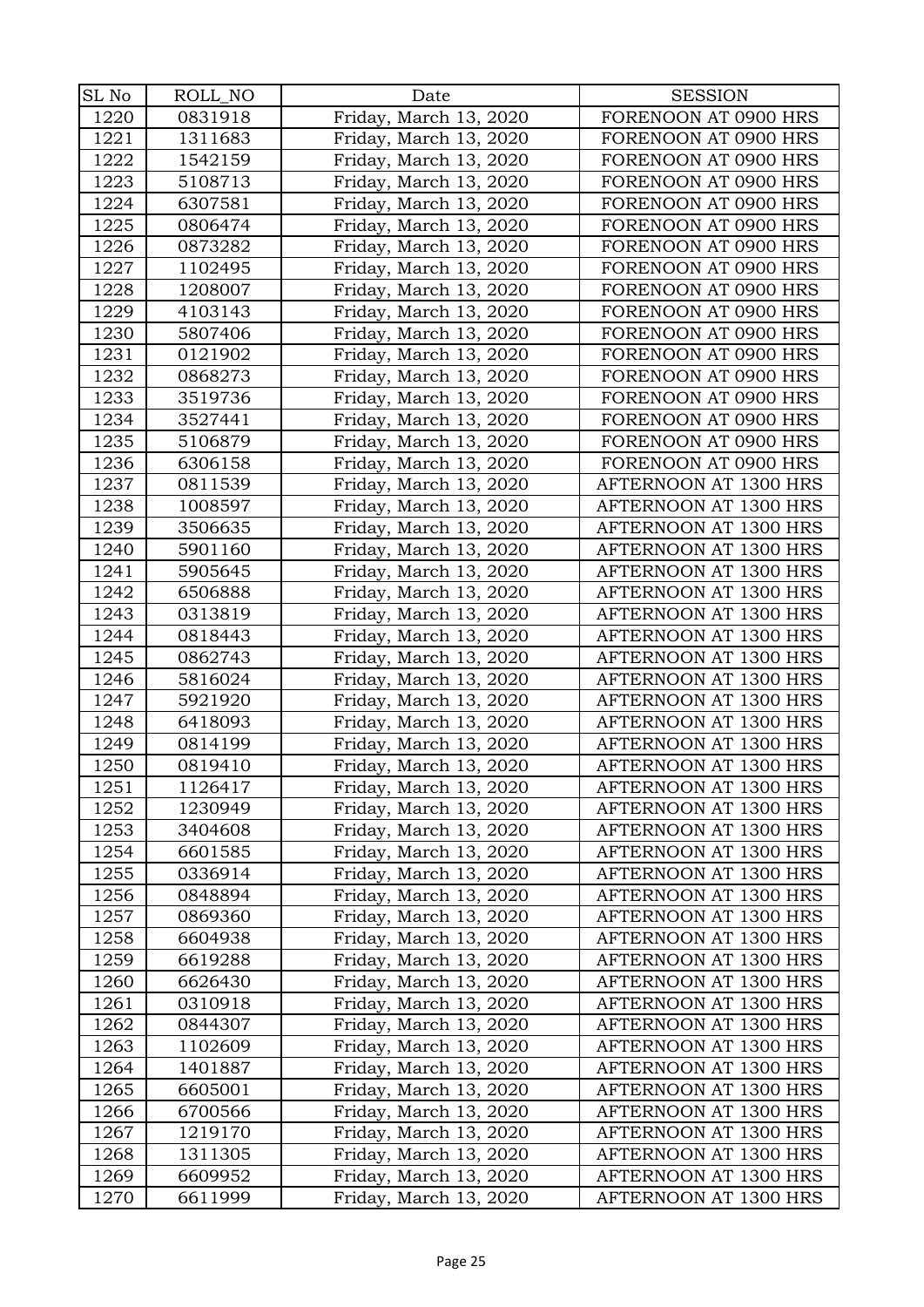| SL No | ROLL_NO | Date | SESSION |
|---|---|---|---|
| 1220 | 0831918 | Friday, March 13, 2020 | FORENOON AT 0900 HRS |
| 1221 | 1311683 | Friday, March 13, 2020 | FORENOON AT 0900 HRS |
| 1222 | 1542159 | Friday, March 13, 2020 | FORENOON AT 0900 HRS |
| 1223 | 5108713 | Friday, March 13, 2020 | FORENOON AT 0900 HRS |
| 1224 | 6307581 | Friday, March 13, 2020 | FORENOON AT 0900 HRS |
| 1225 | 0806474 | Friday, March 13, 2020 | FORENOON AT 0900 HRS |
| 1226 | 0873282 | Friday, March 13, 2020 | FORENOON AT 0900 HRS |
| 1227 | 1102495 | Friday, March 13, 2020 | FORENOON AT 0900 HRS |
| 1228 | 1208007 | Friday, March 13, 2020 | FORENOON AT 0900 HRS |
| 1229 | 4103143 | Friday, March 13, 2020 | FORENOON AT 0900 HRS |
| 1230 | 5807406 | Friday, March 13, 2020 | FORENOON AT 0900 HRS |
| 1231 | 0121902 | Friday, March 13, 2020 | FORENOON AT 0900 HRS |
| 1232 | 0868273 | Friday, March 13, 2020 | FORENOON AT 0900 HRS |
| 1233 | 3519736 | Friday, March 13, 2020 | FORENOON AT 0900 HRS |
| 1234 | 3527441 | Friday, March 13, 2020 | FORENOON AT 0900 HRS |
| 1235 | 5106879 | Friday, March 13, 2020 | FORENOON AT 0900 HRS |
| 1236 | 6306158 | Friday, March 13, 2020 | FORENOON AT 0900 HRS |
| 1237 | 0811539 | Friday, March 13, 2020 | AFTERNOON AT 1300 HRS |
| 1238 | 1008597 | Friday, March 13, 2020 | AFTERNOON AT 1300 HRS |
| 1239 | 3506635 | Friday, March 13, 2020 | AFTERNOON AT 1300 HRS |
| 1240 | 5901160 | Friday, March 13, 2020 | AFTERNOON AT 1300 HRS |
| 1241 | 5905645 | Friday, March 13, 2020 | AFTERNOON AT 1300 HRS |
| 1242 | 6506888 | Friday, March 13, 2020 | AFTERNOON AT 1300 HRS |
| 1243 | 0313819 | Friday, March 13, 2020 | AFTERNOON AT 1300 HRS |
| 1244 | 0818443 | Friday, March 13, 2020 | AFTERNOON AT 1300 HRS |
| 1245 | 0862743 | Friday, March 13, 2020 | AFTERNOON AT 1300 HRS |
| 1246 | 5816024 | Friday, March 13, 2020 | AFTERNOON AT 1300 HRS |
| 1247 | 5921920 | Friday, March 13, 2020 | AFTERNOON AT 1300 HRS |
| 1248 | 6418093 | Friday, March 13, 2020 | AFTERNOON AT 1300 HRS |
| 1249 | 0814199 | Friday, March 13, 2020 | AFTERNOON AT 1300 HRS |
| 1250 | 0819410 | Friday, March 13, 2020 | AFTERNOON AT 1300 HRS |
| 1251 | 1126417 | Friday, March 13, 2020 | AFTERNOON AT 1300 HRS |
| 1252 | 1230949 | Friday, March 13, 2020 | AFTERNOON AT 1300 HRS |
| 1253 | 3404608 | Friday, March 13, 2020 | AFTERNOON AT 1300 HRS |
| 1254 | 6601585 | Friday, March 13, 2020 | AFTERNOON AT 1300 HRS |
| 1255 | 0336914 | Friday, March 13, 2020 | AFTERNOON AT 1300 HRS |
| 1256 | 0848894 | Friday, March 13, 2020 | AFTERNOON AT 1300 HRS |
| 1257 | 0869360 | Friday, March 13, 2020 | AFTERNOON AT 1300 HRS |
| 1258 | 6604938 | Friday, March 13, 2020 | AFTERNOON AT 1300 HRS |
| 1259 | 6619288 | Friday, March 13, 2020 | AFTERNOON AT 1300 HRS |
| 1260 | 6626430 | Friday, March 13, 2020 | AFTERNOON AT 1300 HRS |
| 1261 | 0310918 | Friday, March 13, 2020 | AFTERNOON AT 1300 HRS |
| 1262 | 0844307 | Friday, March 13, 2020 | AFTERNOON AT 1300 HRS |
| 1263 | 1102609 | Friday, March 13, 2020 | AFTERNOON AT 1300 HRS |
| 1264 | 1401887 | Friday, March 13, 2020 | AFTERNOON AT 1300 HRS |
| 1265 | 6605001 | Friday, March 13, 2020 | AFTERNOON AT 1300 HRS |
| 1266 | 6700566 | Friday, March 13, 2020 | AFTERNOON AT 1300 HRS |
| 1267 | 1219170 | Friday, March 13, 2020 | AFTERNOON AT 1300 HRS |
| 1268 | 1311305 | Friday, March 13, 2020 | AFTERNOON AT 1300 HRS |
| 1269 | 6609952 | Friday, March 13, 2020 | AFTERNOON AT 1300 HRS |
| 1270 | 6611999 | Friday, March 13, 2020 | AFTERNOON AT 1300 HRS |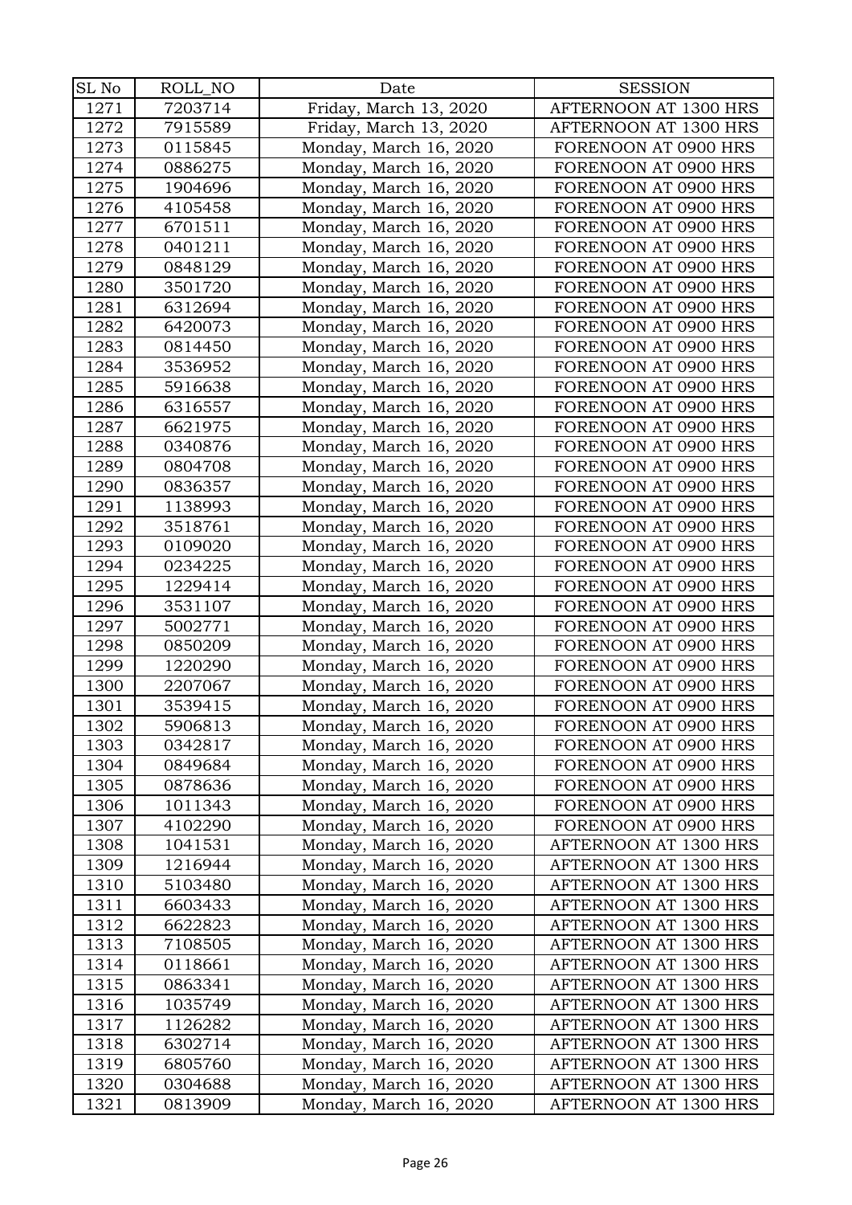| SL No | ROLL_NO | Date | SESSION |
|---|---|---|---|
| 1271 | 7203714 | Friday, March 13, 2020 | AFTERNOON AT 1300 HRS |
| 1272 | 7915589 | Friday, March 13, 2020 | AFTERNOON AT 1300 HRS |
| 1273 | 0115845 | Monday, March 16, 2020 | FORENOON AT 0900 HRS |
| 1274 | 0886275 | Monday, March 16, 2020 | FORENOON AT 0900 HRS |
| 1275 | 1904696 | Monday, March 16, 2020 | FORENOON AT 0900 HRS |
| 1276 | 4105458 | Monday, March 16, 2020 | FORENOON AT 0900 HRS |
| 1277 | 6701511 | Monday, March 16, 2020 | FORENOON AT 0900 HRS |
| 1278 | 0401211 | Monday, March 16, 2020 | FORENOON AT 0900 HRS |
| 1279 | 0848129 | Monday, March 16, 2020 | FORENOON AT 0900 HRS |
| 1280 | 3501720 | Monday, March 16, 2020 | FORENOON AT 0900 HRS |
| 1281 | 6312694 | Monday, March 16, 2020 | FORENOON AT 0900 HRS |
| 1282 | 6420073 | Monday, March 16, 2020 | FORENOON AT 0900 HRS |
| 1283 | 0814450 | Monday, March 16, 2020 | FORENOON AT 0900 HRS |
| 1284 | 3536952 | Monday, March 16, 2020 | FORENOON AT 0900 HRS |
| 1285 | 5916638 | Monday, March 16, 2020 | FORENOON AT 0900 HRS |
| 1286 | 6316557 | Monday, March 16, 2020 | FORENOON AT 0900 HRS |
| 1287 | 6621975 | Monday, March 16, 2020 | FORENOON AT 0900 HRS |
| 1288 | 0340876 | Monday, March 16, 2020 | FORENOON AT 0900 HRS |
| 1289 | 0804708 | Monday, March 16, 2020 | FORENOON AT 0900 HRS |
| 1290 | 0836357 | Monday, March 16, 2020 | FORENOON AT 0900 HRS |
| 1291 | 1138993 | Monday, March 16, 2020 | FORENOON AT 0900 HRS |
| 1292 | 3518761 | Monday, March 16, 2020 | FORENOON AT 0900 HRS |
| 1293 | 0109020 | Monday, March 16, 2020 | FORENOON AT 0900 HRS |
| 1294 | 0234225 | Monday, March 16, 2020 | FORENOON AT 0900 HRS |
| 1295 | 1229414 | Monday, March 16, 2020 | FORENOON AT 0900 HRS |
| 1296 | 3531107 | Monday, March 16, 2020 | FORENOON AT 0900 HRS |
| 1297 | 5002771 | Monday, March 16, 2020 | FORENOON AT 0900 HRS |
| 1298 | 0850209 | Monday, March 16, 2020 | FORENOON AT 0900 HRS |
| 1299 | 1220290 | Monday, March 16, 2020 | FORENOON AT 0900 HRS |
| 1300 | 2207067 | Monday, March 16, 2020 | FORENOON AT 0900 HRS |
| 1301 | 3539415 | Monday, March 16, 2020 | FORENOON AT 0900 HRS |
| 1302 | 5906813 | Monday, March 16, 2020 | FORENOON AT 0900 HRS |
| 1303 | 0342817 | Monday, March 16, 2020 | FORENOON AT 0900 HRS |
| 1304 | 0849684 | Monday, March 16, 2020 | FORENOON AT 0900 HRS |
| 1305 | 0878636 | Monday, March 16, 2020 | FORENOON AT 0900 HRS |
| 1306 | 1011343 | Monday, March 16, 2020 | FORENOON AT 0900 HRS |
| 1307 | 4102290 | Monday, March 16, 2020 | FORENOON AT 0900 HRS |
| 1308 | 1041531 | Monday, March 16, 2020 | AFTERNOON AT 1300 HRS |
| 1309 | 1216944 | Monday, March 16, 2020 | AFTERNOON AT 1300 HRS |
| 1310 | 5103480 | Monday, March 16, 2020 | AFTERNOON AT 1300 HRS |
| 1311 | 6603433 | Monday, March 16, 2020 | AFTERNOON AT 1300 HRS |
| 1312 | 6622823 | Monday, March 16, 2020 | AFTERNOON AT 1300 HRS |
| 1313 | 7108505 | Monday, March 16, 2020 | AFTERNOON AT 1300 HRS |
| 1314 | 0118661 | Monday, March 16, 2020 | AFTERNOON AT 1300 HRS |
| 1315 | 0863341 | Monday, March 16, 2020 | AFTERNOON AT 1300 HRS |
| 1316 | 1035749 | Monday, March 16, 2020 | AFTERNOON AT 1300 HRS |
| 1317 | 1126282 | Monday, March 16, 2020 | AFTERNOON AT 1300 HRS |
| 1318 | 6302714 | Monday, March 16, 2020 | AFTERNOON AT 1300 HRS |
| 1319 | 6805760 | Monday, March 16, 2020 | AFTERNOON AT 1300 HRS |
| 1320 | 0304688 | Monday, March 16, 2020 | AFTERNOON AT 1300 HRS |
| 1321 | 0813909 | Monday, March 16, 2020 | AFTERNOON AT 1300 HRS |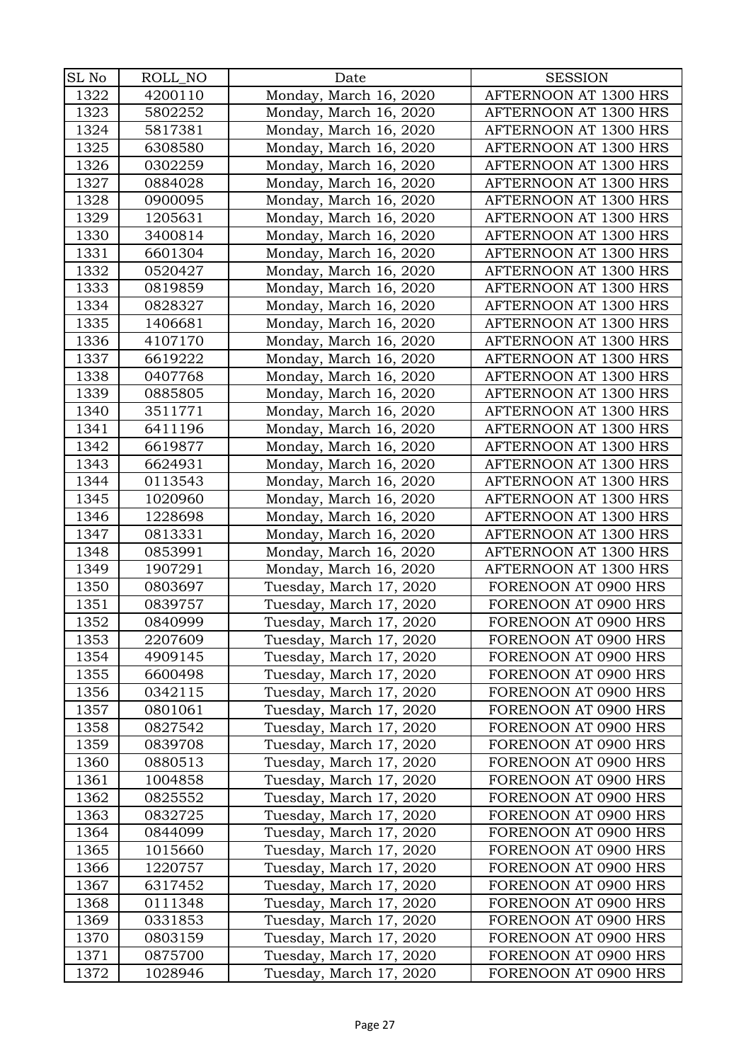| SL No | ROLL_NO | Date | SESSION |
|---|---|---|---|
| 1322 | 4200110 | Monday, March 16, 2020 | AFTERNOON AT 1300 HRS |
| 1323 | 5802252 | Monday, March 16, 2020 | AFTERNOON AT 1300 HRS |
| 1324 | 5817381 | Monday, March 16, 2020 | AFTERNOON AT 1300 HRS |
| 1325 | 6308580 | Monday, March 16, 2020 | AFTERNOON AT 1300 HRS |
| 1326 | 0302259 | Monday, March 16, 2020 | AFTERNOON AT 1300 HRS |
| 1327 | 0884028 | Monday, March 16, 2020 | AFTERNOON AT 1300 HRS |
| 1328 | 0900095 | Monday, March 16, 2020 | AFTERNOON AT 1300 HRS |
| 1329 | 1205631 | Monday, March 16, 2020 | AFTERNOON AT 1300 HRS |
| 1330 | 3400814 | Monday, March 16, 2020 | AFTERNOON AT 1300 HRS |
| 1331 | 6601304 | Monday, March 16, 2020 | AFTERNOON AT 1300 HRS |
| 1332 | 0520427 | Monday, March 16, 2020 | AFTERNOON AT 1300 HRS |
| 1333 | 0819859 | Monday, March 16, 2020 | AFTERNOON AT 1300 HRS |
| 1334 | 0828327 | Monday, March 16, 2020 | AFTERNOON AT 1300 HRS |
| 1335 | 1406681 | Monday, March 16, 2020 | AFTERNOON AT 1300 HRS |
| 1336 | 4107170 | Monday, March 16, 2020 | AFTERNOON AT 1300 HRS |
| 1337 | 6619222 | Monday, March 16, 2020 | AFTERNOON AT 1300 HRS |
| 1338 | 0407768 | Monday, March 16, 2020 | AFTERNOON AT 1300 HRS |
| 1339 | 0885805 | Monday, March 16, 2020 | AFTERNOON AT 1300 HRS |
| 1340 | 3511771 | Monday, March 16, 2020 | AFTERNOON AT 1300 HRS |
| 1341 | 6411196 | Monday, March 16, 2020 | AFTERNOON AT 1300 HRS |
| 1342 | 6619877 | Monday, March 16, 2020 | AFTERNOON AT 1300 HRS |
| 1343 | 6624931 | Monday, March 16, 2020 | AFTERNOON AT 1300 HRS |
| 1344 | 0113543 | Monday, March 16, 2020 | AFTERNOON AT 1300 HRS |
| 1345 | 1020960 | Monday, March 16, 2020 | AFTERNOON AT 1300 HRS |
| 1346 | 1228698 | Monday, March 16, 2020 | AFTERNOON AT 1300 HRS |
| 1347 | 0813331 | Monday, March 16, 2020 | AFTERNOON AT 1300 HRS |
| 1348 | 0853991 | Monday, March 16, 2020 | AFTERNOON AT 1300 HRS |
| 1349 | 1907291 | Monday, March 16, 2020 | AFTERNOON AT 1300 HRS |
| 1350 | 0803697 | Tuesday, March 17, 2020 | FORENOON AT 0900 HRS |
| 1351 | 0839757 | Tuesday, March 17, 2020 | FORENOON AT 0900 HRS |
| 1352 | 0840999 | Tuesday, March 17, 2020 | FORENOON AT 0900 HRS |
| 1353 | 2207609 | Tuesday, March 17, 2020 | FORENOON AT 0900 HRS |
| 1354 | 4909145 | Tuesday, March 17, 2020 | FORENOON AT 0900 HRS |
| 1355 | 6600498 | Tuesday, March 17, 2020 | FORENOON AT 0900 HRS |
| 1356 | 0342115 | Tuesday, March 17, 2020 | FORENOON AT 0900 HRS |
| 1357 | 0801061 | Tuesday, March 17, 2020 | FORENOON AT 0900 HRS |
| 1358 | 0827542 | Tuesday, March 17, 2020 | FORENOON AT 0900 HRS |
| 1359 | 0839708 | Tuesday, March 17, 2020 | FORENOON AT 0900 HRS |
| 1360 | 0880513 | Tuesday, March 17, 2020 | FORENOON AT 0900 HRS |
| 1361 | 1004858 | Tuesday, March 17, 2020 | FORENOON AT 0900 HRS |
| 1362 | 0825552 | Tuesday, March 17, 2020 | FORENOON AT 0900 HRS |
| 1363 | 0832725 | Tuesday, March 17, 2020 | FORENOON AT 0900 HRS |
| 1364 | 0844099 | Tuesday, March 17, 2020 | FORENOON AT 0900 HRS |
| 1365 | 1015660 | Tuesday, March 17, 2020 | FORENOON AT 0900 HRS |
| 1366 | 1220757 | Tuesday, March 17, 2020 | FORENOON AT 0900 HRS |
| 1367 | 6317452 | Tuesday, March 17, 2020 | FORENOON AT 0900 HRS |
| 1368 | 0111348 | Tuesday, March 17, 2020 | FORENOON AT 0900 HRS |
| 1369 | 0331853 | Tuesday, March 17, 2020 | FORENOON AT 0900 HRS |
| 1370 | 0803159 | Tuesday, March 17, 2020 | FORENOON AT 0900 HRS |
| 1371 | 0875700 | Tuesday, March 17, 2020 | FORENOON AT 0900 HRS |
| 1372 | 1028946 | Tuesday, March 17, 2020 | FORENOON AT 0900 HRS |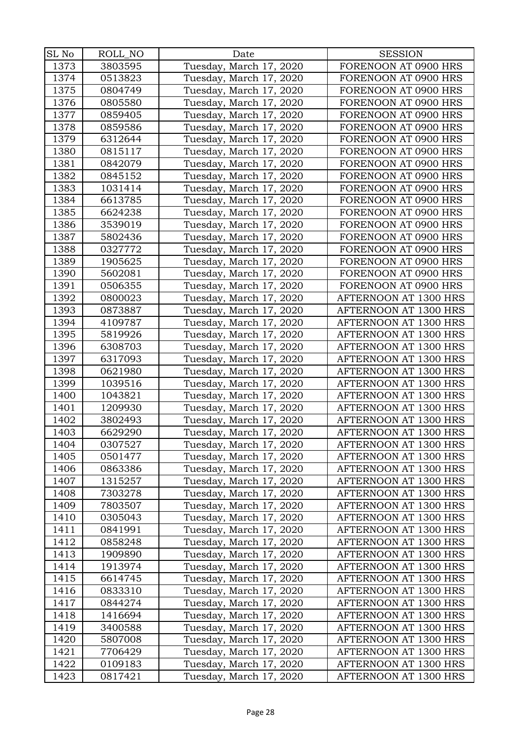| SL No | ROLL_NO | Date | SESSION |
|---|---|---|---|
| 1373 | 3803595 | Tuesday, March 17, 2020 | FORENOON AT 0900 HRS |
| 1374 | 0513823 | Tuesday, March 17, 2020 | FORENOON AT 0900 HRS |
| 1375 | 0804749 | Tuesday, March 17, 2020 | FORENOON AT 0900 HRS |
| 1376 | 0805580 | Tuesday, March 17, 2020 | FORENOON AT 0900 HRS |
| 1377 | 0859405 | Tuesday, March 17, 2020 | FORENOON AT 0900 HRS |
| 1378 | 0859586 | Tuesday, March 17, 2020 | FORENOON AT 0900 HRS |
| 1379 | 6312644 | Tuesday, March 17, 2020 | FORENOON AT 0900 HRS |
| 1380 | 0815117 | Tuesday, March 17, 2020 | FORENOON AT 0900 HRS |
| 1381 | 0842079 | Tuesday, March 17, 2020 | FORENOON AT 0900 HRS |
| 1382 | 0845152 | Tuesday, March 17, 2020 | FORENOON AT 0900 HRS |
| 1383 | 1031414 | Tuesday, March 17, 2020 | FORENOON AT 0900 HRS |
| 1384 | 6613785 | Tuesday, March 17, 2020 | FORENOON AT 0900 HRS |
| 1385 | 6624238 | Tuesday, March 17, 2020 | FORENOON AT 0900 HRS |
| 1386 | 3539019 | Tuesday, March 17, 2020 | FORENOON AT 0900 HRS |
| 1387 | 5802436 | Tuesday, March 17, 2020 | FORENOON AT 0900 HRS |
| 1388 | 0327772 | Tuesday, March 17, 2020 | FORENOON AT 0900 HRS |
| 1389 | 1905625 | Tuesday, March 17, 2020 | FORENOON AT 0900 HRS |
| 1390 | 5602081 | Tuesday, March 17, 2020 | FORENOON AT 0900 HRS |
| 1391 | 0506355 | Tuesday, March 17, 2020 | FORENOON AT 0900 HRS |
| 1392 | 0800023 | Tuesday, March 17, 2020 | AFTERNOON AT 1300 HRS |
| 1393 | 0873887 | Tuesday, March 17, 2020 | AFTERNOON AT 1300 HRS |
| 1394 | 4109787 | Tuesday, March 17, 2020 | AFTERNOON AT 1300 HRS |
| 1395 | 5819926 | Tuesday, March 17, 2020 | AFTERNOON AT 1300 HRS |
| 1396 | 6308703 | Tuesday, March 17, 2020 | AFTERNOON AT 1300 HRS |
| 1397 | 6317093 | Tuesday, March 17, 2020 | AFTERNOON AT 1300 HRS |
| 1398 | 0621980 | Tuesday, March 17, 2020 | AFTERNOON AT 1300 HRS |
| 1399 | 1039516 | Tuesday, March 17, 2020 | AFTERNOON AT 1300 HRS |
| 1400 | 1043821 | Tuesday, March 17, 2020 | AFTERNOON AT 1300 HRS |
| 1401 | 1209930 | Tuesday, March 17, 2020 | AFTERNOON AT 1300 HRS |
| 1402 | 3802493 | Tuesday, March 17, 2020 | AFTERNOON AT 1300 HRS |
| 1403 | 6629290 | Tuesday, March 17, 2020 | AFTERNOON AT 1300 HRS |
| 1404 | 0307527 | Tuesday, March 17, 2020 | AFTERNOON AT 1300 HRS |
| 1405 | 0501477 | Tuesday, March 17, 2020 | AFTERNOON AT 1300 HRS |
| 1406 | 0863386 | Tuesday, March 17, 2020 | AFTERNOON AT 1300 HRS |
| 1407 | 1315257 | Tuesday, March 17, 2020 | AFTERNOON AT 1300 HRS |
| 1408 | 7303278 | Tuesday, March 17, 2020 | AFTERNOON AT 1300 HRS |
| 1409 | 7803507 | Tuesday, March 17, 2020 | AFTERNOON AT 1300 HRS |
| 1410 | 0305043 | Tuesday, March 17, 2020 | AFTERNOON AT 1300 HRS |
| 1411 | 0841991 | Tuesday, March 17, 2020 | AFTERNOON AT 1300 HRS |
| 1412 | 0858248 | Tuesday, March 17, 2020 | AFTERNOON AT 1300 HRS |
| 1413 | 1909890 | Tuesday, March 17, 2020 | AFTERNOON AT 1300 HRS |
| 1414 | 1913974 | Tuesday, March 17, 2020 | AFTERNOON AT 1300 HRS |
| 1415 | 6614745 | Tuesday, March 17, 2020 | AFTERNOON AT 1300 HRS |
| 1416 | 0833310 | Tuesday, March 17, 2020 | AFTERNOON AT 1300 HRS |
| 1417 | 0844274 | Tuesday, March 17, 2020 | AFTERNOON AT 1300 HRS |
| 1418 | 1416694 | Tuesday, March 17, 2020 | AFTERNOON AT 1300 HRS |
| 1419 | 3400588 | Tuesday, March 17, 2020 | AFTERNOON AT 1300 HRS |
| 1420 | 5807008 | Tuesday, March 17, 2020 | AFTERNOON AT 1300 HRS |
| 1421 | 7706429 | Tuesday, March 17, 2020 | AFTERNOON AT 1300 HRS |
| 1422 | 0109183 | Tuesday, March 17, 2020 | AFTERNOON AT 1300 HRS |
| 1423 | 0817421 | Tuesday, March 17, 2020 | AFTERNOON AT 1300 HRS |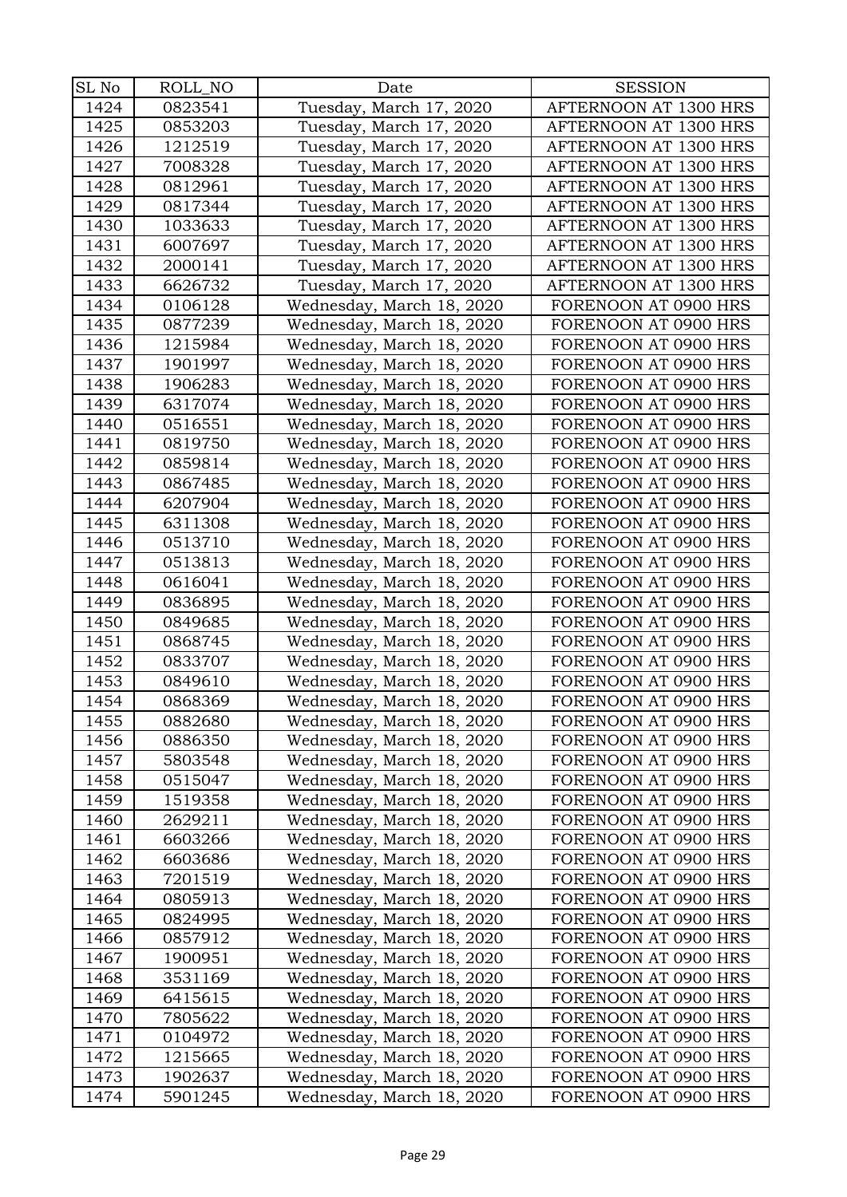| SL No | ROLL_NO | Date | SESSION |
| --- | --- | --- | --- |
| 1424 | 0823541 | Tuesday, March 17, 2020 | AFTERNOON AT 1300 HRS |
| 1425 | 0853203 | Tuesday, March 17, 2020 | AFTERNOON AT 1300 HRS |
| 1426 | 1212519 | Tuesday, March 17, 2020 | AFTERNOON AT 1300 HRS |
| 1427 | 7008328 | Tuesday, March 17, 2020 | AFTERNOON AT 1300 HRS |
| 1428 | 0812961 | Tuesday, March 17, 2020 | AFTERNOON AT 1300 HRS |
| 1429 | 0817344 | Tuesday, March 17, 2020 | AFTERNOON AT 1300 HRS |
| 1430 | 1033633 | Tuesday, March 17, 2020 | AFTERNOON AT 1300 HRS |
| 1431 | 6007697 | Tuesday, March 17, 2020 | AFTERNOON AT 1300 HRS |
| 1432 | 2000141 | Tuesday, March 17, 2020 | AFTERNOON AT 1300 HRS |
| 1433 | 6626732 | Tuesday, March 17, 2020 | AFTERNOON AT 1300 HRS |
| 1434 | 0106128 | Wednesday, March 18, 2020 | FORENOON AT 0900 HRS |
| 1435 | 0877239 | Wednesday, March 18, 2020 | FORENOON AT 0900 HRS |
| 1436 | 1215984 | Wednesday, March 18, 2020 | FORENOON AT 0900 HRS |
| 1437 | 1901997 | Wednesday, March 18, 2020 | FORENOON AT 0900 HRS |
| 1438 | 1906283 | Wednesday, March 18, 2020 | FORENOON AT 0900 HRS |
| 1439 | 6317074 | Wednesday, March 18, 2020 | FORENOON AT 0900 HRS |
| 1440 | 0516551 | Wednesday, March 18, 2020 | FORENOON AT 0900 HRS |
| 1441 | 0819750 | Wednesday, March 18, 2020 | FORENOON AT 0900 HRS |
| 1442 | 0859814 | Wednesday, March 18, 2020 | FORENOON AT 0900 HRS |
| 1443 | 0867485 | Wednesday, March 18, 2020 | FORENOON AT 0900 HRS |
| 1444 | 6207904 | Wednesday, March 18, 2020 | FORENOON AT 0900 HRS |
| 1445 | 6311308 | Wednesday, March 18, 2020 | FORENOON AT 0900 HRS |
| 1446 | 0513710 | Wednesday, March 18, 2020 | FORENOON AT 0900 HRS |
| 1447 | 0513813 | Wednesday, March 18, 2020 | FORENOON AT 0900 HRS |
| 1448 | 0616041 | Wednesday, March 18, 2020 | FORENOON AT 0900 HRS |
| 1449 | 0836895 | Wednesday, March 18, 2020 | FORENOON AT 0900 HRS |
| 1450 | 0849685 | Wednesday, March 18, 2020 | FORENOON AT 0900 HRS |
| 1451 | 0868745 | Wednesday, March 18, 2020 | FORENOON AT 0900 HRS |
| 1452 | 0833707 | Wednesday, March 18, 2020 | FORENOON AT 0900 HRS |
| 1453 | 0849610 | Wednesday, March 18, 2020 | FORENOON AT 0900 HRS |
| 1454 | 0868369 | Wednesday, March 18, 2020 | FORENOON AT 0900 HRS |
| 1455 | 0882680 | Wednesday, March 18, 2020 | FORENOON AT 0900 HRS |
| 1456 | 0886350 | Wednesday, March 18, 2020 | FORENOON AT 0900 HRS |
| 1457 | 5803548 | Wednesday, March 18, 2020 | FORENOON AT 0900 HRS |
| 1458 | 0515047 | Wednesday, March 18, 2020 | FORENOON AT 0900 HRS |
| 1459 | 1519358 | Wednesday, March 18, 2020 | FORENOON AT 0900 HRS |
| 1460 | 2629211 | Wednesday, March 18, 2020 | FORENOON AT 0900 HRS |
| 1461 | 6603266 | Wednesday, March 18, 2020 | FORENOON AT 0900 HRS |
| 1462 | 6603686 | Wednesday, March 18, 2020 | FORENOON AT 0900 HRS |
| 1463 | 7201519 | Wednesday, March 18, 2020 | FORENOON AT 0900 HRS |
| 1464 | 0805913 | Wednesday, March 18, 2020 | FORENOON AT 0900 HRS |
| 1465 | 0824995 | Wednesday, March 18, 2020 | FORENOON AT 0900 HRS |
| 1466 | 0857912 | Wednesday, March 18, 2020 | FORENOON AT 0900 HRS |
| 1467 | 1900951 | Wednesday, March 18, 2020 | FORENOON AT 0900 HRS |
| 1468 | 3531169 | Wednesday, March 18, 2020 | FORENOON AT 0900 HRS |
| 1469 | 6415615 | Wednesday, March 18, 2020 | FORENOON AT 0900 HRS |
| 1470 | 7805622 | Wednesday, March 18, 2020 | FORENOON AT 0900 HRS |
| 1471 | 0104972 | Wednesday, March 18, 2020 | FORENOON AT 0900 HRS |
| 1472 | 1215665 | Wednesday, March 18, 2020 | FORENOON AT 0900 HRS |
| 1473 | 1902637 | Wednesday, March 18, 2020 | FORENOON AT 0900 HRS |
| 1474 | 5901245 | Wednesday, March 18, 2020 | FORENOON AT 0900 HRS |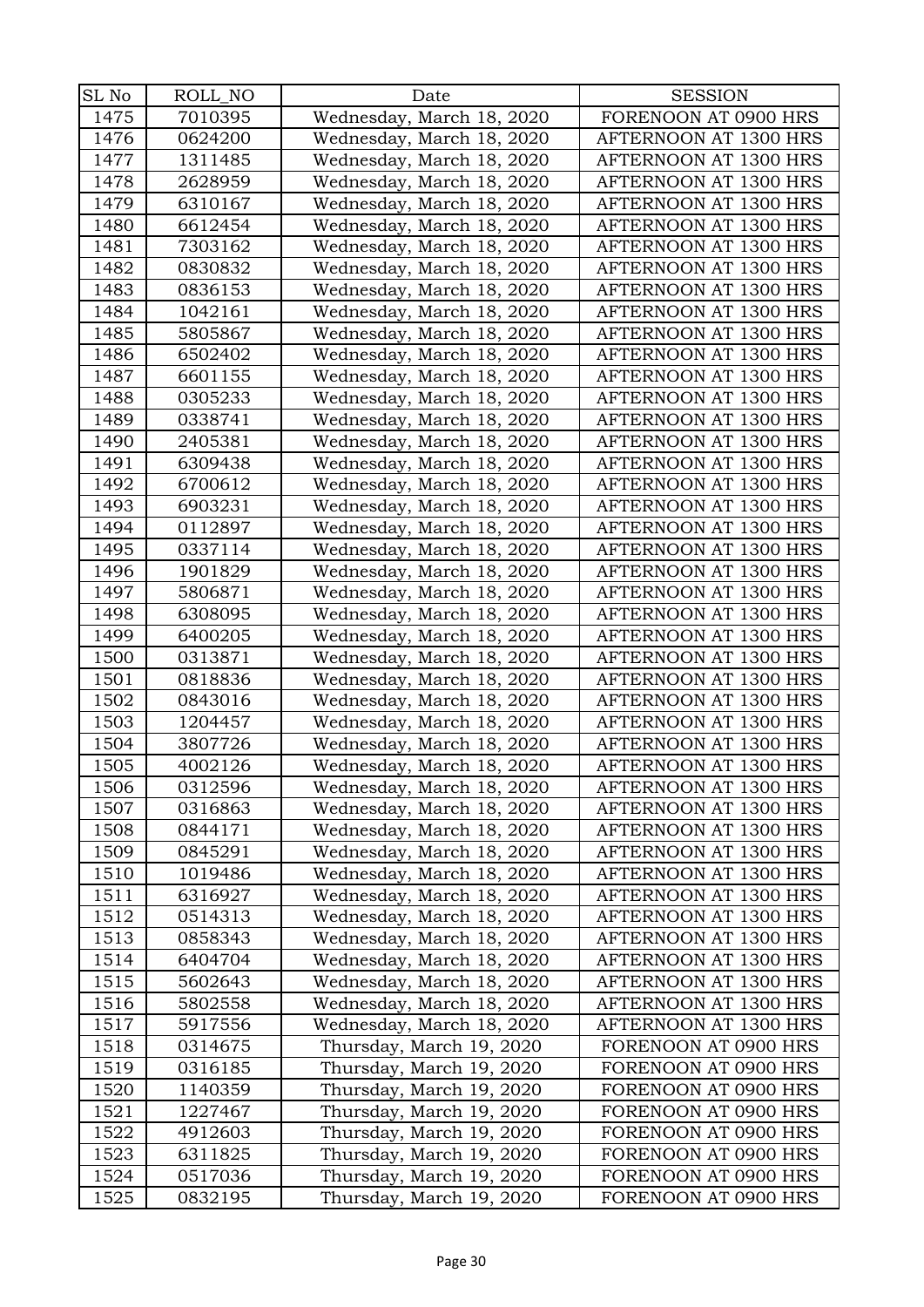| SL No | ROLL_NO | Date | SESSION |
|---|---|---|---|
| 1475 | 7010395 | Wednesday, March 18, 2020 | FORENOON AT 0900 HRS |
| 1476 | 0624200 | Wednesday, March 18, 2020 | AFTERNOON AT 1300 HRS |
| 1477 | 1311485 | Wednesday, March 18, 2020 | AFTERNOON AT 1300 HRS |
| 1478 | 2628959 | Wednesday, March 18, 2020 | AFTERNOON AT 1300 HRS |
| 1479 | 6310167 | Wednesday, March 18, 2020 | AFTERNOON AT 1300 HRS |
| 1480 | 6612454 | Wednesday, March 18, 2020 | AFTERNOON AT 1300 HRS |
| 1481 | 7303162 | Wednesday, March 18, 2020 | AFTERNOON AT 1300 HRS |
| 1482 | 0830832 | Wednesday, March 18, 2020 | AFTERNOON AT 1300 HRS |
| 1483 | 0836153 | Wednesday, March 18, 2020 | AFTERNOON AT 1300 HRS |
| 1484 | 1042161 | Wednesday, March 18, 2020 | AFTERNOON AT 1300 HRS |
| 1485 | 5805867 | Wednesday, March 18, 2020 | AFTERNOON AT 1300 HRS |
| 1486 | 6502402 | Wednesday, March 18, 2020 | AFTERNOON AT 1300 HRS |
| 1487 | 6601155 | Wednesday, March 18, 2020 | AFTERNOON AT 1300 HRS |
| 1488 | 0305233 | Wednesday, March 18, 2020 | AFTERNOON AT 1300 HRS |
| 1489 | 0338741 | Wednesday, March 18, 2020 | AFTERNOON AT 1300 HRS |
| 1490 | 2405381 | Wednesday, March 18, 2020 | AFTERNOON AT 1300 HRS |
| 1491 | 6309438 | Wednesday, March 18, 2020 | AFTERNOON AT 1300 HRS |
| 1492 | 6700612 | Wednesday, March 18, 2020 | AFTERNOON AT 1300 HRS |
| 1493 | 6903231 | Wednesday, March 18, 2020 | AFTERNOON AT 1300 HRS |
| 1494 | 0112897 | Wednesday, March 18, 2020 | AFTERNOON AT 1300 HRS |
| 1495 | 0337114 | Wednesday, March 18, 2020 | AFTERNOON AT 1300 HRS |
| 1496 | 1901829 | Wednesday, March 18, 2020 | AFTERNOON AT 1300 HRS |
| 1497 | 5806871 | Wednesday, March 18, 2020 | AFTERNOON AT 1300 HRS |
| 1498 | 6308095 | Wednesday, March 18, 2020 | AFTERNOON AT 1300 HRS |
| 1499 | 6400205 | Wednesday, March 18, 2020 | AFTERNOON AT 1300 HRS |
| 1500 | 0313871 | Wednesday, March 18, 2020 | AFTERNOON AT 1300 HRS |
| 1501 | 0818836 | Wednesday, March 18, 2020 | AFTERNOON AT 1300 HRS |
| 1502 | 0843016 | Wednesday, March 18, 2020 | AFTERNOON AT 1300 HRS |
| 1503 | 1204457 | Wednesday, March 18, 2020 | AFTERNOON AT 1300 HRS |
| 1504 | 3807726 | Wednesday, March 18, 2020 | AFTERNOON AT 1300 HRS |
| 1505 | 4002126 | Wednesday, March 18, 2020 | AFTERNOON AT 1300 HRS |
| 1506 | 0312596 | Wednesday, March 18, 2020 | AFTERNOON AT 1300 HRS |
| 1507 | 0316863 | Wednesday, March 18, 2020 | AFTERNOON AT 1300 HRS |
| 1508 | 0844171 | Wednesday, March 18, 2020 | AFTERNOON AT 1300 HRS |
| 1509 | 0845291 | Wednesday, March 18, 2020 | AFTERNOON AT 1300 HRS |
| 1510 | 1019486 | Wednesday, March 18, 2020 | AFTERNOON AT 1300 HRS |
| 1511 | 6316927 | Wednesday, March 18, 2020 | AFTERNOON AT 1300 HRS |
| 1512 | 0514313 | Wednesday, March 18, 2020 | AFTERNOON AT 1300 HRS |
| 1513 | 0858343 | Wednesday, March 18, 2020 | AFTERNOON AT 1300 HRS |
| 1514 | 6404704 | Wednesday, March 18, 2020 | AFTERNOON AT 1300 HRS |
| 1515 | 5602643 | Wednesday, March 18, 2020 | AFTERNOON AT 1300 HRS |
| 1516 | 5802558 | Wednesday, March 18, 2020 | AFTERNOON AT 1300 HRS |
| 1517 | 5917556 | Wednesday, March 18, 2020 | AFTERNOON AT 1300 HRS |
| 1518 | 0314675 | Thursday, March 19, 2020 | FORENOON AT 0900 HRS |
| 1519 | 0316185 | Thursday, March 19, 2020 | FORENOON AT 0900 HRS |
| 1520 | 1140359 | Thursday, March 19, 2020 | FORENOON AT 0900 HRS |
| 1521 | 1227467 | Thursday, March 19, 2020 | FORENOON AT 0900 HRS |
| 1522 | 4912603 | Thursday, March 19, 2020 | FORENOON AT 0900 HRS |
| 1523 | 6311825 | Thursday, March 19, 2020 | FORENOON AT 0900 HRS |
| 1524 | 0517036 | Thursday, March 19, 2020 | FORENOON AT 0900 HRS |
| 1525 | 0832195 | Thursday, March 19, 2020 | FORENOON AT 0900 HRS |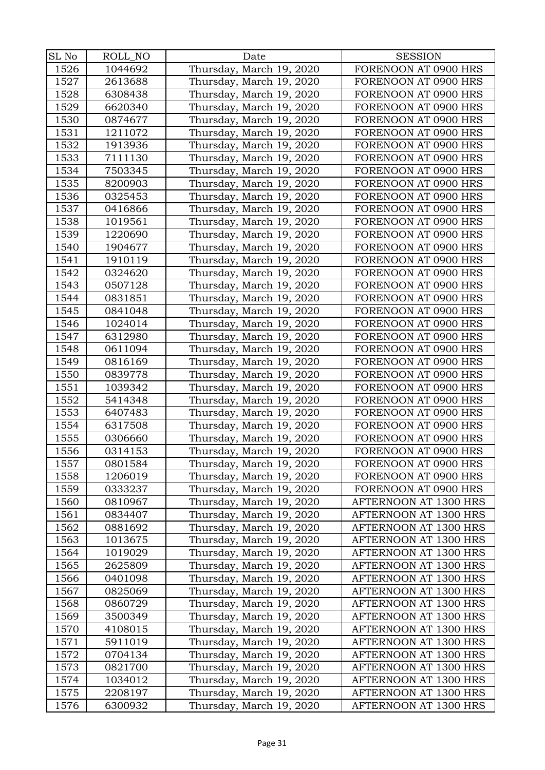| SL No | ROLL_NO | Date | SESSION |
|---|---|---|---|
| 1526 | 1044692 | Thursday, March 19, 2020 | FORENOON AT 0900 HRS |
| 1527 | 2613688 | Thursday, March 19, 2020 | FORENOON AT 0900 HRS |
| 1528 | 6308438 | Thursday, March 19, 2020 | FORENOON AT 0900 HRS |
| 1529 | 6620340 | Thursday, March 19, 2020 | FORENOON AT 0900 HRS |
| 1530 | 0874677 | Thursday, March 19, 2020 | FORENOON AT 0900 HRS |
| 1531 | 1211072 | Thursday, March 19, 2020 | FORENOON AT 0900 HRS |
| 1532 | 1913936 | Thursday, March 19, 2020 | FORENOON AT 0900 HRS |
| 1533 | 7111130 | Thursday, March 19, 2020 | FORENOON AT 0900 HRS |
| 1534 | 7503345 | Thursday, March 19, 2020 | FORENOON AT 0900 HRS |
| 1535 | 8200903 | Thursday, March 19, 2020 | FORENOON AT 0900 HRS |
| 1536 | 0325453 | Thursday, March 19, 2020 | FORENOON AT 0900 HRS |
| 1537 | 0416866 | Thursday, March 19, 2020 | FORENOON AT 0900 HRS |
| 1538 | 1019561 | Thursday, March 19, 2020 | FORENOON AT 0900 HRS |
| 1539 | 1220690 | Thursday, March 19, 2020 | FORENOON AT 0900 HRS |
| 1540 | 1904677 | Thursday, March 19, 2020 | FORENOON AT 0900 HRS |
| 1541 | 1910119 | Thursday, March 19, 2020 | FORENOON AT 0900 HRS |
| 1542 | 0324620 | Thursday, March 19, 2020 | FORENOON AT 0900 HRS |
| 1543 | 0507128 | Thursday, March 19, 2020 | FORENOON AT 0900 HRS |
| 1544 | 0831851 | Thursday, March 19, 2020 | FORENOON AT 0900 HRS |
| 1545 | 0841048 | Thursday, March 19, 2020 | FORENOON AT 0900 HRS |
| 1546 | 1024014 | Thursday, March 19, 2020 | FORENOON AT 0900 HRS |
| 1547 | 6312980 | Thursday, March 19, 2020 | FORENOON AT 0900 HRS |
| 1548 | 0611094 | Thursday, March 19, 2020 | FORENOON AT 0900 HRS |
| 1549 | 0816169 | Thursday, March 19, 2020 | FORENOON AT 0900 HRS |
| 1550 | 0839778 | Thursday, March 19, 2020 | FORENOON AT 0900 HRS |
| 1551 | 1039342 | Thursday, March 19, 2020 | FORENOON AT 0900 HRS |
| 1552 | 5414348 | Thursday, March 19, 2020 | FORENOON AT 0900 HRS |
| 1553 | 6407483 | Thursday, March 19, 2020 | FORENOON AT 0900 HRS |
| 1554 | 6317508 | Thursday, March 19, 2020 | FORENOON AT 0900 HRS |
| 1555 | 0306660 | Thursday, March 19, 2020 | FORENOON AT 0900 HRS |
| 1556 | 0314153 | Thursday, March 19, 2020 | FORENOON AT 0900 HRS |
| 1557 | 0801584 | Thursday, March 19, 2020 | FORENOON AT 0900 HRS |
| 1558 | 1206019 | Thursday, March 19, 2020 | FORENOON AT 0900 HRS |
| 1559 | 0333237 | Thursday, March 19, 2020 | FORENOON AT 0900 HRS |
| 1560 | 0810967 | Thursday, March 19, 2020 | AFTERNOON AT 1300 HRS |
| 1561 | 0834407 | Thursday, March 19, 2020 | AFTERNOON AT 1300 HRS |
| 1562 | 0881692 | Thursday, March 19, 2020 | AFTERNOON AT 1300 HRS |
| 1563 | 1013675 | Thursday, March 19, 2020 | AFTERNOON AT 1300 HRS |
| 1564 | 1019029 | Thursday, March 19, 2020 | AFTERNOON AT 1300 HRS |
| 1565 | 2625809 | Thursday, March 19, 2020 | AFTERNOON AT 1300 HRS |
| 1566 | 0401098 | Thursday, March 19, 2020 | AFTERNOON AT 1300 HRS |
| 1567 | 0825069 | Thursday, March 19, 2020 | AFTERNOON AT 1300 HRS |
| 1568 | 0860729 | Thursday, March 19, 2020 | AFTERNOON AT 1300 HRS |
| 1569 | 3500349 | Thursday, March 19, 2020 | AFTERNOON AT 1300 HRS |
| 1570 | 4108015 | Thursday, March 19, 2020 | AFTERNOON AT 1300 HRS |
| 1571 | 5911019 | Thursday, March 19, 2020 | AFTERNOON AT 1300 HRS |
| 1572 | 0704134 | Thursday, March 19, 2020 | AFTERNOON AT 1300 HRS |
| 1573 | 0821700 | Thursday, March 19, 2020 | AFTERNOON AT 1300 HRS |
| 1574 | 1034012 | Thursday, March 19, 2020 | AFTERNOON AT 1300 HRS |
| 1575 | 2208197 | Thursday, March 19, 2020 | AFTERNOON AT 1300 HRS |
| 1576 | 6300932 | Thursday, March 19, 2020 | AFTERNOON AT 1300 HRS |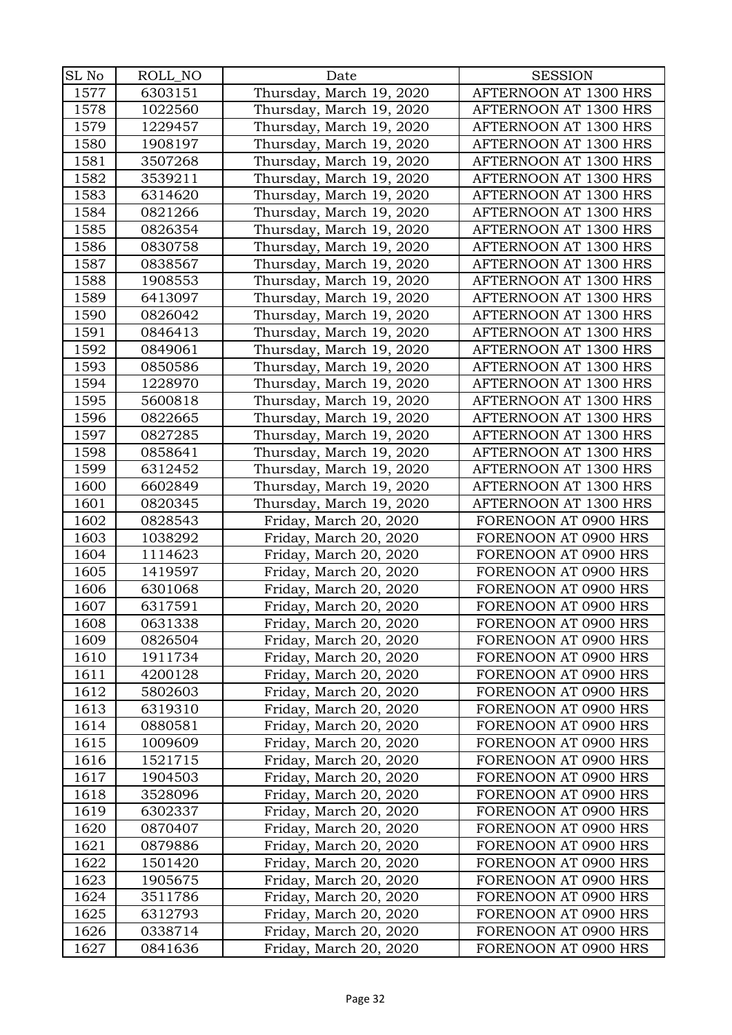| SL No | ROLL_NO | Date | SESSION |
| --- | --- | --- | --- |
| 1577 | 6303151 | Thursday, March 19, 2020 | AFTERNOON AT 1300 HRS |
| 1578 | 1022560 | Thursday, March 19, 2020 | AFTERNOON AT 1300 HRS |
| 1579 | 1229457 | Thursday, March 19, 2020 | AFTERNOON AT 1300 HRS |
| 1580 | 1908197 | Thursday, March 19, 2020 | AFTERNOON AT 1300 HRS |
| 1581 | 3507268 | Thursday, March 19, 2020 | AFTERNOON AT 1300 HRS |
| 1582 | 3539211 | Thursday, March 19, 2020 | AFTERNOON AT 1300 HRS |
| 1583 | 6314620 | Thursday, March 19, 2020 | AFTERNOON AT 1300 HRS |
| 1584 | 0821266 | Thursday, March 19, 2020 | AFTERNOON AT 1300 HRS |
| 1585 | 0826354 | Thursday, March 19, 2020 | AFTERNOON AT 1300 HRS |
| 1586 | 0830758 | Thursday, March 19, 2020 | AFTERNOON AT 1300 HRS |
| 1587 | 0838567 | Thursday, March 19, 2020 | AFTERNOON AT 1300 HRS |
| 1588 | 1908553 | Thursday, March 19, 2020 | AFTERNOON AT 1300 HRS |
| 1589 | 6413097 | Thursday, March 19, 2020 | AFTERNOON AT 1300 HRS |
| 1590 | 0826042 | Thursday, March 19, 2020 | AFTERNOON AT 1300 HRS |
| 1591 | 0846413 | Thursday, March 19, 2020 | AFTERNOON AT 1300 HRS |
| 1592 | 0849061 | Thursday, March 19, 2020 | AFTERNOON AT 1300 HRS |
| 1593 | 0850586 | Thursday, March 19, 2020 | AFTERNOON AT 1300 HRS |
| 1594 | 1228970 | Thursday, March 19, 2020 | AFTERNOON AT 1300 HRS |
| 1595 | 5600818 | Thursday, March 19, 2020 | AFTERNOON AT 1300 HRS |
| 1596 | 0822665 | Thursday, March 19, 2020 | AFTERNOON AT 1300 HRS |
| 1597 | 0827285 | Thursday, March 19, 2020 | AFTERNOON AT 1300 HRS |
| 1598 | 0858641 | Thursday, March 19, 2020 | AFTERNOON AT 1300 HRS |
| 1599 | 6312452 | Thursday, March 19, 2020 | AFTERNOON AT 1300 HRS |
| 1600 | 6602849 | Thursday, March 19, 2020 | AFTERNOON AT 1300 HRS |
| 1601 | 0820345 | Thursday, March 19, 2020 | AFTERNOON AT 1300 HRS |
| 1602 | 0828543 | Friday, March 20, 2020 | FORENOON AT 0900 HRS |
| 1603 | 1038292 | Friday, March 20, 2020 | FORENOON AT 0900 HRS |
| 1604 | 1114623 | Friday, March 20, 2020 | FORENOON AT 0900 HRS |
| 1605 | 1419597 | Friday, March 20, 2020 | FORENOON AT 0900 HRS |
| 1606 | 6301068 | Friday, March 20, 2020 | FORENOON AT 0900 HRS |
| 1607 | 6317591 | Friday, March 20, 2020 | FORENOON AT 0900 HRS |
| 1608 | 0631338 | Friday, March 20, 2020 | FORENOON AT 0900 HRS |
| 1609 | 0826504 | Friday, March 20, 2020 | FORENOON AT 0900 HRS |
| 1610 | 1911734 | Friday, March 20, 2020 | FORENOON AT 0900 HRS |
| 1611 | 4200128 | Friday, March 20, 2020 | FORENOON AT 0900 HRS |
| 1612 | 5802603 | Friday, March 20, 2020 | FORENOON AT 0900 HRS |
| 1613 | 6319310 | Friday, March 20, 2020 | FORENOON AT 0900 HRS |
| 1614 | 0880581 | Friday, March 20, 2020 | FORENOON AT 0900 HRS |
| 1615 | 1009609 | Friday, March 20, 2020 | FORENOON AT 0900 HRS |
| 1616 | 1521715 | Friday, March 20, 2020 | FORENOON AT 0900 HRS |
| 1617 | 1904503 | Friday, March 20, 2020 | FORENOON AT 0900 HRS |
| 1618 | 3528096 | Friday, March 20, 2020 | FORENOON AT 0900 HRS |
| 1619 | 6302337 | Friday, March 20, 2020 | FORENOON AT 0900 HRS |
| 1620 | 0870407 | Friday, March 20, 2020 | FORENOON AT 0900 HRS |
| 1621 | 0879886 | Friday, March 20, 2020 | FORENOON AT 0900 HRS |
| 1622 | 1501420 | Friday, March 20, 2020 | FORENOON AT 0900 HRS |
| 1623 | 1905675 | Friday, March 20, 2020 | FORENOON AT 0900 HRS |
| 1624 | 3511786 | Friday, March 20, 2020 | FORENOON AT 0900 HRS |
| 1625 | 6312793 | Friday, March 20, 2020 | FORENOON AT 0900 HRS |
| 1626 | 0338714 | Friday, March 20, 2020 | FORENOON AT 0900 HRS |
| 1627 | 0841636 | Friday, March 20, 2020 | FORENOON AT 0900 HRS |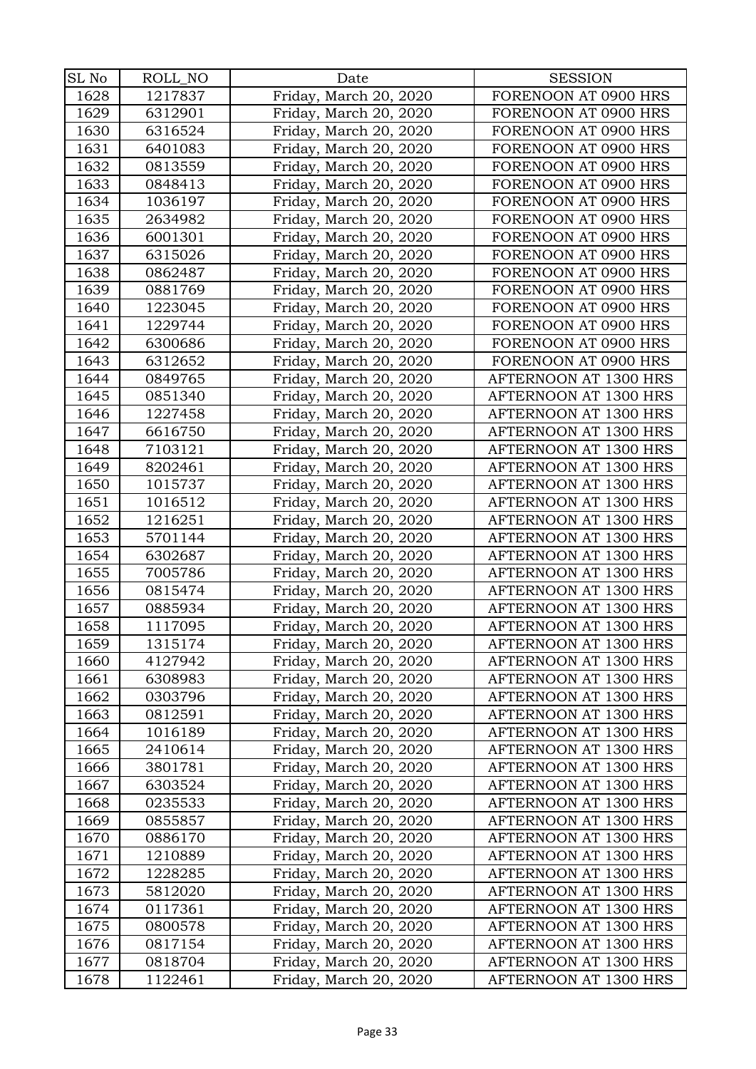| SL No | ROLL_NO | Date | SESSION |
|---|---|---|---|
| 1628 | 1217837 | Friday, March 20, 2020 | FORENOON AT 0900 HRS |
| 1629 | 6312901 | Friday, March 20, 2020 | FORENOON AT 0900 HRS |
| 1630 | 6316524 | Friday, March 20, 2020 | FORENOON AT 0900 HRS |
| 1631 | 6401083 | Friday, March 20, 2020 | FORENOON AT 0900 HRS |
| 1632 | 0813559 | Friday, March 20, 2020 | FORENOON AT 0900 HRS |
| 1633 | 0848413 | Friday, March 20, 2020 | FORENOON AT 0900 HRS |
| 1634 | 1036197 | Friday, March 20, 2020 | FORENOON AT 0900 HRS |
| 1635 | 2634982 | Friday, March 20, 2020 | FORENOON AT 0900 HRS |
| 1636 | 6001301 | Friday, March 20, 2020 | FORENOON AT 0900 HRS |
| 1637 | 6315026 | Friday, March 20, 2020 | FORENOON AT 0900 HRS |
| 1638 | 0862487 | Friday, March 20, 2020 | FORENOON AT 0900 HRS |
| 1639 | 0881769 | Friday, March 20, 2020 | FORENOON AT 0900 HRS |
| 1640 | 1223045 | Friday, March 20, 2020 | FORENOON AT 0900 HRS |
| 1641 | 1229744 | Friday, March 20, 2020 | FORENOON AT 0900 HRS |
| 1642 | 6300686 | Friday, March 20, 2020 | FORENOON AT 0900 HRS |
| 1643 | 6312652 | Friday, March 20, 2020 | FORENOON AT 0900 HRS |
| 1644 | 0849765 | Friday, March 20, 2020 | AFTERNOON AT 1300 HRS |
| 1645 | 0851340 | Friday, March 20, 2020 | AFTERNOON AT 1300 HRS |
| 1646 | 1227458 | Friday, March 20, 2020 | AFTERNOON AT 1300 HRS |
| 1647 | 6616750 | Friday, March 20, 2020 | AFTERNOON AT 1300 HRS |
| 1648 | 7103121 | Friday, March 20, 2020 | AFTERNOON AT 1300 HRS |
| 1649 | 8202461 | Friday, March 20, 2020 | AFTERNOON AT 1300 HRS |
| 1650 | 1015737 | Friday, March 20, 2020 | AFTERNOON AT 1300 HRS |
| 1651 | 1016512 | Friday, March 20, 2020 | AFTERNOON AT 1300 HRS |
| 1652 | 1216251 | Friday, March 20, 2020 | AFTERNOON AT 1300 HRS |
| 1653 | 5701144 | Friday, March 20, 2020 | AFTERNOON AT 1300 HRS |
| 1654 | 6302687 | Friday, March 20, 2020 | AFTERNOON AT 1300 HRS |
| 1655 | 7005786 | Friday, March 20, 2020 | AFTERNOON AT 1300 HRS |
| 1656 | 0815474 | Friday, March 20, 2020 | AFTERNOON AT 1300 HRS |
| 1657 | 0885934 | Friday, March 20, 2020 | AFTERNOON AT 1300 HRS |
| 1658 | 1117095 | Friday, March 20, 2020 | AFTERNOON AT 1300 HRS |
| 1659 | 1315174 | Friday, March 20, 2020 | AFTERNOON AT 1300 HRS |
| 1660 | 4127942 | Friday, March 20, 2020 | AFTERNOON AT 1300 HRS |
| 1661 | 6308983 | Friday, March 20, 2020 | AFTERNOON AT 1300 HRS |
| 1662 | 0303796 | Friday, March 20, 2020 | AFTERNOON AT 1300 HRS |
| 1663 | 0812591 | Friday, March 20, 2020 | AFTERNOON AT 1300 HRS |
| 1664 | 1016189 | Friday, March 20, 2020 | AFTERNOON AT 1300 HRS |
| 1665 | 2410614 | Friday, March 20, 2020 | AFTERNOON AT 1300 HRS |
| 1666 | 3801781 | Friday, March 20, 2020 | AFTERNOON AT 1300 HRS |
| 1667 | 6303524 | Friday, March 20, 2020 | AFTERNOON AT 1300 HRS |
| 1668 | 0235533 | Friday, March 20, 2020 | AFTERNOON AT 1300 HRS |
| 1669 | 0855857 | Friday, March 20, 2020 | AFTERNOON AT 1300 HRS |
| 1670 | 0886170 | Friday, March 20, 2020 | AFTERNOON AT 1300 HRS |
| 1671 | 1210889 | Friday, March 20, 2020 | AFTERNOON AT 1300 HRS |
| 1672 | 1228285 | Friday, March 20, 2020 | AFTERNOON AT 1300 HRS |
| 1673 | 5812020 | Friday, March 20, 2020 | AFTERNOON AT 1300 HRS |
| 1674 | 0117361 | Friday, March 20, 2020 | AFTERNOON AT 1300 HRS |
| 1675 | 0800578 | Friday, March 20, 2020 | AFTERNOON AT 1300 HRS |
| 1676 | 0817154 | Friday, March 20, 2020 | AFTERNOON AT 1300 HRS |
| 1677 | 0818704 | Friday, March 20, 2020 | AFTERNOON AT 1300 HRS |
| 1678 | 1122461 | Friday, March 20, 2020 | AFTERNOON AT 1300 HRS |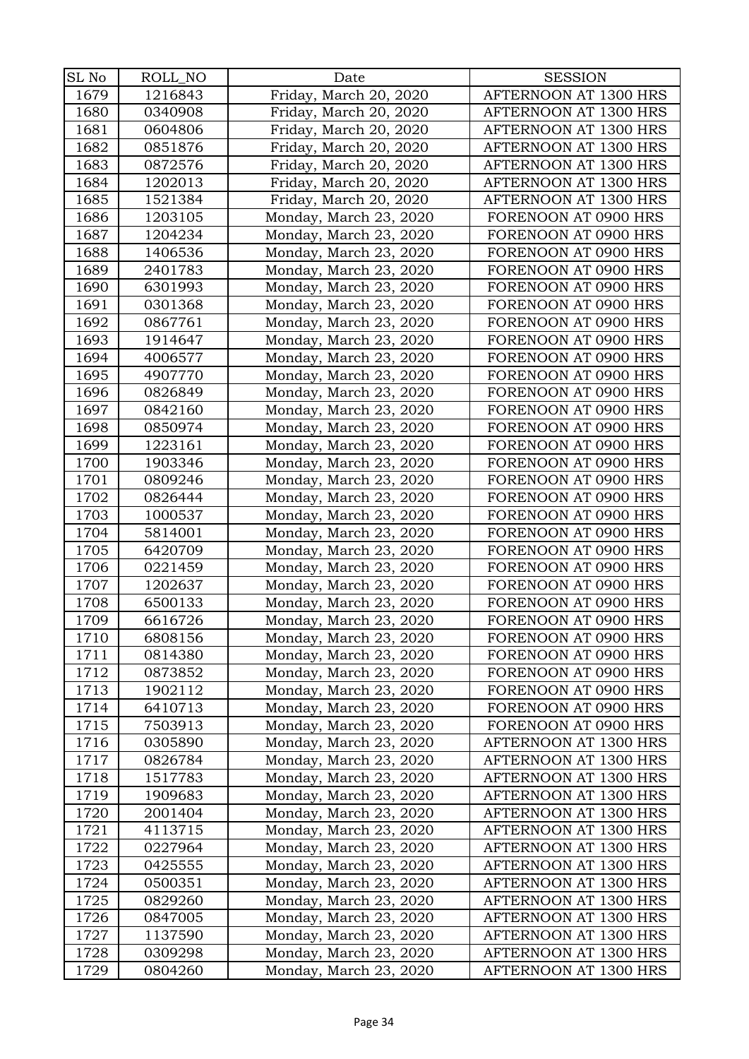| SL No | ROLL_NO | Date | SESSION |
|---|---|---|---|
| 1679 | 1216843 | Friday, March 20, 2020 | AFTERNOON AT 1300 HRS |
| 1680 | 0340908 | Friday, March 20, 2020 | AFTERNOON AT 1300 HRS |
| 1681 | 0604806 | Friday, March 20, 2020 | AFTERNOON AT 1300 HRS |
| 1682 | 0851876 | Friday, March 20, 2020 | AFTERNOON AT 1300 HRS |
| 1683 | 0872576 | Friday, March 20, 2020 | AFTERNOON AT 1300 HRS |
| 1684 | 1202013 | Friday, March 20, 2020 | AFTERNOON AT 1300 HRS |
| 1685 | 1521384 | Friday, March 20, 2020 | AFTERNOON AT 1300 HRS |
| 1686 | 1203105 | Monday, March 23, 2020 | FORENOON AT 0900 HRS |
| 1687 | 1204234 | Monday, March 23, 2020 | FORENOON AT 0900 HRS |
| 1688 | 1406536 | Monday, March 23, 2020 | FORENOON AT 0900 HRS |
| 1689 | 2401783 | Monday, March 23, 2020 | FORENOON AT 0900 HRS |
| 1690 | 6301993 | Monday, March 23, 2020 | FORENOON AT 0900 HRS |
| 1691 | 0301368 | Monday, March 23, 2020 | FORENOON AT 0900 HRS |
| 1692 | 0867761 | Monday, March 23, 2020 | FORENOON AT 0900 HRS |
| 1693 | 1914647 | Monday, March 23, 2020 | FORENOON AT 0900 HRS |
| 1694 | 4006577 | Monday, March 23, 2020 | FORENOON AT 0900 HRS |
| 1695 | 4907770 | Monday, March 23, 2020 | FORENOON AT 0900 HRS |
| 1696 | 0826849 | Monday, March 23, 2020 | FORENOON AT 0900 HRS |
| 1697 | 0842160 | Monday, March 23, 2020 | FORENOON AT 0900 HRS |
| 1698 | 0850974 | Monday, March 23, 2020 | FORENOON AT 0900 HRS |
| 1699 | 1223161 | Monday, March 23, 2020 | FORENOON AT 0900 HRS |
| 1700 | 1903346 | Monday, March 23, 2020 | FORENOON AT 0900 HRS |
| 1701 | 0809246 | Monday, March 23, 2020 | FORENOON AT 0900 HRS |
| 1702 | 0826444 | Monday, March 23, 2020 | FORENOON AT 0900 HRS |
| 1703 | 1000537 | Monday, March 23, 2020 | FORENOON AT 0900 HRS |
| 1704 | 5814001 | Monday, March 23, 2020 | FORENOON AT 0900 HRS |
| 1705 | 6420709 | Monday, March 23, 2020 | FORENOON AT 0900 HRS |
| 1706 | 0221459 | Monday, March 23, 2020 | FORENOON AT 0900 HRS |
| 1707 | 1202637 | Monday, March 23, 2020 | FORENOON AT 0900 HRS |
| 1708 | 6500133 | Monday, March 23, 2020 | FORENOON AT 0900 HRS |
| 1709 | 6616726 | Monday, March 23, 2020 | FORENOON AT 0900 HRS |
| 1710 | 6808156 | Monday, March 23, 2020 | FORENOON AT 0900 HRS |
| 1711 | 0814380 | Monday, March 23, 2020 | FORENOON AT 0900 HRS |
| 1712 | 0873852 | Monday, March 23, 2020 | FORENOON AT 0900 HRS |
| 1713 | 1902112 | Monday, March 23, 2020 | FORENOON AT 0900 HRS |
| 1714 | 6410713 | Monday, March 23, 2020 | FORENOON AT 0900 HRS |
| 1715 | 7503913 | Monday, March 23, 2020 | FORENOON AT 0900 HRS |
| 1716 | 0305890 | Monday, March 23, 2020 | AFTERNOON AT 1300 HRS |
| 1717 | 0826784 | Monday, March 23, 2020 | AFTERNOON AT 1300 HRS |
| 1718 | 1517783 | Monday, March 23, 2020 | AFTERNOON AT 1300 HRS |
| 1719 | 1909683 | Monday, March 23, 2020 | AFTERNOON AT 1300 HRS |
| 1720 | 2001404 | Monday, March 23, 2020 | AFTERNOON AT 1300 HRS |
| 1721 | 4113715 | Monday, March 23, 2020 | AFTERNOON AT 1300 HRS |
| 1722 | 0227964 | Monday, March 23, 2020 | AFTERNOON AT 1300 HRS |
| 1723 | 0425555 | Monday, March 23, 2020 | AFTERNOON AT 1300 HRS |
| 1724 | 0500351 | Monday, March 23, 2020 | AFTERNOON AT 1300 HRS |
| 1725 | 0829260 | Monday, March 23, 2020 | AFTERNOON AT 1300 HRS |
| 1726 | 0847005 | Monday, March 23, 2020 | AFTERNOON AT 1300 HRS |
| 1727 | 1137590 | Monday, March 23, 2020 | AFTERNOON AT 1300 HRS |
| 1728 | 0309298 | Monday, March 23, 2020 | AFTERNOON AT 1300 HRS |
| 1729 | 0804260 | Monday, March 23, 2020 | AFTERNOON AT 1300 HRS |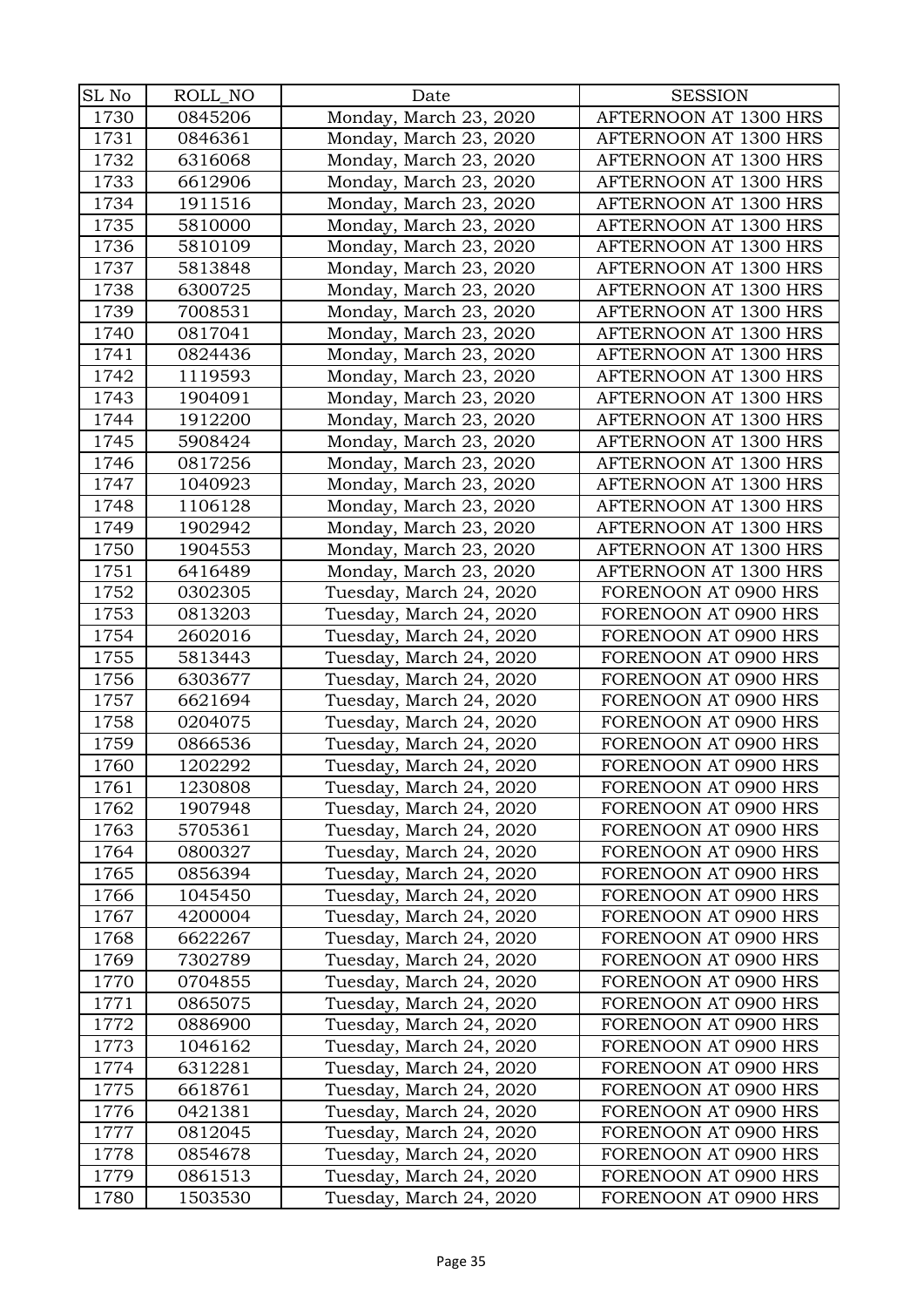| SL No | ROLL_NO | Date | SESSION |
|---|---|---|---|
| 1730 | 0845206 | Monday, March 23, 2020 | AFTERNOON AT 1300 HRS |
| 1731 | 0846361 | Monday, March 23, 2020 | AFTERNOON AT 1300 HRS |
| 1732 | 6316068 | Monday, March 23, 2020 | AFTERNOON AT 1300 HRS |
| 1733 | 6612906 | Monday, March 23, 2020 | AFTERNOON AT 1300 HRS |
| 1734 | 1911516 | Monday, March 23, 2020 | AFTERNOON AT 1300 HRS |
| 1735 | 5810000 | Monday, March 23, 2020 | AFTERNOON AT 1300 HRS |
| 1736 | 5810109 | Monday, March 23, 2020 | AFTERNOON AT 1300 HRS |
| 1737 | 5813848 | Monday, March 23, 2020 | AFTERNOON AT 1300 HRS |
| 1738 | 6300725 | Monday, March 23, 2020 | AFTERNOON AT 1300 HRS |
| 1739 | 7008531 | Monday, March 23, 2020 | AFTERNOON AT 1300 HRS |
| 1740 | 0817041 | Monday, March 23, 2020 | AFTERNOON AT 1300 HRS |
| 1741 | 0824436 | Monday, March 23, 2020 | AFTERNOON AT 1300 HRS |
| 1742 | 1119593 | Monday, March 23, 2020 | AFTERNOON AT 1300 HRS |
| 1743 | 1904091 | Monday, March 23, 2020 | AFTERNOON AT 1300 HRS |
| 1744 | 1912200 | Monday, March 23, 2020 | AFTERNOON AT 1300 HRS |
| 1745 | 5908424 | Monday, March 23, 2020 | AFTERNOON AT 1300 HRS |
| 1746 | 0817256 | Monday, March 23, 2020 | AFTERNOON AT 1300 HRS |
| 1747 | 1040923 | Monday, March 23, 2020 | AFTERNOON AT 1300 HRS |
| 1748 | 1106128 | Monday, March 23, 2020 | AFTERNOON AT 1300 HRS |
| 1749 | 1902942 | Monday, March 23, 2020 | AFTERNOON AT 1300 HRS |
| 1750 | 1904553 | Monday, March 23, 2020 | AFTERNOON AT 1300 HRS |
| 1751 | 6416489 | Monday, March 23, 2020 | AFTERNOON AT 1300 HRS |
| 1752 | 0302305 | Tuesday, March 24, 2020 | FORENOON AT 0900 HRS |
| 1753 | 0813203 | Tuesday, March 24, 2020 | FORENOON AT 0900 HRS |
| 1754 | 2602016 | Tuesday, March 24, 2020 | FORENOON AT 0900 HRS |
| 1755 | 5813443 | Tuesday, March 24, 2020 | FORENOON AT 0900 HRS |
| 1756 | 6303677 | Tuesday, March 24, 2020 | FORENOON AT 0900 HRS |
| 1757 | 6621694 | Tuesday, March 24, 2020 | FORENOON AT 0900 HRS |
| 1758 | 0204075 | Tuesday, March 24, 2020 | FORENOON AT 0900 HRS |
| 1759 | 0866536 | Tuesday, March 24, 2020 | FORENOON AT 0900 HRS |
| 1760 | 1202292 | Tuesday, March 24, 2020 | FORENOON AT 0900 HRS |
| 1761 | 1230808 | Tuesday, March 24, 2020 | FORENOON AT 0900 HRS |
| 1762 | 1907948 | Tuesday, March 24, 2020 | FORENOON AT 0900 HRS |
| 1763 | 5705361 | Tuesday, March 24, 2020 | FORENOON AT 0900 HRS |
| 1764 | 0800327 | Tuesday, March 24, 2020 | FORENOON AT 0900 HRS |
| 1765 | 0856394 | Tuesday, March 24, 2020 | FORENOON AT 0900 HRS |
| 1766 | 1045450 | Tuesday, March 24, 2020 | FORENOON AT 0900 HRS |
| 1767 | 4200004 | Tuesday, March 24, 2020 | FORENOON AT 0900 HRS |
| 1768 | 6622267 | Tuesday, March 24, 2020 | FORENOON AT 0900 HRS |
| 1769 | 7302789 | Tuesday, March 24, 2020 | FORENOON AT 0900 HRS |
| 1770 | 0704855 | Tuesday, March 24, 2020 | FORENOON AT 0900 HRS |
| 1771 | 0865075 | Tuesday, March 24, 2020 | FORENOON AT 0900 HRS |
| 1772 | 0886900 | Tuesday, March 24, 2020 | FORENOON AT 0900 HRS |
| 1773 | 1046162 | Tuesday, March 24, 2020 | FORENOON AT 0900 HRS |
| 1774 | 6312281 | Tuesday, March 24, 2020 | FORENOON AT 0900 HRS |
| 1775 | 6618761 | Tuesday, March 24, 2020 | FORENOON AT 0900 HRS |
| 1776 | 0421381 | Tuesday, March 24, 2020 | FORENOON AT 0900 HRS |
| 1777 | 0812045 | Tuesday, March 24, 2020 | FORENOON AT 0900 HRS |
| 1778 | 0854678 | Tuesday, March 24, 2020 | FORENOON AT 0900 HRS |
| 1779 | 0861513 | Tuesday, March 24, 2020 | FORENOON AT 0900 HRS |
| 1780 | 1503530 | Tuesday, March 24, 2020 | FORENOON AT 0900 HRS |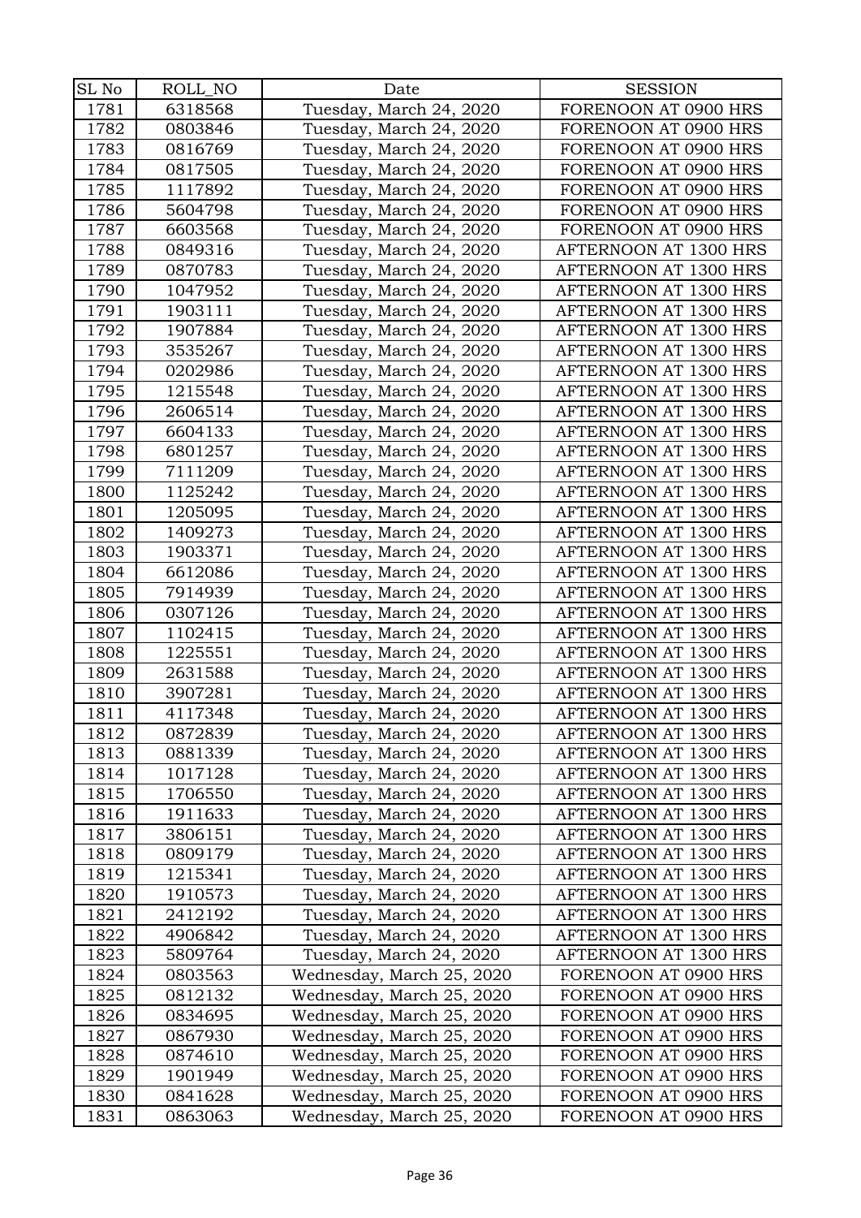| SL No | ROLL_NO | Date | SESSION |
|---|---|---|---|
| 1781 | 6318568 | Tuesday, March 24, 2020 | FORENOON AT 0900 HRS |
| 1782 | 0803846 | Tuesday, March 24, 2020 | FORENOON AT 0900 HRS |
| 1783 | 0816769 | Tuesday, March 24, 2020 | FORENOON AT 0900 HRS |
| 1784 | 0817505 | Tuesday, March 24, 2020 | FORENOON AT 0900 HRS |
| 1785 | 1117892 | Tuesday, March 24, 2020 | FORENOON AT 0900 HRS |
| 1786 | 5604798 | Tuesday, March 24, 2020 | FORENOON AT 0900 HRS |
| 1787 | 6603568 | Tuesday, March 24, 2020 | FORENOON AT 0900 HRS |
| 1788 | 0849316 | Tuesday, March 24, 2020 | AFTERNOON AT 1300 HRS |
| 1789 | 0870783 | Tuesday, March 24, 2020 | AFTERNOON AT 1300 HRS |
| 1790 | 1047952 | Tuesday, March 24, 2020 | AFTERNOON AT 1300 HRS |
| 1791 | 1903111 | Tuesday, March 24, 2020 | AFTERNOON AT 1300 HRS |
| 1792 | 1907884 | Tuesday, March 24, 2020 | AFTERNOON AT 1300 HRS |
| 1793 | 3535267 | Tuesday, March 24, 2020 | AFTERNOON AT 1300 HRS |
| 1794 | 0202986 | Tuesday, March 24, 2020 | AFTERNOON AT 1300 HRS |
| 1795 | 1215548 | Tuesday, March 24, 2020 | AFTERNOON AT 1300 HRS |
| 1796 | 2606514 | Tuesday, March 24, 2020 | AFTERNOON AT 1300 HRS |
| 1797 | 6604133 | Tuesday, March 24, 2020 | AFTERNOON AT 1300 HRS |
| 1798 | 6801257 | Tuesday, March 24, 2020 | AFTERNOON AT 1300 HRS |
| 1799 | 7111209 | Tuesday, March 24, 2020 | AFTERNOON AT 1300 HRS |
| 1800 | 1125242 | Tuesday, March 24, 2020 | AFTERNOON AT 1300 HRS |
| 1801 | 1205095 | Tuesday, March 24, 2020 | AFTERNOON AT 1300 HRS |
| 1802 | 1409273 | Tuesday, March 24, 2020 | AFTERNOON AT 1300 HRS |
| 1803 | 1903371 | Tuesday, March 24, 2020 | AFTERNOON AT 1300 HRS |
| 1804 | 6612086 | Tuesday, March 24, 2020 | AFTERNOON AT 1300 HRS |
| 1805 | 7914939 | Tuesday, March 24, 2020 | AFTERNOON AT 1300 HRS |
| 1806 | 0307126 | Tuesday, March 24, 2020 | AFTERNOON AT 1300 HRS |
| 1807 | 1102415 | Tuesday, March 24, 2020 | AFTERNOON AT 1300 HRS |
| 1808 | 1225551 | Tuesday, March 24, 2020 | AFTERNOON AT 1300 HRS |
| 1809 | 2631588 | Tuesday, March 24, 2020 | AFTERNOON AT 1300 HRS |
| 1810 | 3907281 | Tuesday, March 24, 2020 | AFTERNOON AT 1300 HRS |
| 1811 | 4117348 | Tuesday, March 24, 2020 | AFTERNOON AT 1300 HRS |
| 1812 | 0872839 | Tuesday, March 24, 2020 | AFTERNOON AT 1300 HRS |
| 1813 | 0881339 | Tuesday, March 24, 2020 | AFTERNOON AT 1300 HRS |
| 1814 | 1017128 | Tuesday, March 24, 2020 | AFTERNOON AT 1300 HRS |
| 1815 | 1706550 | Tuesday, March 24, 2020 | AFTERNOON AT 1300 HRS |
| 1816 | 1911633 | Tuesday, March 24, 2020 | AFTERNOON AT 1300 HRS |
| 1817 | 3806151 | Tuesday, March 24, 2020 | AFTERNOON AT 1300 HRS |
| 1818 | 0809179 | Tuesday, March 24, 2020 | AFTERNOON AT 1300 HRS |
| 1819 | 1215341 | Tuesday, March 24, 2020 | AFTERNOON AT 1300 HRS |
| 1820 | 1910573 | Tuesday, March 24, 2020 | AFTERNOON AT 1300 HRS |
| 1821 | 2412192 | Tuesday, March 24, 2020 | AFTERNOON AT 1300 HRS |
| 1822 | 4906842 | Tuesday, March 24, 2020 | AFTERNOON AT 1300 HRS |
| 1823 | 5809764 | Tuesday, March 24, 2020 | AFTERNOON AT 1300 HRS |
| 1824 | 0803563 | Wednesday, March 25, 2020 | FORENOON AT 0900 HRS |
| 1825 | 0812132 | Wednesday, March 25, 2020 | FORENOON AT 0900 HRS |
| 1826 | 0834695 | Wednesday, March 25, 2020 | FORENOON AT 0900 HRS |
| 1827 | 0867930 | Wednesday, March 25, 2020 | FORENOON AT 0900 HRS |
| 1828 | 0874610 | Wednesday, March 25, 2020 | FORENOON AT 0900 HRS |
| 1829 | 1901949 | Wednesday, March 25, 2020 | FORENOON AT 0900 HRS |
| 1830 | 0841628 | Wednesday, March 25, 2020 | FORENOON AT 0900 HRS |
| 1831 | 0863063 | Wednesday, March 25, 2020 | FORENOON AT 0900 HRS |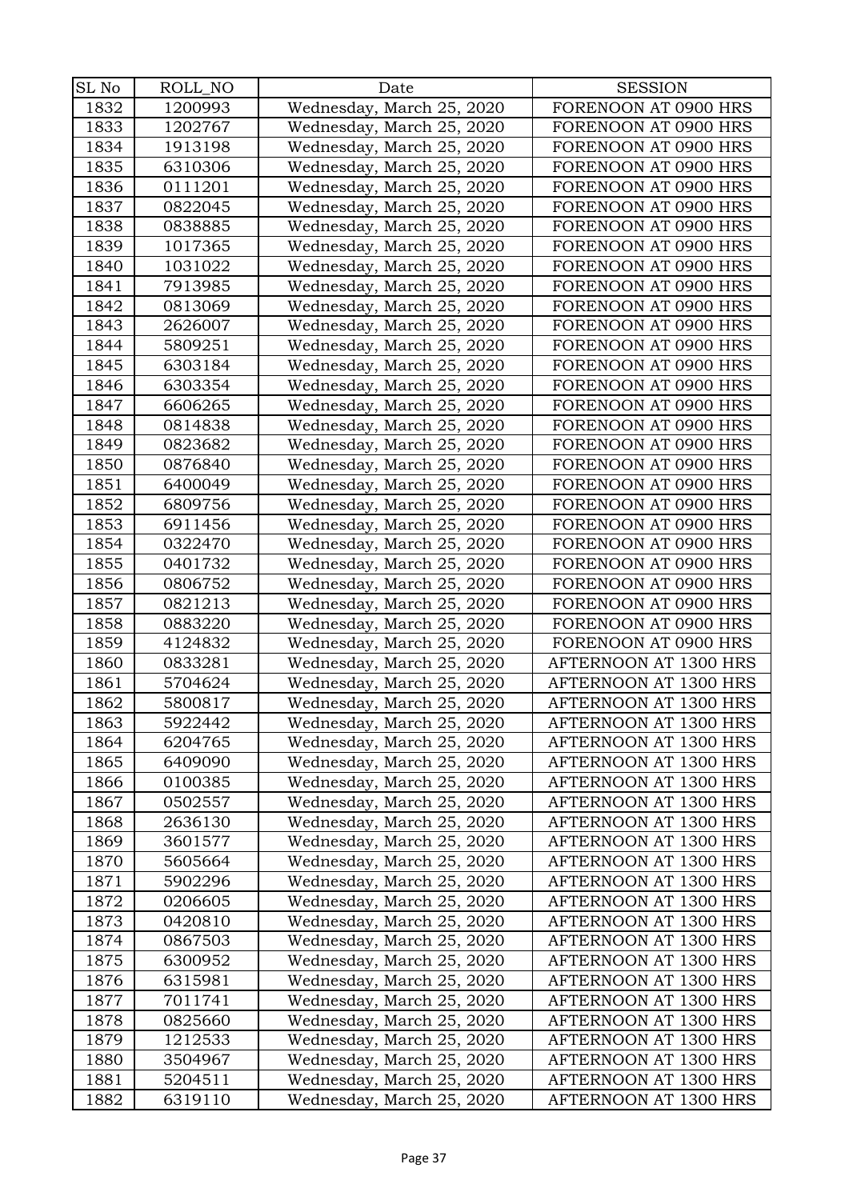| SL No | ROLL_NO | Date | SESSION |
|---|---|---|---|
| 1832 | 1200993 | Wednesday, March 25, 2020 | FORENOON AT 0900 HRS |
| 1833 | 1202767 | Wednesday, March 25, 2020 | FORENOON AT 0900 HRS |
| 1834 | 1913198 | Wednesday, March 25, 2020 | FORENOON AT 0900 HRS |
| 1835 | 6310306 | Wednesday, March 25, 2020 | FORENOON AT 0900 HRS |
| 1836 | 0111201 | Wednesday, March 25, 2020 | FORENOON AT 0900 HRS |
| 1837 | 0822045 | Wednesday, March 25, 2020 | FORENOON AT 0900 HRS |
| 1838 | 0838885 | Wednesday, March 25, 2020 | FORENOON AT 0900 HRS |
| 1839 | 1017365 | Wednesday, March 25, 2020 | FORENOON AT 0900 HRS |
| 1840 | 1031022 | Wednesday, March 25, 2020 | FORENOON AT 0900 HRS |
| 1841 | 7913985 | Wednesday, March 25, 2020 | FORENOON AT 0900 HRS |
| 1842 | 0813069 | Wednesday, March 25, 2020 | FORENOON AT 0900 HRS |
| 1843 | 2626007 | Wednesday, March 25, 2020 | FORENOON AT 0900 HRS |
| 1844 | 5809251 | Wednesday, March 25, 2020 | FORENOON AT 0900 HRS |
| 1845 | 6303184 | Wednesday, March 25, 2020 | FORENOON AT 0900 HRS |
| 1846 | 6303354 | Wednesday, March 25, 2020 | FORENOON AT 0900 HRS |
| 1847 | 6606265 | Wednesday, March 25, 2020 | FORENOON AT 0900 HRS |
| 1848 | 0814838 | Wednesday, March 25, 2020 | FORENOON AT 0900 HRS |
| 1849 | 0823682 | Wednesday, March 25, 2020 | FORENOON AT 0900 HRS |
| 1850 | 0876840 | Wednesday, March 25, 2020 | FORENOON AT 0900 HRS |
| 1851 | 6400049 | Wednesday, March 25, 2020 | FORENOON AT 0900 HRS |
| 1852 | 6809756 | Wednesday, March 25, 2020 | FORENOON AT 0900 HRS |
| 1853 | 6911456 | Wednesday, March 25, 2020 | FORENOON AT 0900 HRS |
| 1854 | 0322470 | Wednesday, March 25, 2020 | FORENOON AT 0900 HRS |
| 1855 | 0401732 | Wednesday, March 25, 2020 | FORENOON AT 0900 HRS |
| 1856 | 0806752 | Wednesday, March 25, 2020 | FORENOON AT 0900 HRS |
| 1857 | 0821213 | Wednesday, March 25, 2020 | FORENOON AT 0900 HRS |
| 1858 | 0883220 | Wednesday, March 25, 2020 | FORENOON AT 0900 HRS |
| 1859 | 4124832 | Wednesday, March 25, 2020 | FORENOON AT 0900 HRS |
| 1860 | 0833281 | Wednesday, March 25, 2020 | AFTERNOON AT 1300 HRS |
| 1861 | 5704624 | Wednesday, March 25, 2020 | AFTERNOON AT 1300 HRS |
| 1862 | 5800817 | Wednesday, March 25, 2020 | AFTERNOON AT 1300 HRS |
| 1863 | 5922442 | Wednesday, March 25, 2020 | AFTERNOON AT 1300 HRS |
| 1864 | 6204765 | Wednesday, March 25, 2020 | AFTERNOON AT 1300 HRS |
| 1865 | 6409090 | Wednesday, March 25, 2020 | AFTERNOON AT 1300 HRS |
| 1866 | 0100385 | Wednesday, March 25, 2020 | AFTERNOON AT 1300 HRS |
| 1867 | 0502557 | Wednesday, March 25, 2020 | AFTERNOON AT 1300 HRS |
| 1868 | 2636130 | Wednesday, March 25, 2020 | AFTERNOON AT 1300 HRS |
| 1869 | 3601577 | Wednesday, March 25, 2020 | AFTERNOON AT 1300 HRS |
| 1870 | 5605664 | Wednesday, March 25, 2020 | AFTERNOON AT 1300 HRS |
| 1871 | 5902296 | Wednesday, March 25, 2020 | AFTERNOON AT 1300 HRS |
| 1872 | 0206605 | Wednesday, March 25, 2020 | AFTERNOON AT 1300 HRS |
| 1873 | 0420810 | Wednesday, March 25, 2020 | AFTERNOON AT 1300 HRS |
| 1874 | 0867503 | Wednesday, March 25, 2020 | AFTERNOON AT 1300 HRS |
| 1875 | 6300952 | Wednesday, March 25, 2020 | AFTERNOON AT 1300 HRS |
| 1876 | 6315981 | Wednesday, March 25, 2020 | AFTERNOON AT 1300 HRS |
| 1877 | 7011741 | Wednesday, March 25, 2020 | AFTERNOON AT 1300 HRS |
| 1878 | 0825660 | Wednesday, March 25, 2020 | AFTERNOON AT 1300 HRS |
| 1879 | 1212533 | Wednesday, March 25, 2020 | AFTERNOON AT 1300 HRS |
| 1880 | 3504967 | Wednesday, March 25, 2020 | AFTERNOON AT 1300 HRS |
| 1881 | 5204511 | Wednesday, March 25, 2020 | AFTERNOON AT 1300 HRS |
| 1882 | 6319110 | Wednesday, March 25, 2020 | AFTERNOON AT 1300 HRS |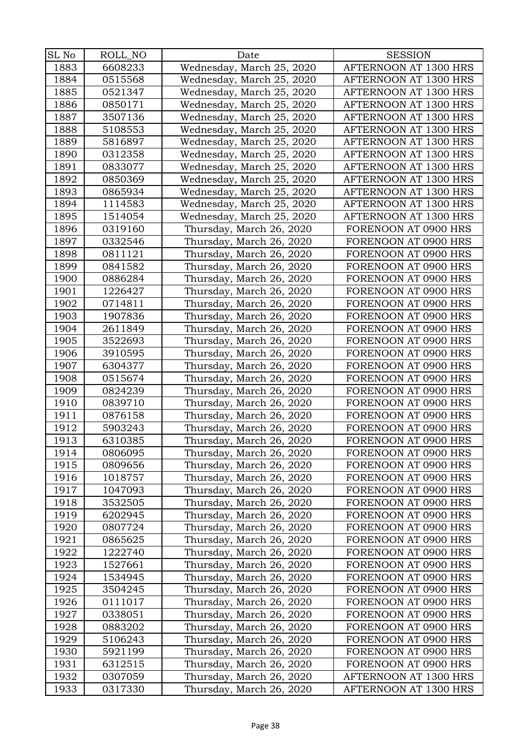| SL No | ROLL_NO | Date | SESSION |
|---|---|---|---|
| 1883 | 6608233 | Wednesday, March 25, 2020 | AFTERNOON AT 1300 HRS |
| 1884 | 0515568 | Wednesday, March 25, 2020 | AFTERNOON AT 1300 HRS |
| 1885 | 0521347 | Wednesday, March 25, 2020 | AFTERNOON AT 1300 HRS |
| 1886 | 0850171 | Wednesday, March 25, 2020 | AFTERNOON AT 1300 HRS |
| 1887 | 3507136 | Wednesday, March 25, 2020 | AFTERNOON AT 1300 HRS |
| 1888 | 5108553 | Wednesday, March 25, 2020 | AFTERNOON AT 1300 HRS |
| 1889 | 5816897 | Wednesday, March 25, 2020 | AFTERNOON AT 1300 HRS |
| 1890 | 0312358 | Wednesday, March 25, 2020 | AFTERNOON AT 1300 HRS |
| 1891 | 0833077 | Wednesday, March 25, 2020 | AFTERNOON AT 1300 HRS |
| 1892 | 0850369 | Wednesday, March 25, 2020 | AFTERNOON AT 1300 HRS |
| 1893 | 0865934 | Wednesday, March 25, 2020 | AFTERNOON AT 1300 HRS |
| 1894 | 1114583 | Wednesday, March 25, 2020 | AFTERNOON AT 1300 HRS |
| 1895 | 1514054 | Wednesday, March 25, 2020 | AFTERNOON AT 1300 HRS |
| 1896 | 0319160 | Thursday, March 26, 2020 | FORENOON AT 0900 HRS |
| 1897 | 0332546 | Thursday, March 26, 2020 | FORENOON AT 0900 HRS |
| 1898 | 0811121 | Thursday, March 26, 2020 | FORENOON AT 0900 HRS |
| 1899 | 0841582 | Thursday, March 26, 2020 | FORENOON AT 0900 HRS |
| 1900 | 0886284 | Thursday, March 26, 2020 | FORENOON AT 0900 HRS |
| 1901 | 1226427 | Thursday, March 26, 2020 | FORENOON AT 0900 HRS |
| 1902 | 0714811 | Thursday, March 26, 2020 | FORENOON AT 0900 HRS |
| 1903 | 1907836 | Thursday, March 26, 2020 | FORENOON AT 0900 HRS |
| 1904 | 2611849 | Thursday, March 26, 2020 | FORENOON AT 0900 HRS |
| 1905 | 3522693 | Thursday, March 26, 2020 | FORENOON AT 0900 HRS |
| 1906 | 3910595 | Thursday, March 26, 2020 | FORENOON AT 0900 HRS |
| 1907 | 6304377 | Thursday, March 26, 2020 | FORENOON AT 0900 HRS |
| 1908 | 0515674 | Thursday, March 26, 2020 | FORENOON AT 0900 HRS |
| 1909 | 0824239 | Thursday, March 26, 2020 | FORENOON AT 0900 HRS |
| 1910 | 0839710 | Thursday, March 26, 2020 | FORENOON AT 0900 HRS |
| 1911 | 0876158 | Thursday, March 26, 2020 | FORENOON AT 0900 HRS |
| 1912 | 5903243 | Thursday, March 26, 2020 | FORENOON AT 0900 HRS |
| 1913 | 6310385 | Thursday, March 26, 2020 | FORENOON AT 0900 HRS |
| 1914 | 0806095 | Thursday, March 26, 2020 | FORENOON AT 0900 HRS |
| 1915 | 0809656 | Thursday, March 26, 2020 | FORENOON AT 0900 HRS |
| 1916 | 1018757 | Thursday, March 26, 2020 | FORENOON AT 0900 HRS |
| 1917 | 1047093 | Thursday, March 26, 2020 | FORENOON AT 0900 HRS |
| 1918 | 3532505 | Thursday, March 26, 2020 | FORENOON AT 0900 HRS |
| 1919 | 6202945 | Thursday, March 26, 2020 | FORENOON AT 0900 HRS |
| 1920 | 0807724 | Thursday, March 26, 2020 | FORENOON AT 0900 HRS |
| 1921 | 0865625 | Thursday, March 26, 2020 | FORENOON AT 0900 HRS |
| 1922 | 1222740 | Thursday, March 26, 2020 | FORENOON AT 0900 HRS |
| 1923 | 1527661 | Thursday, March 26, 2020 | FORENOON AT 0900 HRS |
| 1924 | 1534945 | Thursday, March 26, 2020 | FORENOON AT 0900 HRS |
| 1925 | 3504245 | Thursday, March 26, 2020 | FORENOON AT 0900 HRS |
| 1926 | 0111017 | Thursday, March 26, 2020 | FORENOON AT 0900 HRS |
| 1927 | 0338051 | Thursday, March 26, 2020 | FORENOON AT 0900 HRS |
| 1928 | 0883202 | Thursday, March 26, 2020 | FORENOON AT 0900 HRS |
| 1929 | 5106243 | Thursday, March 26, 2020 | FORENOON AT 0900 HRS |
| 1930 | 5921199 | Thursday, March 26, 2020 | FORENOON AT 0900 HRS |
| 1931 | 6312515 | Thursday, March 26, 2020 | FORENOON AT 0900 HRS |
| 1932 | 0307059 | Thursday, March 26, 2020 | AFTERNOON AT 1300 HRS |
| 1933 | 0317330 | Thursday, March 26, 2020 | AFTERNOON AT 1300 HRS |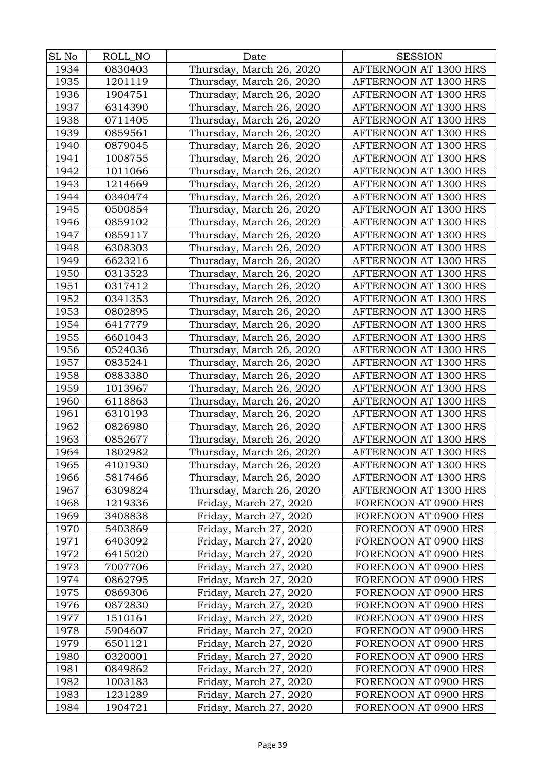| SL No | ROLL_NO | Date | SESSION |
|---|---|---|---|
| 1934 | 0830403 | Thursday, March 26, 2020 | AFTERNOON AT 1300 HRS |
| 1935 | 1201119 | Thursday, March 26, 2020 | AFTERNOON AT 1300 HRS |
| 1936 | 1904751 | Thursday, March 26, 2020 | AFTERNOON AT 1300 HRS |
| 1937 | 6314390 | Thursday, March 26, 2020 | AFTERNOON AT 1300 HRS |
| 1938 | 0711405 | Thursday, March 26, 2020 | AFTERNOON AT 1300 HRS |
| 1939 | 0859561 | Thursday, March 26, 2020 | AFTERNOON AT 1300 HRS |
| 1940 | 0879045 | Thursday, March 26, 2020 | AFTERNOON AT 1300 HRS |
| 1941 | 1008755 | Thursday, March 26, 2020 | AFTERNOON AT 1300 HRS |
| 1942 | 1011066 | Thursday, March 26, 2020 | AFTERNOON AT 1300 HRS |
| 1943 | 1214669 | Thursday, March 26, 2020 | AFTERNOON AT 1300 HRS |
| 1944 | 0340474 | Thursday, March 26, 2020 | AFTERNOON AT 1300 HRS |
| 1945 | 0500854 | Thursday, March 26, 2020 | AFTERNOON AT 1300 HRS |
| 1946 | 0859102 | Thursday, March 26, 2020 | AFTERNOON AT 1300 HRS |
| 1947 | 0859117 | Thursday, March 26, 2020 | AFTERNOON AT 1300 HRS |
| 1948 | 6308303 | Thursday, March 26, 2020 | AFTERNOON AT 1300 HRS |
| 1949 | 6623216 | Thursday, March 26, 2020 | AFTERNOON AT 1300 HRS |
| 1950 | 0313523 | Thursday, March 26, 2020 | AFTERNOON AT 1300 HRS |
| 1951 | 0317412 | Thursday, March 26, 2020 | AFTERNOON AT 1300 HRS |
| 1952 | 0341353 | Thursday, March 26, 2020 | AFTERNOON AT 1300 HRS |
| 1953 | 0802895 | Thursday, March 26, 2020 | AFTERNOON AT 1300 HRS |
| 1954 | 6417779 | Thursday, March 26, 2020 | AFTERNOON AT 1300 HRS |
| 1955 | 6601043 | Thursday, March 26, 2020 | AFTERNOON AT 1300 HRS |
| 1956 | 0524036 | Thursday, March 26, 2020 | AFTERNOON AT 1300 HRS |
| 1957 | 0835241 | Thursday, March 26, 2020 | AFTERNOON AT 1300 HRS |
| 1958 | 0883380 | Thursday, March 26, 2020 | AFTERNOON AT 1300 HRS |
| 1959 | 1013967 | Thursday, March 26, 2020 | AFTERNOON AT 1300 HRS |
| 1960 | 6118863 | Thursday, March 26, 2020 | AFTERNOON AT 1300 HRS |
| 1961 | 6310193 | Thursday, March 26, 2020 | AFTERNOON AT 1300 HRS |
| 1962 | 0826980 | Thursday, March 26, 2020 | AFTERNOON AT 1300 HRS |
| 1963 | 0852677 | Thursday, March 26, 2020 | AFTERNOON AT 1300 HRS |
| 1964 | 1802982 | Thursday, March 26, 2020 | AFTERNOON AT 1300 HRS |
| 1965 | 4101930 | Thursday, March 26, 2020 | AFTERNOON AT 1300 HRS |
| 1966 | 5817466 | Thursday, March 26, 2020 | AFTERNOON AT 1300 HRS |
| 1967 | 6309824 | Thursday, March 26, 2020 | AFTERNOON AT 1300 HRS |
| 1968 | 1219336 | Friday, March 27, 2020 | FORENOON AT 0900 HRS |
| 1969 | 3408838 | Friday, March 27, 2020 | FORENOON AT 0900 HRS |
| 1970 | 5403869 | Friday, March 27, 2020 | FORENOON AT 0900 HRS |
| 1971 | 6403092 | Friday, March 27, 2020 | FORENOON AT 0900 HRS |
| 1972 | 6415020 | Friday, March 27, 2020 | FORENOON AT 0900 HRS |
| 1973 | 7007706 | Friday, March 27, 2020 | FORENOON AT 0900 HRS |
| 1974 | 0862795 | Friday, March 27, 2020 | FORENOON AT 0900 HRS |
| 1975 | 0869306 | Friday, March 27, 2020 | FORENOON AT 0900 HRS |
| 1976 | 0872830 | Friday, March 27, 2020 | FORENOON AT 0900 HRS |
| 1977 | 1510161 | Friday, March 27, 2020 | FORENOON AT 0900 HRS |
| 1978 | 5904607 | Friday, March 27, 2020 | FORENOON AT 0900 HRS |
| 1979 | 6501121 | Friday, March 27, 2020 | FORENOON AT 0900 HRS |
| 1980 | 0320001 | Friday, March 27, 2020 | FORENOON AT 0900 HRS |
| 1981 | 0849862 | Friday, March 27, 2020 | FORENOON AT 0900 HRS |
| 1982 | 1003183 | Friday, March 27, 2020 | FORENOON AT 0900 HRS |
| 1983 | 1231289 | Friday, March 27, 2020 | FORENOON AT 0900 HRS |
| 1984 | 1904721 | Friday, March 27, 2020 | FORENOON AT 0900 HRS |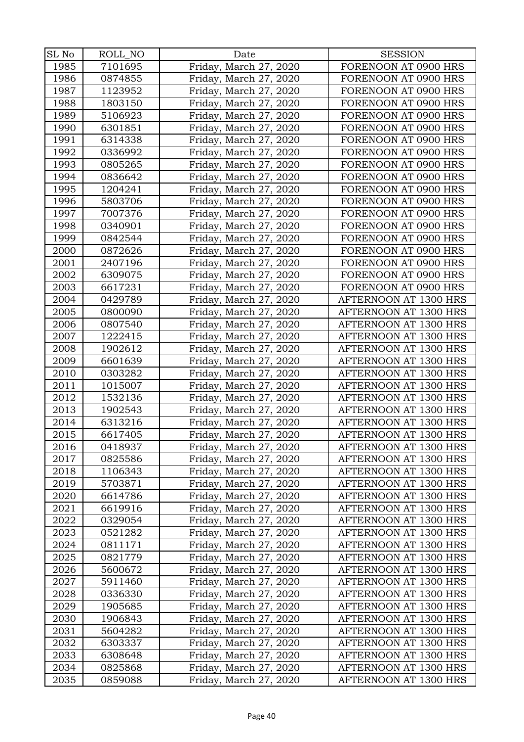| SL No | ROLL_NO | Date | SESSION |
| --- | --- | --- | --- |
| 1985 | 7101695 | Friday, March 27, 2020 | FORENOON AT 0900 HRS |
| 1986 | 0874855 | Friday, March 27, 2020 | FORENOON AT 0900 HRS |
| 1987 | 1123952 | Friday, March 27, 2020 | FORENOON AT 0900 HRS |
| 1988 | 1803150 | Friday, March 27, 2020 | FORENOON AT 0900 HRS |
| 1989 | 5106923 | Friday, March 27, 2020 | FORENOON AT 0900 HRS |
| 1990 | 6301851 | Friday, March 27, 2020 | FORENOON AT 0900 HRS |
| 1991 | 6314338 | Friday, March 27, 2020 | FORENOON AT 0900 HRS |
| 1992 | 0336992 | Friday, March 27, 2020 | FORENOON AT 0900 HRS |
| 1993 | 0805265 | Friday, March 27, 2020 | FORENOON AT 0900 HRS |
| 1994 | 0836642 | Friday, March 27, 2020 | FORENOON AT 0900 HRS |
| 1995 | 1204241 | Friday, March 27, 2020 | FORENOON AT 0900 HRS |
| 1996 | 5803706 | Friday, March 27, 2020 | FORENOON AT 0900 HRS |
| 1997 | 7007376 | Friday, March 27, 2020 | FORENOON AT 0900 HRS |
| 1998 | 0340901 | Friday, March 27, 2020 | FORENOON AT 0900 HRS |
| 1999 | 0842544 | Friday, March 27, 2020 | FORENOON AT 0900 HRS |
| 2000 | 0872626 | Friday, March 27, 2020 | FORENOON AT 0900 HRS |
| 2001 | 2407196 | Friday, March 27, 2020 | FORENOON AT 0900 HRS |
| 2002 | 6309075 | Friday, March 27, 2020 | FORENOON AT 0900 HRS |
| 2003 | 6617231 | Friday, March 27, 2020 | FORENOON AT 0900 HRS |
| 2004 | 0429789 | Friday, March 27, 2020 | AFTERNOON AT 1300 HRS |
| 2005 | 0800090 | Friday, March 27, 2020 | AFTERNOON AT 1300 HRS |
| 2006 | 0807540 | Friday, March 27, 2020 | AFTERNOON AT 1300 HRS |
| 2007 | 1222415 | Friday, March 27, 2020 | AFTERNOON AT 1300 HRS |
| 2008 | 1902612 | Friday, March 27, 2020 | AFTERNOON AT 1300 HRS |
| 2009 | 6601639 | Friday, March 27, 2020 | AFTERNOON AT 1300 HRS |
| 2010 | 0303282 | Friday, March 27, 2020 | AFTERNOON AT 1300 HRS |
| 2011 | 1015007 | Friday, March 27, 2020 | AFTERNOON AT 1300 HRS |
| 2012 | 1532136 | Friday, March 27, 2020 | AFTERNOON AT 1300 HRS |
| 2013 | 1902543 | Friday, March 27, 2020 | AFTERNOON AT 1300 HRS |
| 2014 | 6313216 | Friday, March 27, 2020 | AFTERNOON AT 1300 HRS |
| 2015 | 6617405 | Friday, March 27, 2020 | AFTERNOON AT 1300 HRS |
| 2016 | 0418937 | Friday, March 27, 2020 | AFTERNOON AT 1300 HRS |
| 2017 | 0825586 | Friday, March 27, 2020 | AFTERNOON AT 1300 HRS |
| 2018 | 1106343 | Friday, March 27, 2020 | AFTERNOON AT 1300 HRS |
| 2019 | 5703871 | Friday, March 27, 2020 | AFTERNOON AT 1300 HRS |
| 2020 | 6614786 | Friday, March 27, 2020 | AFTERNOON AT 1300 HRS |
| 2021 | 6619916 | Friday, March 27, 2020 | AFTERNOON AT 1300 HRS |
| 2022 | 0329054 | Friday, March 27, 2020 | AFTERNOON AT 1300 HRS |
| 2023 | 0521282 | Friday, March 27, 2020 | AFTERNOON AT 1300 HRS |
| 2024 | 0811171 | Friday, March 27, 2020 | AFTERNOON AT 1300 HRS |
| 2025 | 0821779 | Friday, March 27, 2020 | AFTERNOON AT 1300 HRS |
| 2026 | 5600672 | Friday, March 27, 2020 | AFTERNOON AT 1300 HRS |
| 2027 | 5911460 | Friday, March 27, 2020 | AFTERNOON AT 1300 HRS |
| 2028 | 0336330 | Friday, March 27, 2020 | AFTERNOON AT 1300 HRS |
| 2029 | 1905685 | Friday, March 27, 2020 | AFTERNOON AT 1300 HRS |
| 2030 | 1906843 | Friday, March 27, 2020 | AFTERNOON AT 1300 HRS |
| 2031 | 5604282 | Friday, March 27, 2020 | AFTERNOON AT 1300 HRS |
| 2032 | 6303337 | Friday, March 27, 2020 | AFTERNOON AT 1300 HRS |
| 2033 | 6308648 | Friday, March 27, 2020 | AFTERNOON AT 1300 HRS |
| 2034 | 0825868 | Friday, March 27, 2020 | AFTERNOON AT 1300 HRS |
| 2035 | 0859088 | Friday, March 27, 2020 | AFTERNOON AT 1300 HRS |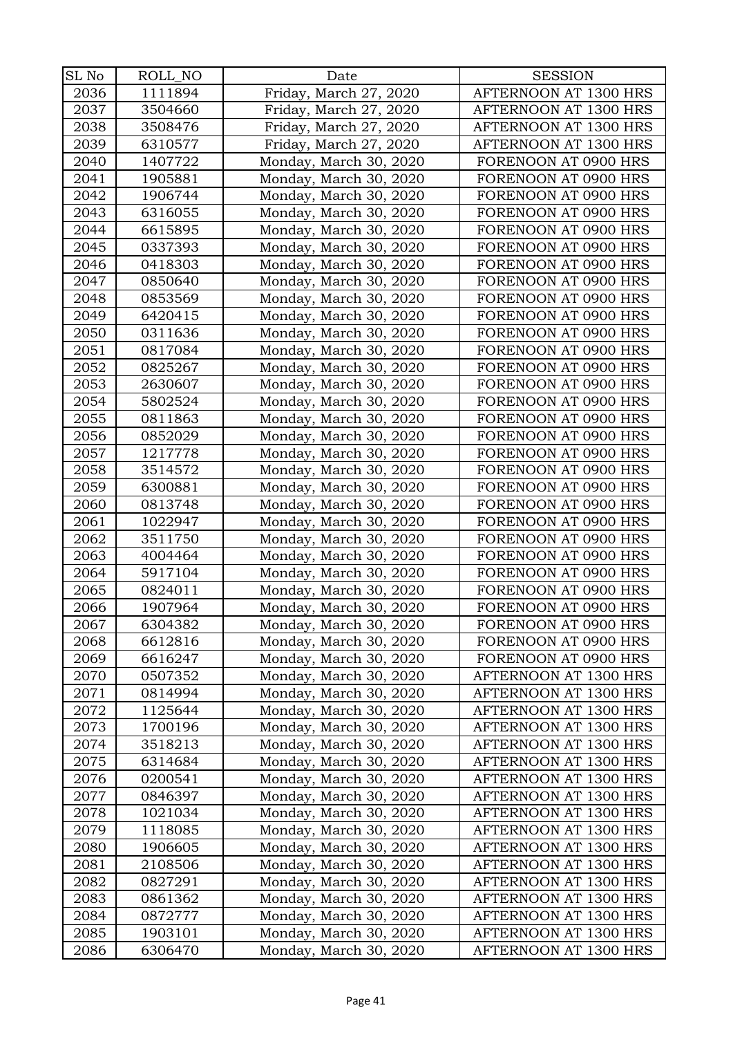| SL No | ROLL_NO | Date | SESSION |
| --- | --- | --- | --- |
| 2036 | 1111894 | Friday, March 27, 2020 | AFTERNOON AT 1300 HRS |
| 2037 | 3504660 | Friday, March 27, 2020 | AFTERNOON AT 1300 HRS |
| 2038 | 3508476 | Friday, March 27, 2020 | AFTERNOON AT 1300 HRS |
| 2039 | 6310577 | Friday, March 27, 2020 | AFTERNOON AT 1300 HRS |
| 2040 | 1407722 | Monday, March 30, 2020 | FORENOON AT 0900 HRS |
| 2041 | 1905881 | Monday, March 30, 2020 | FORENOON AT 0900 HRS |
| 2042 | 1906744 | Monday, March 30, 2020 | FORENOON AT 0900 HRS |
| 2043 | 6316055 | Monday, March 30, 2020 | FORENOON AT 0900 HRS |
| 2044 | 6615895 | Monday, March 30, 2020 | FORENOON AT 0900 HRS |
| 2045 | 0337393 | Monday, March 30, 2020 | FORENOON AT 0900 HRS |
| 2046 | 0418303 | Monday, March 30, 2020 | FORENOON AT 0900 HRS |
| 2047 | 0850640 | Monday, March 30, 2020 | FORENOON AT 0900 HRS |
| 2048 | 0853569 | Monday, March 30, 2020 | FORENOON AT 0900 HRS |
| 2049 | 6420415 | Monday, March 30, 2020 | FORENOON AT 0900 HRS |
| 2050 | 0311636 | Monday, March 30, 2020 | FORENOON AT 0900 HRS |
| 2051 | 0817084 | Monday, March 30, 2020 | FORENOON AT 0900 HRS |
| 2052 | 0825267 | Monday, March 30, 2020 | FORENOON AT 0900 HRS |
| 2053 | 2630607 | Monday, March 30, 2020 | FORENOON AT 0900 HRS |
| 2054 | 5802524 | Monday, March 30, 2020 | FORENOON AT 0900 HRS |
| 2055 | 0811863 | Monday, March 30, 2020 | FORENOON AT 0900 HRS |
| 2056 | 0852029 | Monday, March 30, 2020 | FORENOON AT 0900 HRS |
| 2057 | 1217778 | Monday, March 30, 2020 | FORENOON AT 0900 HRS |
| 2058 | 3514572 | Monday, March 30, 2020 | FORENOON AT 0900 HRS |
| 2059 | 6300881 | Monday, March 30, 2020 | FORENOON AT 0900 HRS |
| 2060 | 0813748 | Monday, March 30, 2020 | FORENOON AT 0900 HRS |
| 2061 | 1022947 | Monday, March 30, 2020 | FORENOON AT 0900 HRS |
| 2062 | 3511750 | Monday, March 30, 2020 | FORENOON AT 0900 HRS |
| 2063 | 4004464 | Monday, March 30, 2020 | FORENOON AT 0900 HRS |
| 2064 | 5917104 | Monday, March 30, 2020 | FORENOON AT 0900 HRS |
| 2065 | 0824011 | Monday, March 30, 2020 | FORENOON AT 0900 HRS |
| 2066 | 1907964 | Monday, March 30, 2020 | FORENOON AT 0900 HRS |
| 2067 | 6304382 | Monday, March 30, 2020 | FORENOON AT 0900 HRS |
| 2068 | 6612816 | Monday, March 30, 2020 | FORENOON AT 0900 HRS |
| 2069 | 6616247 | Monday, March 30, 2020 | FORENOON AT 0900 HRS |
| 2070 | 0507352 | Monday, March 30, 2020 | AFTERNOON AT 1300 HRS |
| 2071 | 0814994 | Monday, March 30, 2020 | AFTERNOON AT 1300 HRS |
| 2072 | 1125644 | Monday, March 30, 2020 | AFTERNOON AT 1300 HRS |
| 2073 | 1700196 | Monday, March 30, 2020 | AFTERNOON AT 1300 HRS |
| 2074 | 3518213 | Monday, March 30, 2020 | AFTERNOON AT 1300 HRS |
| 2075 | 6314684 | Monday, March 30, 2020 | AFTERNOON AT 1300 HRS |
| 2076 | 0200541 | Monday, March 30, 2020 | AFTERNOON AT 1300 HRS |
| 2077 | 0846397 | Monday, March 30, 2020 | AFTERNOON AT 1300 HRS |
| 2078 | 1021034 | Monday, March 30, 2020 | AFTERNOON AT 1300 HRS |
| 2079 | 1118085 | Monday, March 30, 2020 | AFTERNOON AT 1300 HRS |
| 2080 | 1906605 | Monday, March 30, 2020 | AFTERNOON AT 1300 HRS |
| 2081 | 2108506 | Monday, March 30, 2020 | AFTERNOON AT 1300 HRS |
| 2082 | 0827291 | Monday, March 30, 2020 | AFTERNOON AT 1300 HRS |
| 2083 | 0861362 | Monday, March 30, 2020 | AFTERNOON AT 1300 HRS |
| 2084 | 0872777 | Monday, March 30, 2020 | AFTERNOON AT 1300 HRS |
| 2085 | 1903101 | Monday, March 30, 2020 | AFTERNOON AT 1300 HRS |
| 2086 | 6306470 | Monday, March 30, 2020 | AFTERNOON AT 1300 HRS |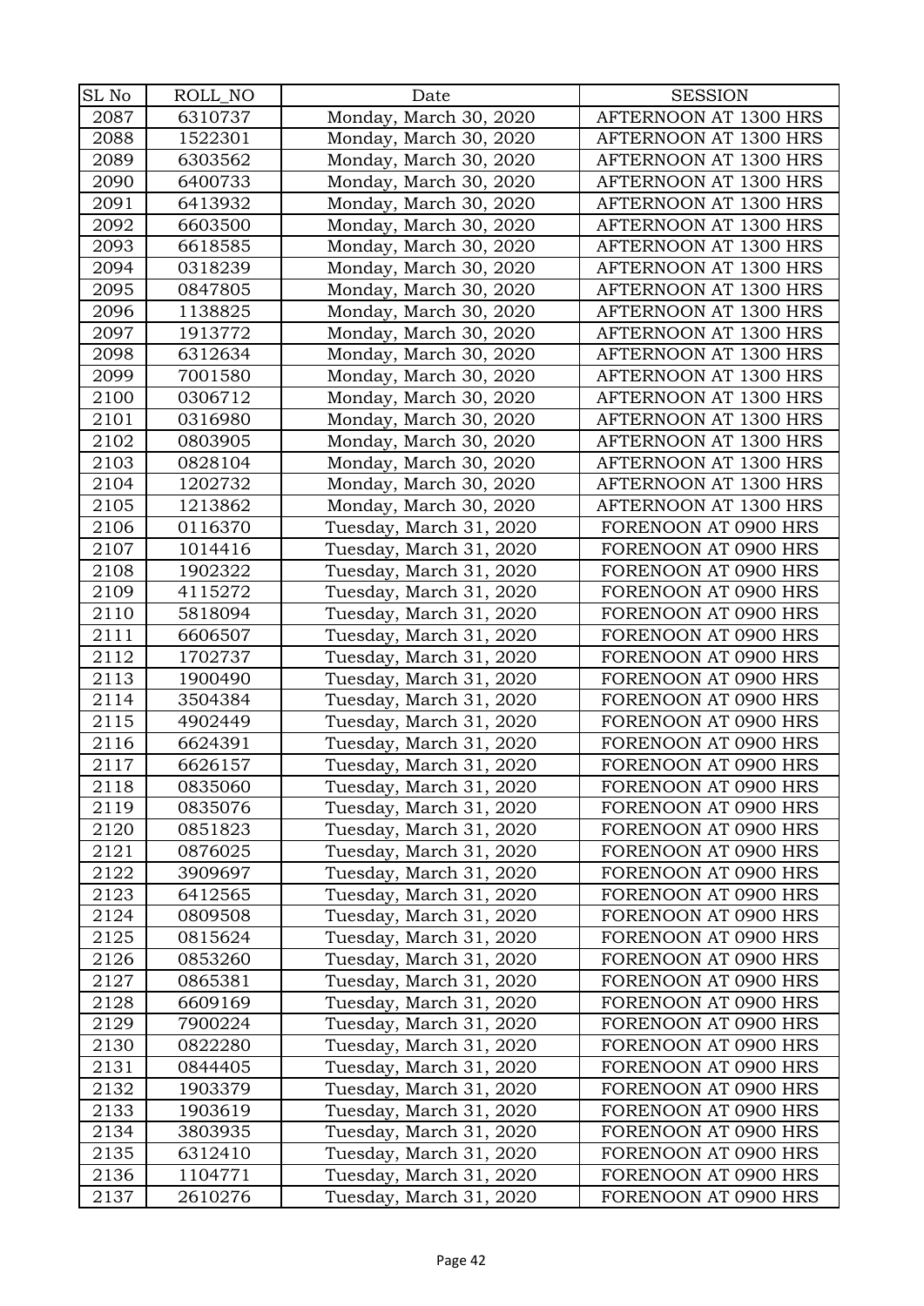| SL No | ROLL_NO | Date | SESSION |
|---|---|---|---|
| 2087 | 6310737 | Monday, March 30, 2020 | AFTERNOON AT 1300 HRS |
| 2088 | 1522301 | Monday, March 30, 2020 | AFTERNOON AT 1300 HRS |
| 2089 | 6303562 | Monday, March 30, 2020 | AFTERNOON AT 1300 HRS |
| 2090 | 6400733 | Monday, March 30, 2020 | AFTERNOON AT 1300 HRS |
| 2091 | 6413932 | Monday, March 30, 2020 | AFTERNOON AT 1300 HRS |
| 2092 | 6603500 | Monday, March 30, 2020 | AFTERNOON AT 1300 HRS |
| 2093 | 6618585 | Monday, March 30, 2020 | AFTERNOON AT 1300 HRS |
| 2094 | 0318239 | Monday, March 30, 2020 | AFTERNOON AT 1300 HRS |
| 2095 | 0847805 | Monday, March 30, 2020 | AFTERNOON AT 1300 HRS |
| 2096 | 1138825 | Monday, March 30, 2020 | AFTERNOON AT 1300 HRS |
| 2097 | 1913772 | Monday, March 30, 2020 | AFTERNOON AT 1300 HRS |
| 2098 | 6312634 | Monday, March 30, 2020 | AFTERNOON AT 1300 HRS |
| 2099 | 7001580 | Monday, March 30, 2020 | AFTERNOON AT 1300 HRS |
| 2100 | 0306712 | Monday, March 30, 2020 | AFTERNOON AT 1300 HRS |
| 2101 | 0316980 | Monday, March 30, 2020 | AFTERNOON AT 1300 HRS |
| 2102 | 0803905 | Monday, March 30, 2020 | AFTERNOON AT 1300 HRS |
| 2103 | 0828104 | Monday, March 30, 2020 | AFTERNOON AT 1300 HRS |
| 2104 | 1202732 | Monday, March 30, 2020 | AFTERNOON AT 1300 HRS |
| 2105 | 1213862 | Monday, March 30, 2020 | AFTERNOON AT 1300 HRS |
| 2106 | 0116370 | Tuesday, March 31, 2020 | FORENOON AT 0900 HRS |
| 2107 | 1014416 | Tuesday, March 31, 2020 | FORENOON AT 0900 HRS |
| 2108 | 1902322 | Tuesday, March 31, 2020 | FORENOON AT 0900 HRS |
| 2109 | 4115272 | Tuesday, March 31, 2020 | FORENOON AT 0900 HRS |
| 2110 | 5818094 | Tuesday, March 31, 2020 | FORENOON AT 0900 HRS |
| 2111 | 6606507 | Tuesday, March 31, 2020 | FORENOON AT 0900 HRS |
| 2112 | 1702737 | Tuesday, March 31, 2020 | FORENOON AT 0900 HRS |
| 2113 | 1900490 | Tuesday, March 31, 2020 | FORENOON AT 0900 HRS |
| 2114 | 3504384 | Tuesday, March 31, 2020 | FORENOON AT 0900 HRS |
| 2115 | 4902449 | Tuesday, March 31, 2020 | FORENOON AT 0900 HRS |
| 2116 | 6624391 | Tuesday, March 31, 2020 | FORENOON AT 0900 HRS |
| 2117 | 6626157 | Tuesday, March 31, 2020 | FORENOON AT 0900 HRS |
| 2118 | 0835060 | Tuesday, March 31, 2020 | FORENOON AT 0900 HRS |
| 2119 | 0835076 | Tuesday, March 31, 2020 | FORENOON AT 0900 HRS |
| 2120 | 0851823 | Tuesday, March 31, 2020 | FORENOON AT 0900 HRS |
| 2121 | 0876025 | Tuesday, March 31, 2020 | FORENOON AT 0900 HRS |
| 2122 | 3909697 | Tuesday, March 31, 2020 | FORENOON AT 0900 HRS |
| 2123 | 6412565 | Tuesday, March 31, 2020 | FORENOON AT 0900 HRS |
| 2124 | 0809508 | Tuesday, March 31, 2020 | FORENOON AT 0900 HRS |
| 2125 | 0815624 | Tuesday, March 31, 2020 | FORENOON AT 0900 HRS |
| 2126 | 0853260 | Tuesday, March 31, 2020 | FORENOON AT 0900 HRS |
| 2127 | 0865381 | Tuesday, March 31, 2020 | FORENOON AT 0900 HRS |
| 2128 | 6609169 | Tuesday, March 31, 2020 | FORENOON AT 0900 HRS |
| 2129 | 7900224 | Tuesday, March 31, 2020 | FORENOON AT 0900 HRS |
| 2130 | 0822280 | Tuesday, March 31, 2020 | FORENOON AT 0900 HRS |
| 2131 | 0844405 | Tuesday, March 31, 2020 | FORENOON AT 0900 HRS |
| 2132 | 1903379 | Tuesday, March 31, 2020 | FORENOON AT 0900 HRS |
| 2133 | 1903619 | Tuesday, March 31, 2020 | FORENOON AT 0900 HRS |
| 2134 | 3803935 | Tuesday, March 31, 2020 | FORENOON AT 0900 HRS |
| 2135 | 6312410 | Tuesday, March 31, 2020 | FORENOON AT 0900 HRS |
| 2136 | 1104771 | Tuesday, March 31, 2020 | FORENOON AT 0900 HRS |
| 2137 | 2610276 | Tuesday, March 31, 2020 | FORENOON AT 0900 HRS |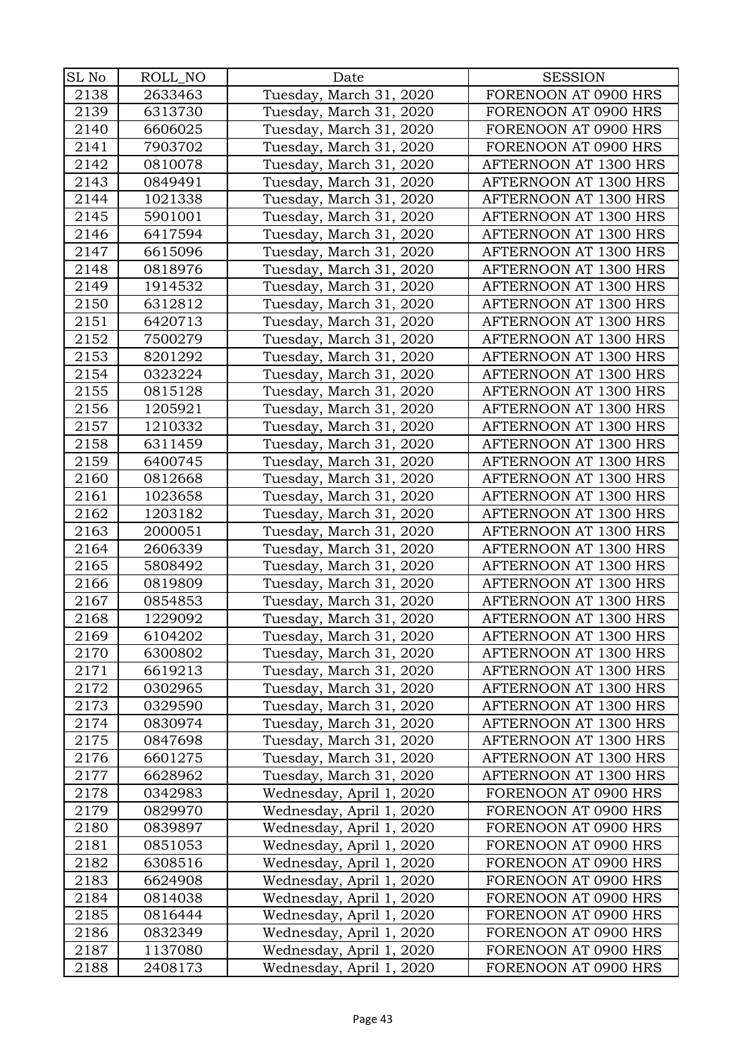| SL No | ROLL_NO | Date | SESSION |
|---|---|---|---|
| 2138 | 2633463 | Tuesday, March 31, 2020 | FORENOON AT 0900 HRS |
| 2139 | 6313730 | Tuesday, March 31, 2020 | FORENOON AT 0900 HRS |
| 2140 | 6606025 | Tuesday, March 31, 2020 | FORENOON AT 0900 HRS |
| 2141 | 7903702 | Tuesday, March 31, 2020 | FORENOON AT 0900 HRS |
| 2142 | 0810078 | Tuesday, March 31, 2020 | AFTERNOON AT 1300 HRS |
| 2143 | 0849491 | Tuesday, March 31, 2020 | AFTERNOON AT 1300 HRS |
| 2144 | 1021338 | Tuesday, March 31, 2020 | AFTERNOON AT 1300 HRS |
| 2145 | 5901001 | Tuesday, March 31, 2020 | AFTERNOON AT 1300 HRS |
| 2146 | 6417594 | Tuesday, March 31, 2020 | AFTERNOON AT 1300 HRS |
| 2147 | 6615096 | Tuesday, March 31, 2020 | AFTERNOON AT 1300 HRS |
| 2148 | 0818976 | Tuesday, March 31, 2020 | AFTERNOON AT 1300 HRS |
| 2149 | 1914532 | Tuesday, March 31, 2020 | AFTERNOON AT 1300 HRS |
| 2150 | 6312812 | Tuesday, March 31, 2020 | AFTERNOON AT 1300 HRS |
| 2151 | 6420713 | Tuesday, March 31, 2020 | AFTERNOON AT 1300 HRS |
| 2152 | 7500279 | Tuesday, March 31, 2020 | AFTERNOON AT 1300 HRS |
| 2153 | 8201292 | Tuesday, March 31, 2020 | AFTERNOON AT 1300 HRS |
| 2154 | 0323224 | Tuesday, March 31, 2020 | AFTERNOON AT 1300 HRS |
| 2155 | 0815128 | Tuesday, March 31, 2020 | AFTERNOON AT 1300 HRS |
| 2156 | 1205921 | Tuesday, March 31, 2020 | AFTERNOON AT 1300 HRS |
| 2157 | 1210332 | Tuesday, March 31, 2020 | AFTERNOON AT 1300 HRS |
| 2158 | 6311459 | Tuesday, March 31, 2020 | AFTERNOON AT 1300 HRS |
| 2159 | 6400745 | Tuesday, March 31, 2020 | AFTERNOON AT 1300 HRS |
| 2160 | 0812668 | Tuesday, March 31, 2020 | AFTERNOON AT 1300 HRS |
| 2161 | 1023658 | Tuesday, March 31, 2020 | AFTERNOON AT 1300 HRS |
| 2162 | 1203182 | Tuesday, March 31, 2020 | AFTERNOON AT 1300 HRS |
| 2163 | 2000051 | Tuesday, March 31, 2020 | AFTERNOON AT 1300 HRS |
| 2164 | 2606339 | Tuesday, March 31, 2020 | AFTERNOON AT 1300 HRS |
| 2165 | 5808492 | Tuesday, March 31, 2020 | AFTERNOON AT 1300 HRS |
| 2166 | 0819809 | Tuesday, March 31, 2020 | AFTERNOON AT 1300 HRS |
| 2167 | 0854853 | Tuesday, March 31, 2020 | AFTERNOON AT 1300 HRS |
| 2168 | 1229092 | Tuesday, March 31, 2020 | AFTERNOON AT 1300 HRS |
| 2169 | 6104202 | Tuesday, March 31, 2020 | AFTERNOON AT 1300 HRS |
| 2170 | 6300802 | Tuesday, March 31, 2020 | AFTERNOON AT 1300 HRS |
| 2171 | 6619213 | Tuesday, March 31, 2020 | AFTERNOON AT 1300 HRS |
| 2172 | 0302965 | Tuesday, March 31, 2020 | AFTERNOON AT 1300 HRS |
| 2173 | 0329590 | Tuesday, March 31, 2020 | AFTERNOON AT 1300 HRS |
| 2174 | 0830974 | Tuesday, March 31, 2020 | AFTERNOON AT 1300 HRS |
| 2175 | 0847698 | Tuesday, March 31, 2020 | AFTERNOON AT 1300 HRS |
| 2176 | 6601275 | Tuesday, March 31, 2020 | AFTERNOON AT 1300 HRS |
| 2177 | 6628962 | Tuesday, March 31, 2020 | AFTERNOON AT 1300 HRS |
| 2178 | 0342983 | Wednesday, April 1, 2020 | FORENOON AT 0900 HRS |
| 2179 | 0829970 | Wednesday, April 1, 2020 | FORENOON AT 0900 HRS |
| 2180 | 0839897 | Wednesday, April 1, 2020 | FORENOON AT 0900 HRS |
| 2181 | 0851053 | Wednesday, April 1, 2020 | FORENOON AT 0900 HRS |
| 2182 | 6308516 | Wednesday, April 1, 2020 | FORENOON AT 0900 HRS |
| 2183 | 6624908 | Wednesday, April 1, 2020 | FORENOON AT 0900 HRS |
| 2184 | 0814038 | Wednesday, April 1, 2020 | FORENOON AT 0900 HRS |
| 2185 | 0816444 | Wednesday, April 1, 2020 | FORENOON AT 0900 HRS |
| 2186 | 0832349 | Wednesday, April 1, 2020 | FORENOON AT 0900 HRS |
| 2187 | 1137080 | Wednesday, April 1, 2020 | FORENOON AT 0900 HRS |
| 2188 | 2408173 | Wednesday, April 1, 2020 | FORENOON AT 0900 HRS |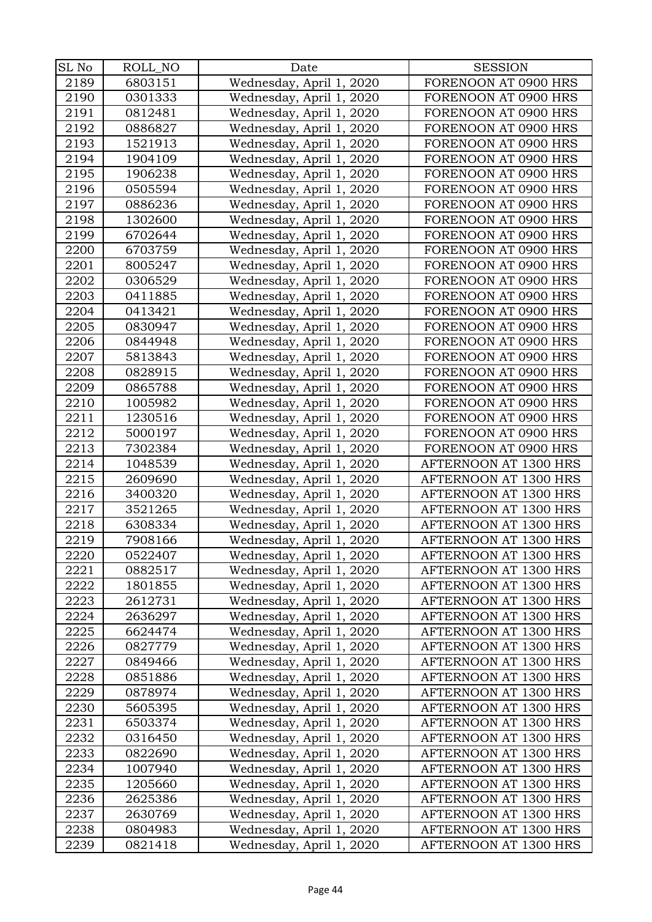| SL No | ROLL_NO | Date | SESSION |
| --- | --- | --- | --- |
| 2189 | 6803151 | Wednesday, April 1, 2020 | FORENOON AT 0900 HRS |
| 2190 | 0301333 | Wednesday, April 1, 2020 | FORENOON AT 0900 HRS |
| 2191 | 0812481 | Wednesday, April 1, 2020 | FORENOON AT 0900 HRS |
| 2192 | 0886827 | Wednesday, April 1, 2020 | FORENOON AT 0900 HRS |
| 2193 | 1521913 | Wednesday, April 1, 2020 | FORENOON AT 0900 HRS |
| 2194 | 1904109 | Wednesday, April 1, 2020 | FORENOON AT 0900 HRS |
| 2195 | 1906238 | Wednesday, April 1, 2020 | FORENOON AT 0900 HRS |
| 2196 | 0505594 | Wednesday, April 1, 2020 | FORENOON AT 0900 HRS |
| 2197 | 0886236 | Wednesday, April 1, 2020 | FORENOON AT 0900 HRS |
| 2198 | 1302600 | Wednesday, April 1, 2020 | FORENOON AT 0900 HRS |
| 2199 | 6702644 | Wednesday, April 1, 2020 | FORENOON AT 0900 HRS |
| 2200 | 6703759 | Wednesday, April 1, 2020 | FORENOON AT 0900 HRS |
| 2201 | 8005247 | Wednesday, April 1, 2020 | FORENOON AT 0900 HRS |
| 2202 | 0306529 | Wednesday, April 1, 2020 | FORENOON AT 0900 HRS |
| 2203 | 0411885 | Wednesday, April 1, 2020 | FORENOON AT 0900 HRS |
| 2204 | 0413421 | Wednesday, April 1, 2020 | FORENOON AT 0900 HRS |
| 2205 | 0830947 | Wednesday, April 1, 2020 | FORENOON AT 0900 HRS |
| 2206 | 0844948 | Wednesday, April 1, 2020 | FORENOON AT 0900 HRS |
| 2207 | 5813843 | Wednesday, April 1, 2020 | FORENOON AT 0900 HRS |
| 2208 | 0828915 | Wednesday, April 1, 2020 | FORENOON AT 0900 HRS |
| 2209 | 0865788 | Wednesday, April 1, 2020 | FORENOON AT 0900 HRS |
| 2210 | 1005982 | Wednesday, April 1, 2020 | FORENOON AT 0900 HRS |
| 2211 | 1230516 | Wednesday, April 1, 2020 | FORENOON AT 0900 HRS |
| 2212 | 5000197 | Wednesday, April 1, 2020 | FORENOON AT 0900 HRS |
| 2213 | 7302384 | Wednesday, April 1, 2020 | FORENOON AT 0900 HRS |
| 2214 | 1048539 | Wednesday, April 1, 2020 | AFTERNOON AT 1300 HRS |
| 2215 | 2609690 | Wednesday, April 1, 2020 | AFTERNOON AT 1300 HRS |
| 2216 | 3400320 | Wednesday, April 1, 2020 | AFTERNOON AT 1300 HRS |
| 2217 | 3521265 | Wednesday, April 1, 2020 | AFTERNOON AT 1300 HRS |
| 2218 | 6308334 | Wednesday, April 1, 2020 | AFTERNOON AT 1300 HRS |
| 2219 | 7908166 | Wednesday, April 1, 2020 | AFTERNOON AT 1300 HRS |
| 2220 | 0522407 | Wednesday, April 1, 2020 | AFTERNOON AT 1300 HRS |
| 2221 | 0882517 | Wednesday, April 1, 2020 | AFTERNOON AT 1300 HRS |
| 2222 | 1801855 | Wednesday, April 1, 2020 | AFTERNOON AT 1300 HRS |
| 2223 | 2612731 | Wednesday, April 1, 2020 | AFTERNOON AT 1300 HRS |
| 2224 | 2636297 | Wednesday, April 1, 2020 | AFTERNOON AT 1300 HRS |
| 2225 | 6624474 | Wednesday, April 1, 2020 | AFTERNOON AT 1300 HRS |
| 2226 | 0827779 | Wednesday, April 1, 2020 | AFTERNOON AT 1300 HRS |
| 2227 | 0849466 | Wednesday, April 1, 2020 | AFTERNOON AT 1300 HRS |
| 2228 | 0851886 | Wednesday, April 1, 2020 | AFTERNOON AT 1300 HRS |
| 2229 | 0878974 | Wednesday, April 1, 2020 | AFTERNOON AT 1300 HRS |
| 2230 | 5605395 | Wednesday, April 1, 2020 | AFTERNOON AT 1300 HRS |
| 2231 | 6503374 | Wednesday, April 1, 2020 | AFTERNOON AT 1300 HRS |
| 2232 | 0316450 | Wednesday, April 1, 2020 | AFTERNOON AT 1300 HRS |
| 2233 | 0822690 | Wednesday, April 1, 2020 | AFTERNOON AT 1300 HRS |
| 2234 | 1007940 | Wednesday, April 1, 2020 | AFTERNOON AT 1300 HRS |
| 2235 | 1205660 | Wednesday, April 1, 2020 | AFTERNOON AT 1300 HRS |
| 2236 | 2625386 | Wednesday, April 1, 2020 | AFTERNOON AT 1300 HRS |
| 2237 | 2630769 | Wednesday, April 1, 2020 | AFTERNOON AT 1300 HRS |
| 2238 | 0804983 | Wednesday, April 1, 2020 | AFTERNOON AT 1300 HRS |
| 2239 | 0821418 | Wednesday, April 1, 2020 | AFTERNOON AT 1300 HRS |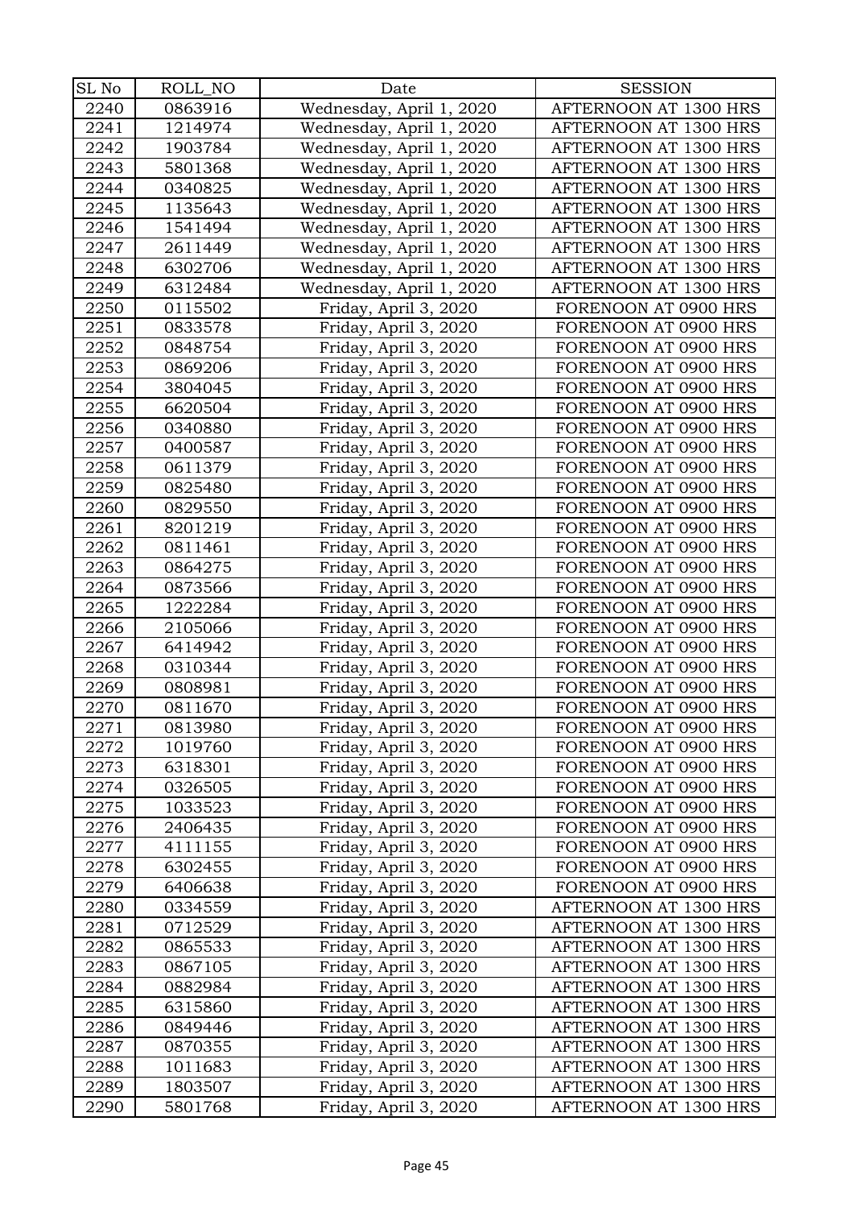| SL No | ROLL_NO | Date | SESSION |
| --- | --- | --- | --- |
| 2240 | 0863916 | Wednesday, April 1, 2020 | AFTERNOON AT 1300 HRS |
| 2241 | 1214974 | Wednesday, April 1, 2020 | AFTERNOON AT 1300 HRS |
| 2242 | 1903784 | Wednesday, April 1, 2020 | AFTERNOON AT 1300 HRS |
| 2243 | 5801368 | Wednesday, April 1, 2020 | AFTERNOON AT 1300 HRS |
| 2244 | 0340825 | Wednesday, April 1, 2020 | AFTERNOON AT 1300 HRS |
| 2245 | 1135643 | Wednesday, April 1, 2020 | AFTERNOON AT 1300 HRS |
| 2246 | 1541494 | Wednesday, April 1, 2020 | AFTERNOON AT 1300 HRS |
| 2247 | 2611449 | Wednesday, April 1, 2020 | AFTERNOON AT 1300 HRS |
| 2248 | 6302706 | Wednesday, April 1, 2020 | AFTERNOON AT 1300 HRS |
| 2249 | 6312484 | Wednesday, April 1, 2020 | AFTERNOON AT 1300 HRS |
| 2250 | 0115502 | Friday, April 3, 2020 | FORENOON AT 0900 HRS |
| 2251 | 0833578 | Friday, April 3, 2020 | FORENOON AT 0900 HRS |
| 2252 | 0848754 | Friday, April 3, 2020 | FORENOON AT 0900 HRS |
| 2253 | 0869206 | Friday, April 3, 2020 | FORENOON AT 0900 HRS |
| 2254 | 3804045 | Friday, April 3, 2020 | FORENOON AT 0900 HRS |
| 2255 | 6620504 | Friday, April 3, 2020 | FORENOON AT 0900 HRS |
| 2256 | 0340880 | Friday, April 3, 2020 | FORENOON AT 0900 HRS |
| 2257 | 0400587 | Friday, April 3, 2020 | FORENOON AT 0900 HRS |
| 2258 | 0611379 | Friday, April 3, 2020 | FORENOON AT 0900 HRS |
| 2259 | 0825480 | Friday, April 3, 2020 | FORENOON AT 0900 HRS |
| 2260 | 0829550 | Friday, April 3, 2020 | FORENOON AT 0900 HRS |
| 2261 | 8201219 | Friday, April 3, 2020 | FORENOON AT 0900 HRS |
| 2262 | 0811461 | Friday, April 3, 2020 | FORENOON AT 0900 HRS |
| 2263 | 0864275 | Friday, April 3, 2020 | FORENOON AT 0900 HRS |
| 2264 | 0873566 | Friday, April 3, 2020 | FORENOON AT 0900 HRS |
| 2265 | 1222284 | Friday, April 3, 2020 | FORENOON AT 0900 HRS |
| 2266 | 2105066 | Friday, April 3, 2020 | FORENOON AT 0900 HRS |
| 2267 | 6414942 | Friday, April 3, 2020 | FORENOON AT 0900 HRS |
| 2268 | 0310344 | Friday, April 3, 2020 | FORENOON AT 0900 HRS |
| 2269 | 0808981 | Friday, April 3, 2020 | FORENOON AT 0900 HRS |
| 2270 | 0811670 | Friday, April 3, 2020 | FORENOON AT 0900 HRS |
| 2271 | 0813980 | Friday, April 3, 2020 | FORENOON AT 0900 HRS |
| 2272 | 1019760 | Friday, April 3, 2020 | FORENOON AT 0900 HRS |
| 2273 | 6318301 | Friday, April 3, 2020 | FORENOON AT 0900 HRS |
| 2274 | 0326505 | Friday, April 3, 2020 | FORENOON AT 0900 HRS |
| 2275 | 1033523 | Friday, April 3, 2020 | FORENOON AT 0900 HRS |
| 2276 | 2406435 | Friday, April 3, 2020 | FORENOON AT 0900 HRS |
| 2277 | 4111155 | Friday, April 3, 2020 | FORENOON AT 0900 HRS |
| 2278 | 6302455 | Friday, April 3, 2020 | FORENOON AT 0900 HRS |
| 2279 | 6406638 | Friday, April 3, 2020 | FORENOON AT 0900 HRS |
| 2280 | 0334559 | Friday, April 3, 2020 | AFTERNOON AT 1300 HRS |
| 2281 | 0712529 | Friday, April 3, 2020 | AFTERNOON AT 1300 HRS |
| 2282 | 0865533 | Friday, April 3, 2020 | AFTERNOON AT 1300 HRS |
| 2283 | 0867105 | Friday, April 3, 2020 | AFTERNOON AT 1300 HRS |
| 2284 | 0882984 | Friday, April 3, 2020 | AFTERNOON AT 1300 HRS |
| 2285 | 6315860 | Friday, April 3, 2020 | AFTERNOON AT 1300 HRS |
| 2286 | 0849446 | Friday, April 3, 2020 | AFTERNOON AT 1300 HRS |
| 2287 | 0870355 | Friday, April 3, 2020 | AFTERNOON AT 1300 HRS |
| 2288 | 1011683 | Friday, April 3, 2020 | AFTERNOON AT 1300 HRS |
| 2289 | 1803507 | Friday, April 3, 2020 | AFTERNOON AT 1300 HRS |
| 2290 | 5801768 | Friday, April 3, 2020 | AFTERNOON AT 1300 HRS |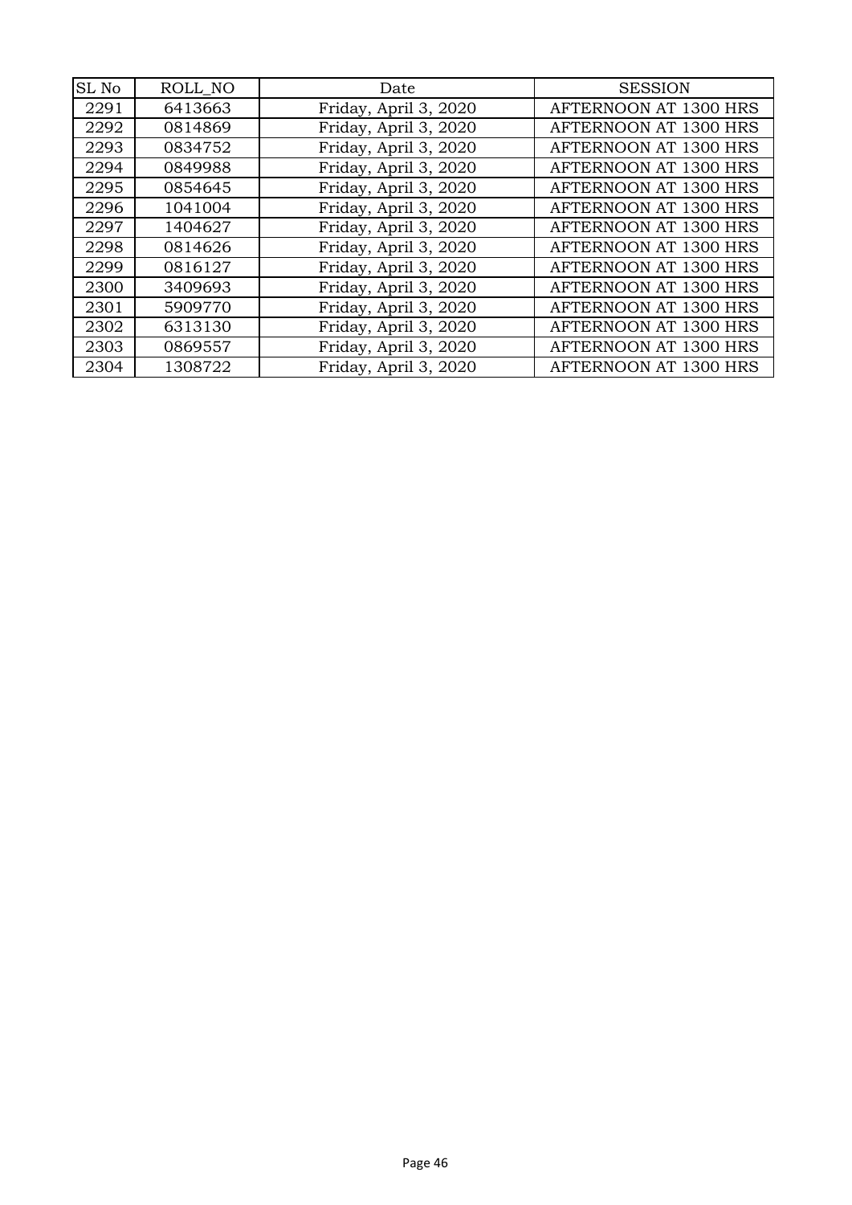| SL No | ROLL_NO | Date | SESSION |
|---|---|---|---|
| 2291 | 6413663 | Friday, April 3, 2020 | AFTERNOON AT 1300 HRS |
| 2292 | 0814869 | Friday, April 3, 2020 | AFTERNOON AT 1300 HRS |
| 2293 | 0834752 | Friday, April 3, 2020 | AFTERNOON AT 1300 HRS |
| 2294 | 0849988 | Friday, April 3, 2020 | AFTERNOON AT 1300 HRS |
| 2295 | 0854645 | Friday, April 3, 2020 | AFTERNOON AT 1300 HRS |
| 2296 | 1041004 | Friday, April 3, 2020 | AFTERNOON AT 1300 HRS |
| 2297 | 1404627 | Friday, April 3, 2020 | AFTERNOON AT 1300 HRS |
| 2298 | 0814626 | Friday, April 3, 2020 | AFTERNOON AT 1300 HRS |
| 2299 | 0816127 | Friday, April 3, 2020 | AFTERNOON AT 1300 HRS |
| 2300 | 3409693 | Friday, April 3, 2020 | AFTERNOON AT 1300 HRS |
| 2301 | 5909770 | Friday, April 3, 2020 | AFTERNOON AT 1300 HRS |
| 2302 | 6313130 | Friday, April 3, 2020 | AFTERNOON AT 1300 HRS |
| 2303 | 0869557 | Friday, April 3, 2020 | AFTERNOON AT 1300 HRS |
| 2304 | 1308722 | Friday, April 3, 2020 | AFTERNOON AT 1300 HRS |